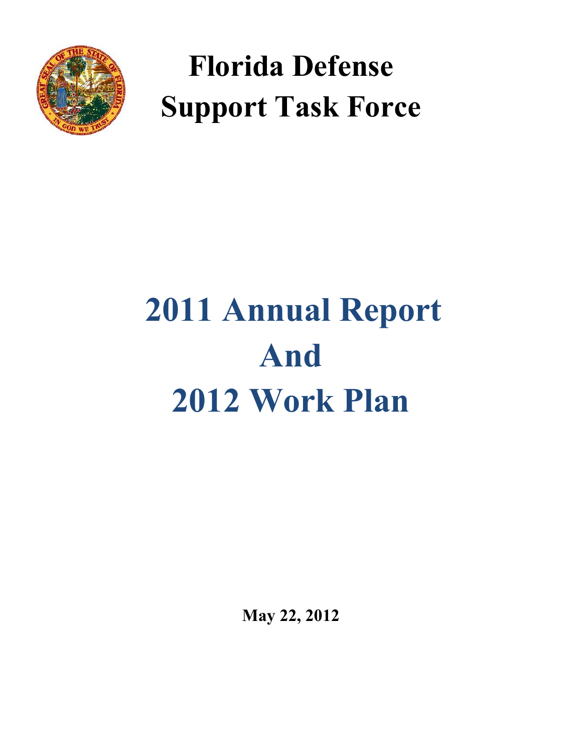# Florida Defense Support Task Force

# 2011 Annual Report And 2012 Work Plan

**May 22, 2012**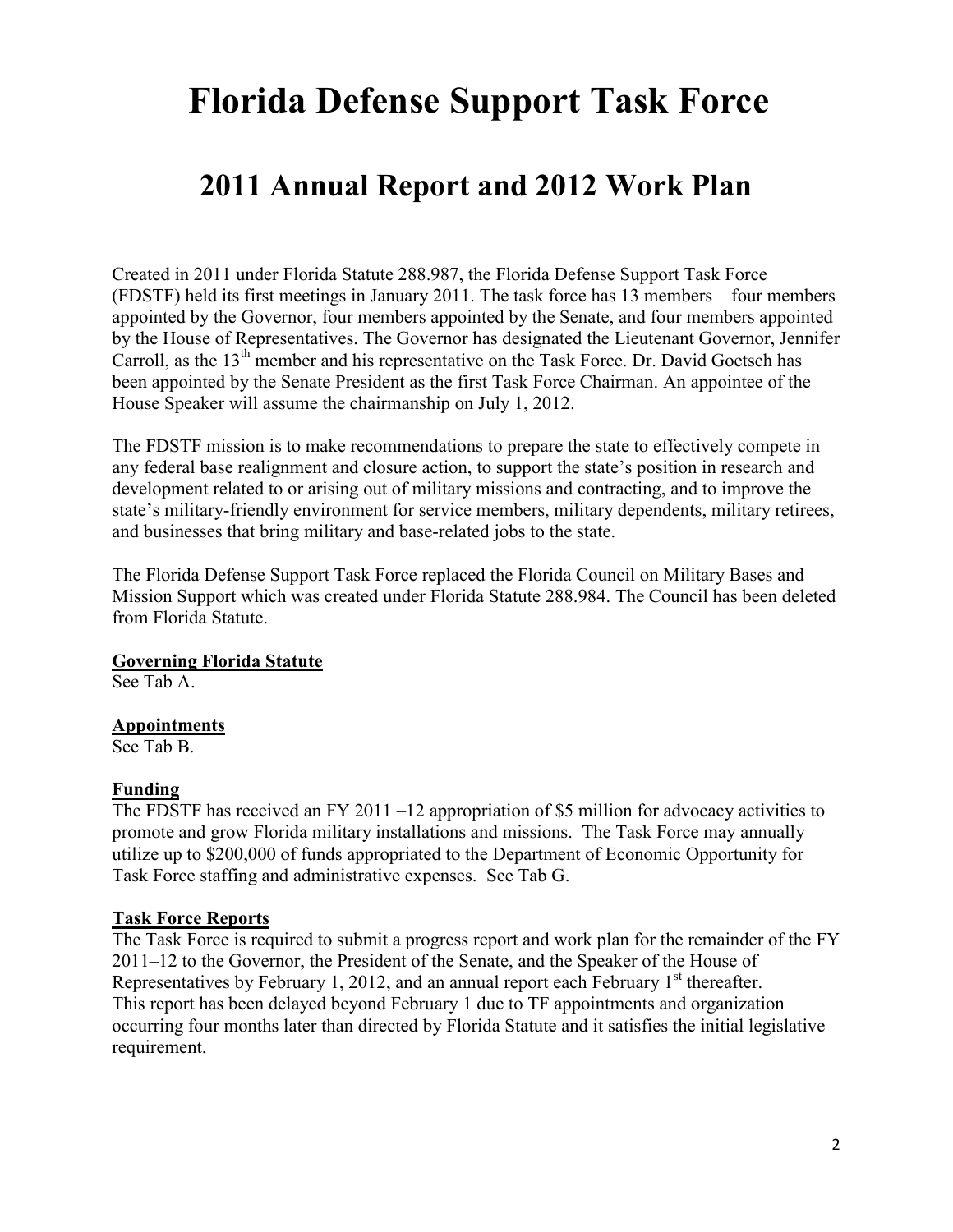# Florida Defense Support Task Force

## 2011 Annual Report and 2012 Work Plan

Created in 2011 under Florida Statute 288.987, the Florida Defense Support Task Force (FDSTF) held its first meetings in January 2011. The task force has 13 members – four members appointed by the Governor, four members appointed by the Senate, and four members appointed by the House of Representatives. The Governor has designated the Lieutenant Governor, Jennifer Carroll, as the 13th member and his representative on the Task Force. Dr. David Goetsch has been appointed by the Senate President as the first Task Force Chairman. An appointee of the House Speaker will assume the chairmanship on July 1, 2012.

The FDSTF mission is to make recommendations to prepare the state to effectively compete in any federal base realignment and closure action, to support the state's position in research and development related to or arising out of military missions and contracting, and to improve the state's military-friendly environment for service members, military dependents, military retirees, and businesses that bring military and base-related jobs to the state.

The Florida Defense Support Task Force replaced the Florida Council on Military Bases and Mission Support which was created under Florida Statute 288.984. The Council has been deleted from Florida Statute.

**Governing Florida Statute**

See Tab A.

**Appointments**

See Tab B.

**Funding**

The FDSTF has received an FY 2011 –12 appropriation of $5 million for advocacy activities to promote and grow Florida military installations and missions. The Task Force may annually utilize up to $200,000 of funds appropriated to the Department of Economic Opportunity for Task Force staffing and administrative expenses. See Tab G.

**Task Force Reports**

The Task Force is required to submit a progress report and work plan for the remainder of the FY 2011–12 to the Governor, the President of the Senate, and the Speaker of the House of Representatives by February 1, 2012, and an annual report each February 1st thereafter. This report has been delayed beyond February 1 due to TF appointments and organization occurring four months later than directed by Florida Statute and it satisfies the initial legislative requirement.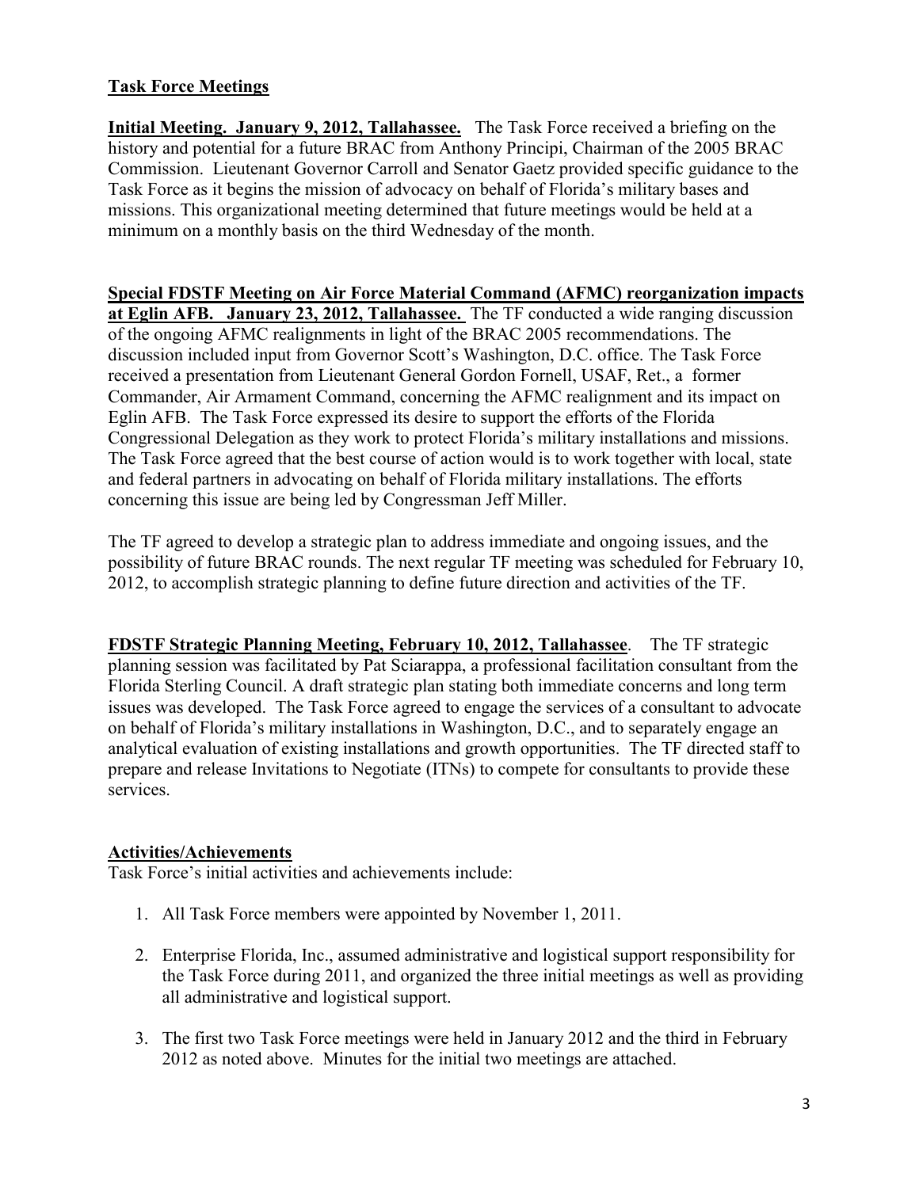## Task Force Meetings

**Initial Meeting. January 9, 2012, Tallahassee.** The Task Force received a briefing on the history and potential for a future BRAC from Anthony Principi, Chairman of the 2005 BRAC Commission. Lieutenant Governor Carroll and Senator Gaetz provided specific guidance to the Task Force as it begins the mission of advocacy on behalf of Florida's military bases and missions. This organizational meeting determined that future meetings would be held at a minimum on a monthly basis on the third Wednesday of the month.

**Special FDSTF Meeting on Air Force Material Command (AFMC) reorganization impacts at Eglin AFB. January 23, 2012, Tallahassee.** The TF conducted a wide ranging discussion of the ongoing AFMC realignments in light of the BRAC 2005 recommendations. The discussion included input from Governor Scott's Washington, D.C. office. The Task Force received a presentation from Lieutenant General Gordon Fornell, USAF, Ret., a former Commander, Air Armament Command, concerning the AFMC realignment and its impact on Eglin AFB. The Task Force expressed its desire to support the efforts of the Florida Congressional Delegation as they work to protect Florida's military installations and missions. The Task Force agreed that the best course of action would is to work together with local, state and federal partners in advocating on behalf of Florida military installations. The efforts concerning this issue are being led by Congressman Jeff Miller.

The TF agreed to develop a strategic plan to address immediate and ongoing issues, and the possibility of future BRAC rounds. The next regular TF meeting was scheduled for February 10, 2012, to accomplish strategic planning to define future direction and activities of the TF.

**FDSTF Strategic Planning Meeting, February 10, 2012, Tallahassee**. The TF strategic planning session was facilitated by Pat Sciarappa, a professional facilitation consultant from the Florida Sterling Council. A draft strategic plan stating both immediate concerns and long term issues was developed. The Task Force agreed to engage the services of a consultant to advocate on behalf of Florida's military installations in Washington, D.C., and to separately engage an analytical evaluation of existing installations and growth opportunities. The TF directed staff to prepare and release Invitations to Negotiate (ITNs) to compete for consultants to provide these services.

## Activities/Achievements

Task Force's initial activities and achievements include:

1. All Task Force members were appointed by November 1, 2011.
2. Enterprise Florida, Inc., assumed administrative and logistical support responsibility for the Task Force during 2011, and organized the three initial meetings as well as providing all administrative and logistical support.
3. The first two Task Force meetings were held in January 2012 and the third in February 2012 as noted above. Minutes for the initial two meetings are attached.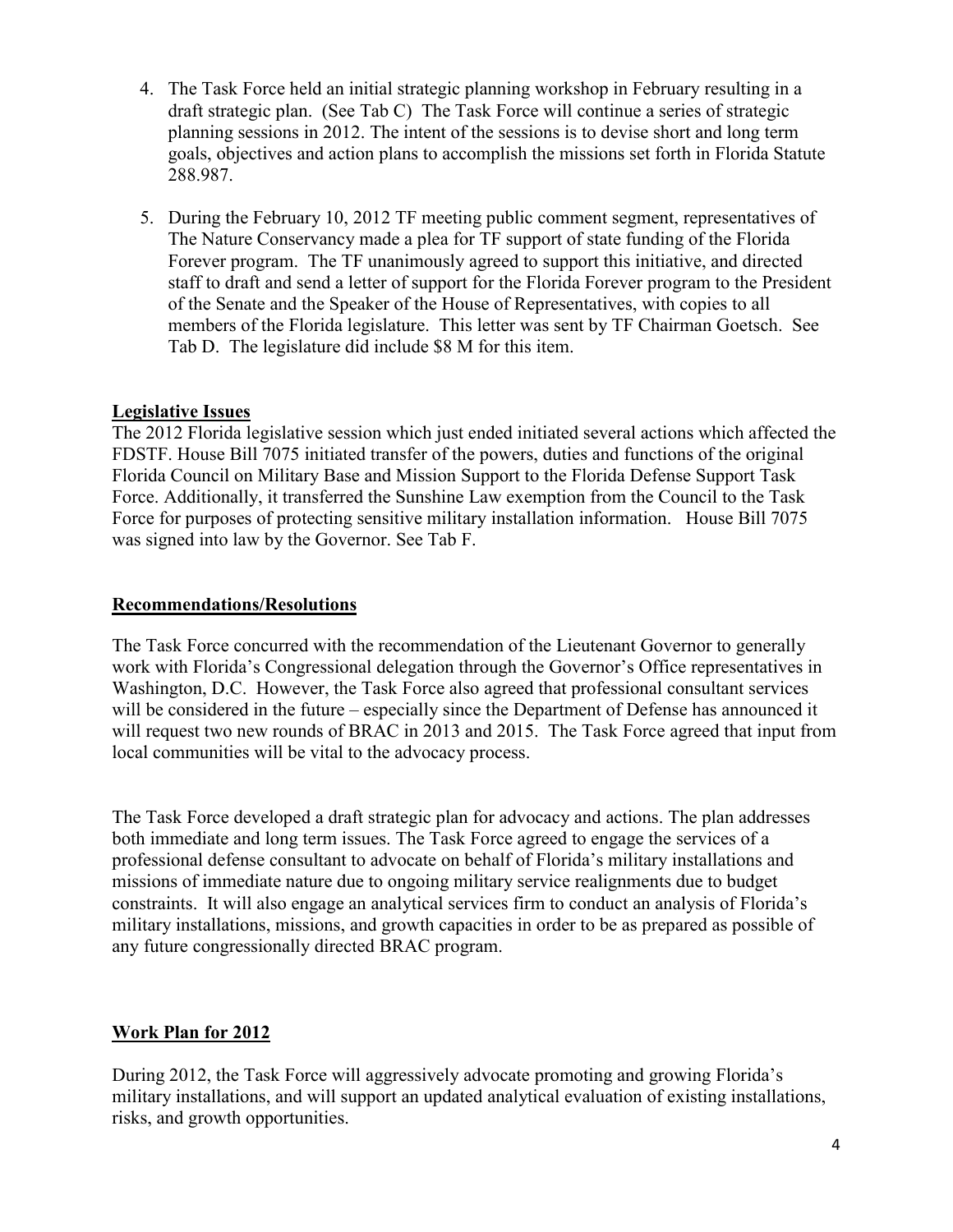4. The Task Force held an initial strategic planning workshop in February resulting in a draft strategic plan. (See Tab C) The Task Force will continue a series of strategic planning sessions in 2012. The intent of the sessions is to devise short and long term goals, objectives and action plans to accomplish the missions set forth in Florida Statute 288.987.

5. During the February 10, 2012 TF meeting public comment segment, representatives of The Nature Conservancy made a plea for TF support of state funding of the Florida Forever program. The TF unanimously agreed to support this initiative, and directed staff to draft and send a letter of support for the Florida Forever program to the President of the Senate and the Speaker of the House of Representatives, with copies to all members of the Florida legislature. This letter was sent by TF Chairman Goetsch. See Tab D. The legislature did include $8 M for this item.

**Legislative Issues**

The 2012 Florida legislative session which just ended initiated several actions which affected the FDSTF. House Bill 7075 initiated transfer of the powers, duties and functions of the original Florida Council on Military Base and Mission Support to the Florida Defense Support Task Force. Additionally, it transferred the Sunshine Law exemption from the Council to the Task Force for purposes of protecting sensitive military installation information. House Bill 7075 was signed into law by the Governor. See Tab F.

**Recommendations/Resolutions**

The Task Force concurred with the recommendation of the Lieutenant Governor to generally work with Florida's Congressional delegation through the Governor's Office representatives in Washington, D.C. However, the Task Force also agreed that professional consultant services will be considered in the future – especially since the Department of Defense has announced it will request two new rounds of BRAC in 2013 and 2015. The Task Force agreed that input from local communities will be vital to the advocacy process.

The Task Force developed a draft strategic plan for advocacy and actions. The plan addresses both immediate and long term issues. The Task Force agreed to engage the services of a professional defense consultant to advocate on behalf of Florida's military installations and missions of immediate nature due to ongoing military service realignments due to budget constraints. It will also engage an analytical services firm to conduct an analysis of Florida's military installations, missions, and growth capacities in order to be as prepared as possible of any future congressionally directed BRAC program.

**Work Plan for 2012**

During 2012, the Task Force will aggressively advocate promoting and growing Florida's military installations, and will support an updated analytical evaluation of existing installations, risks, and growth opportunities.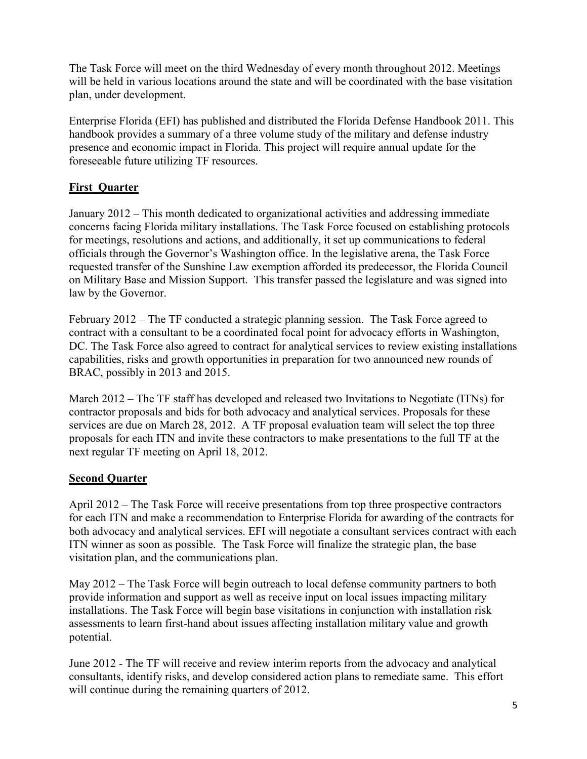The Task Force will meet on the third Wednesday of every month throughout 2012. Meetings will be held in various locations around the state and will be coordinated with the base visitation plan, under development.

Enterprise Florida (EFI) has published and distributed the Florida Defense Handbook 2011. This handbook provides a summary of a three volume study of the military and defense industry presence and economic impact in Florida. This project will require annual update for the foreseeable future utilizing TF resources.

## First Quarter

January 2012 – This month dedicated to organizational activities and addressing immediate concerns facing Florida military installations. The Task Force focused on establishing protocols for meetings, resolutions and actions, and additionally, it set up communications to federal officials through the Governor's Washington office. In the legislative arena, the Task Force requested transfer of the Sunshine Law exemption afforded its predecessor, the Florida Council on Military Base and Mission Support. This transfer passed the legislature and was signed into law by the Governor.

February 2012 – The TF conducted a strategic planning session. The Task Force agreed to contract with a consultant to be a coordinated focal point for advocacy efforts in Washington, DC. The Task Force also agreed to contract for analytical services to review existing installations capabilities, risks and growth opportunities in preparation for two announced new rounds of BRAC, possibly in 2013 and 2015.

March 2012 – The TF staff has developed and released two Invitations to Negotiate (ITNs) for contractor proposals and bids for both advocacy and analytical services. Proposals for these services are due on March 28, 2012. A TF proposal evaluation team will select the top three proposals for each ITN and invite these contractors to make presentations to the full TF at the next regular TF meeting on April 18, 2012.

## Second Quarter

April 2012 – The Task Force will receive presentations from top three prospective contractors for each ITN and make a recommendation to Enterprise Florida for awarding of the contracts for both advocacy and analytical services. EFI will negotiate a consultant services contract with each ITN winner as soon as possible. The Task Force will finalize the strategic plan, the base visitation plan, and the communications plan.

May 2012 – The Task Force will begin outreach to local defense community partners to both provide information and support as well as receive input on local issues impacting military installations. The Task Force will begin base visitations in conjunction with installation risk assessments to learn first-hand about issues affecting installation military value and growth potential.

June 2012 - The TF will receive and review interim reports from the advocacy and analytical consultants, identify risks, and develop considered action plans to remediate same. This effort will continue during the remaining quarters of 2012.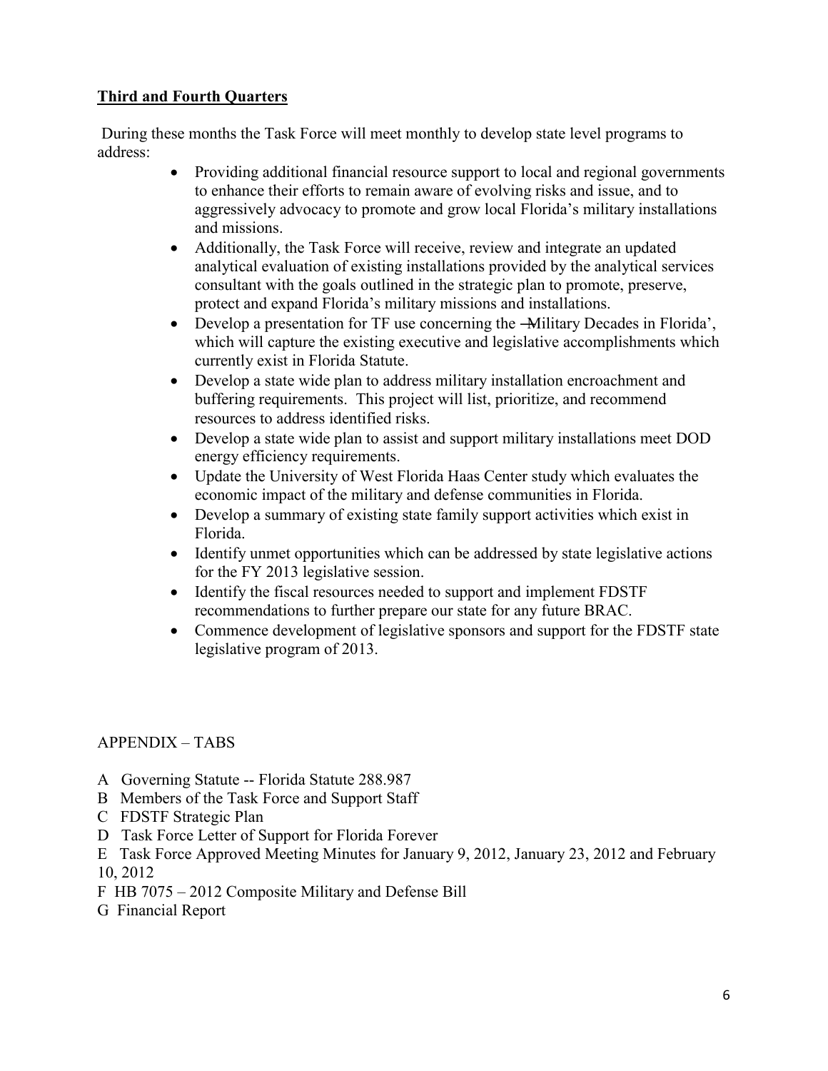**Third and Fourth Quarters**

During these months the Task Force will meet monthly to develop state level programs to address:

- Providing additional financial resource support to local and regional governments to enhance their efforts to remain aware of evolving risks and issue, and to aggressively advocacy to promote and grow local Florida's military installations and missions.
- Additionally, the Task Force will receive, review and integrate an updated analytical evaluation of existing installations provided by the analytical services consultant with the goals outlined in the strategic plan to promote, preserve, protect and expand Florida's military missions and installations.
- Develop a presentation for TF use concerning the ―Military Decades in Florida', which will capture the existing executive and legislative accomplishments which currently exist in Florida Statute.
- Develop a state wide plan to address military installation encroachment and buffering requirements. This project will list, prioritize, and recommend resources to address identified risks.
- Develop a state wide plan to assist and support military installations meet DOD energy efficiency requirements.
- Update the University of West Florida Haas Center study which evaluates the economic impact of the military and defense communities in Florida.
- Develop a summary of existing state family support activities which exist in Florida.
- Identify unmet opportunities which can be addressed by state legislative actions for the FY 2013 legislative session.
- Identify the fiscal resources needed to support and implement FDSTF recommendations to further prepare our state for any future BRAC.
- Commence development of legislative sponsors and support for the FDSTF state legislative program of 2013.

APPENDIX – TABS

A Governing Statute -- Florida Statute 288.987
B Members of the Task Force and Support Staff
C FDSTF Strategic Plan
D Task Force Letter of Support for Florida Forever
E Task Force Approved Meeting Minutes for January 9, 2012, January 23, 2012 and February 10, 2012
F HB 7075 – 2012 Composite Military and Defense Bill
G Financial Report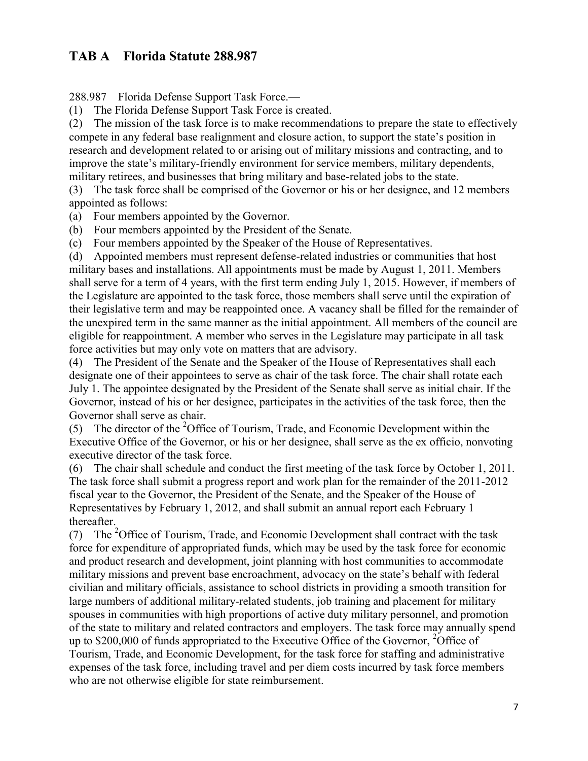## TAB A Florida Statute 288.987

288.987 Florida Defense Support Task Force.—

(1) The Florida Defense Support Task Force is created.

(2) The mission of the task force is to make recommendations to prepare the state to effectively compete in any federal base realignment and closure action, to support the state's position in research and development related to or arising out of military missions and contracting, and to improve the state's military-friendly environment for service members, military dependents, military retirees, and businesses that bring military and base-related jobs to the state.

(3) The task force shall be comprised of the Governor or his or her designee, and 12 members appointed as follows:

(a) Four members appointed by the Governor.

(b) Four members appointed by the President of the Senate.

(c) Four members appointed by the Speaker of the House of Representatives.

(d) Appointed members must represent defense-related industries or communities that host military bases and installations. All appointments must be made by August 1, 2011. Members shall serve for a term of 4 years, with the first term ending July 1, 2015. However, if members of the Legislature are appointed to the task force, those members shall serve until the expiration of their legislative term and may be reappointed once. A vacancy shall be filled for the remainder of the unexpired term in the same manner as the initial appointment. All members of the council are eligible for reappointment. A member who serves in the Legislature may participate in all task force activities but may only vote on matters that are advisory.

(4) The President of the Senate and the Speaker of the House of Representatives shall each designate one of their appointees to serve as chair of the task force. The chair shall rotate each July 1. The appointee designated by the President of the Senate shall serve as initial chair. If the Governor, instead of his or her designee, participates in the activities of the task force, then the Governor shall serve as chair.

(5) The director of the [2]Office of Tourism, Trade, and Economic Development within the Executive Office of the Governor, or his or her designee, shall serve as the ex officio, nonvoting executive director of the task force.

(6) The chair shall schedule and conduct the first meeting of the task force by October 1, 2011. The task force shall submit a progress report and work plan for the remainder of the 2011-2012 fiscal year to the Governor, the President of the Senate, and the Speaker of the House of Representatives by February 1, 2012, and shall submit an annual report each February 1 thereafter.

(7) The [2]Office of Tourism, Trade, and Economic Development shall contract with the task force for expenditure of appropriated funds, which may be used by the task force for economic and product research and development, joint planning with host communities to accommodate military missions and prevent base encroachment, advocacy on the state's behalf with federal civilian and military officials, assistance to school districts in providing a smooth transition for large numbers of additional military-related students, job training and placement for military spouses in communities with high proportions of active duty military personnel, and promotion of the state to military and related contractors and employers. The task force may annually spend up to $200,000 of funds appropriated to the Executive Office of the Governor, [2]Office of Tourism, Trade, and Economic Development, for the task force for staffing and administrative expenses of the task force, including travel and per diem costs incurred by task force members who are not otherwise eligible for state reimbursement.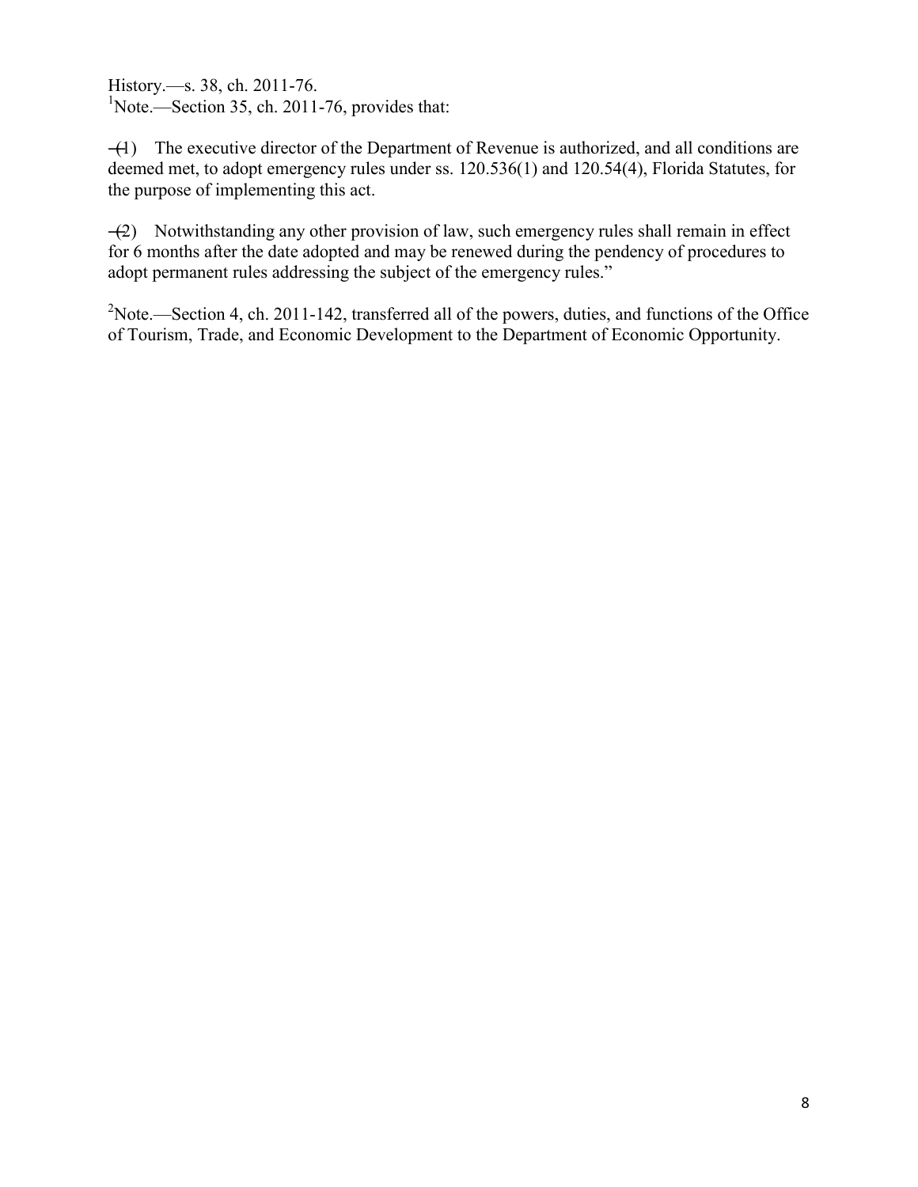History.—s. 38, ch. 2011-76.
[1]Note.—Section 35, ch. 2011-76, provides that:

"(1) The executive director of the Department of Revenue is authorized, and all conditions are deemed met, to adopt emergency rules under ss. 120.536(1) and 120.54(4), Florida Statutes, for the purpose of implementing this act.

"(2) Notwithstanding any other provision of law, such emergency rules shall remain in effect for 6 months after the date adopted and may be renewed during the pendency of procedures to adopt permanent rules addressing the subject of the emergency rules."

[2]Note.—Section 4, ch. 2011-142, transferred all of the powers, duties, and functions of the Office of Tourism, Trade, and Economic Development to the Department of Economic Opportunity.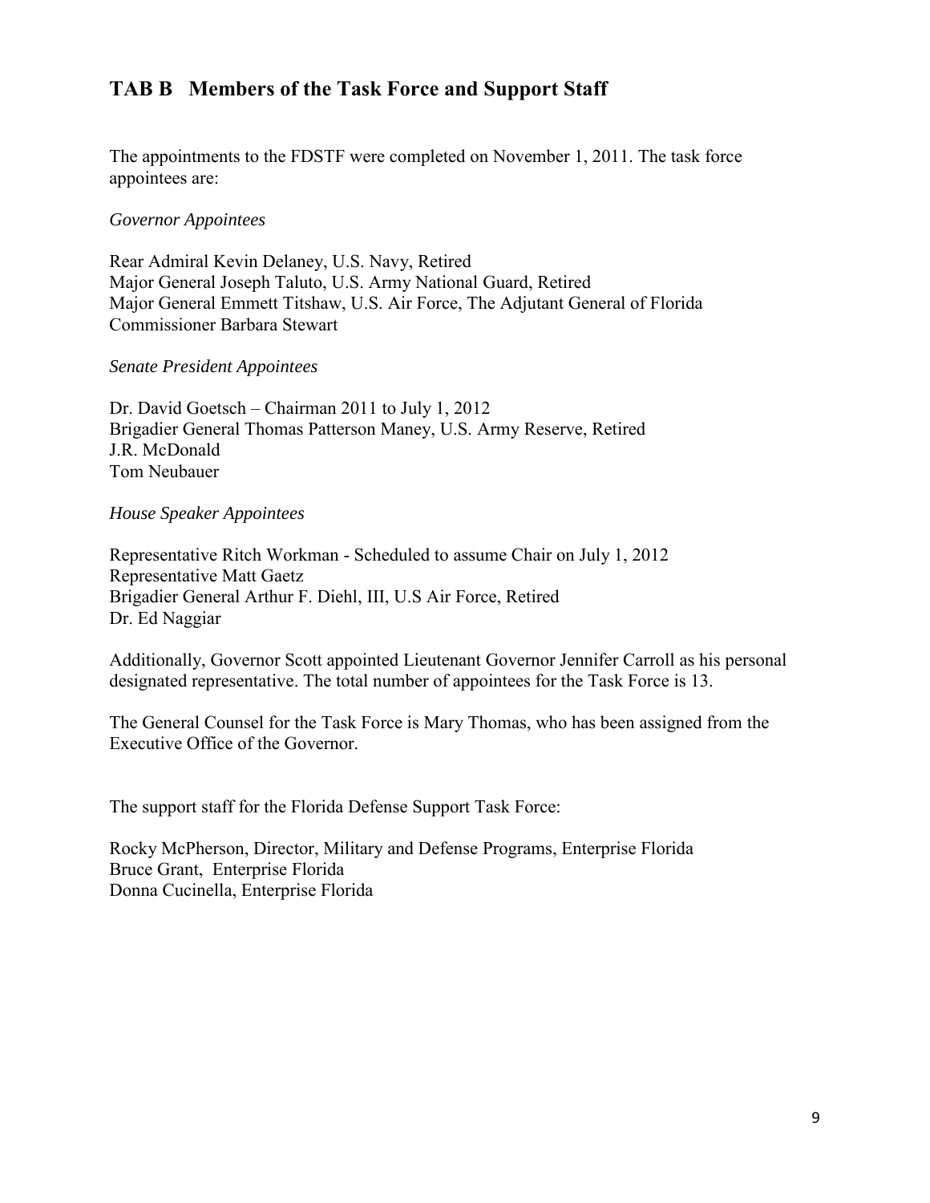## TAB B Members of the Task Force and Support Staff

The appointments to the FDSTF were completed on November 1, 2011. The task force appointees are:

*Governor Appointees*

Rear Admiral Kevin Delaney, U.S. Navy, Retired
Major General Joseph Taluto, U.S. Army National Guard, Retired
Major General Emmett Titshaw, U.S. Air Force, The Adjutant General of Florida
Commissioner Barbara Stewart

*Senate President Appointees*

Dr. David Goetsch – Chairman 2011 to July 1, 2012
Brigadier General Thomas Patterson Maney, U.S. Army Reserve, Retired
J.R. McDonald
Tom Neubauer

*House Speaker Appointees*

Representative Ritch Workman - Scheduled to assume Chair on July 1, 2012
Representative Matt Gaetz
Brigadier General Arthur F. Diehl, III, U.S Air Force, Retired
Dr. Ed Naggiar

Additionally, Governor Scott appointed Lieutenant Governor Jennifer Carroll as his personal designated representative. The total number of appointees for the Task Force is 13.

The General Counsel for the Task Force is Mary Thomas, who has been assigned from the Executive Office of the Governor.

The support staff for the Florida Defense Support Task Force:

Rocky McPherson, Director, Military and Defense Programs, Enterprise Florida
Bruce Grant, Enterprise Florida
Donna Cucinella, Enterprise Florida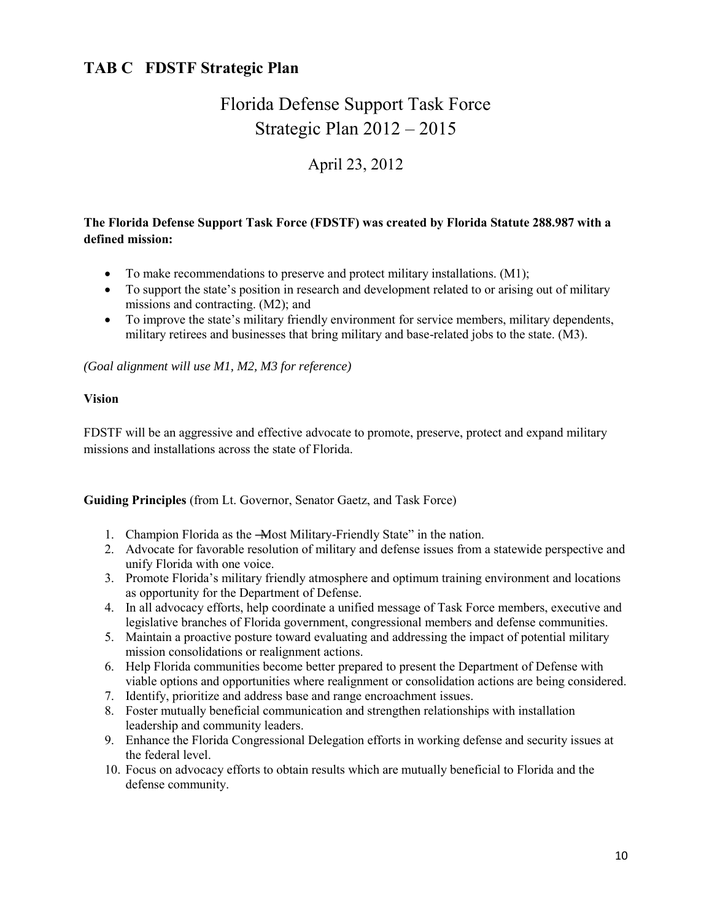## TAB C FDSTF Strategic Plan

# Florida Defense Support Task Force
# Strategic Plan 2012 – 2015

### April 23, 2012

**The Florida Defense Support Task Force (FDSTF) was created by Florida Statute 288.987 with a defined mission:**

- To make recommendations to preserve and protect military installations. (M1);
- To support the state's position in research and development related to or arising out of military missions and contracting. (M2); and
- To improve the state's military friendly environment for service members, military dependents, military retirees and businesses that bring military and base-related jobs to the state. (M3).

*(Goal alignment will use M1, M2, M3 for reference)*

**Vision**

FDSTF will be an aggressive and effective advocate to promote, preserve, protect and expand military missions and installations across the state of Florida.

**Guiding Principles** (from Lt. Governor, Senator Gaetz, and Task Force)

1. Champion Florida as the ―Most Military-Friendly State" in the nation.
2. Advocate for favorable resolution of military and defense issues from a statewide perspective and unify Florida with one voice.
3. Promote Florida's military friendly atmosphere and optimum training environment and locations as opportunity for the Department of Defense.
4. In all advocacy efforts, help coordinate a unified message of Task Force members, executive and legislative branches of Florida government, congressional members and defense communities.
5. Maintain a proactive posture toward evaluating and addressing the impact of potential military mission consolidations or realignment actions.
6. Help Florida communities become better prepared to present the Department of Defense with viable options and opportunities where realignment or consolidation actions are being considered.
7. Identify, prioritize and address base and range encroachment issues.
8. Foster mutually beneficial communication and strengthen relationships with installation leadership and community leaders.
9. Enhance the Florida Congressional Delegation efforts in working defense and security issues at the federal level.
10. Focus on advocacy efforts to obtain results which are mutually beneficial to Florida and the defense community.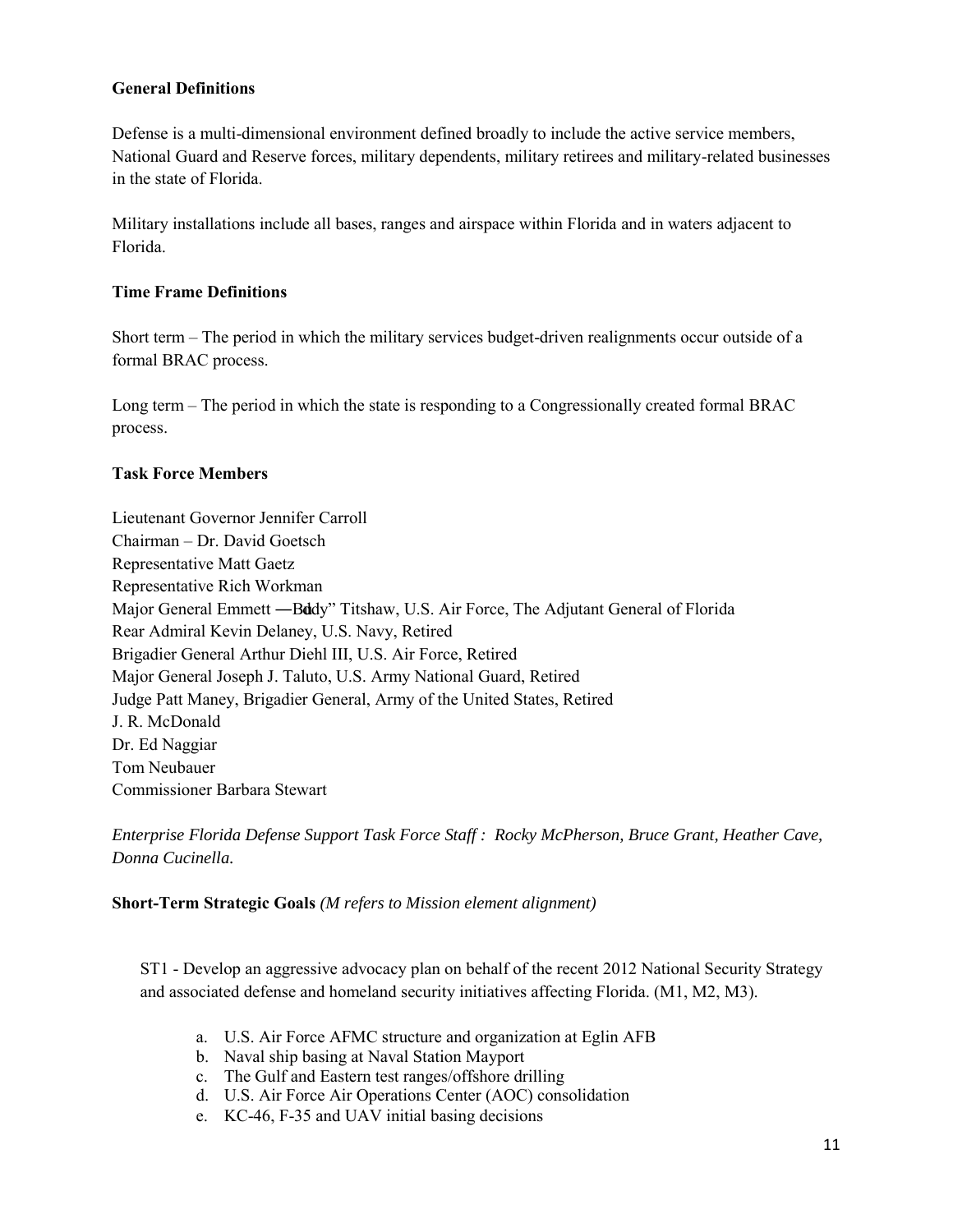**General Definitions**

Defense is a multi-dimensional environment defined broadly to include the active service members, National Guard and Reserve forces, military dependents, military retirees and military-related businesses in the state of Florida.

Military installations include all bases, ranges and airspace within Florida and in waters adjacent to Florida.

**Time Frame Definitions**

Short term – The period in which the military services budget-driven realignments occur outside of a formal BRAC process.

Long term – The period in which the state is responding to a Congressionally created formal BRAC process.

**Task Force Members**

Lieutenant Governor Jennifer Carroll
Chairman – Dr. David Goetsch
Representative Matt Gaetz
Representative Rich Workman
Major General Emmett ―Buddy" Titshaw, U.S. Air Force, The Adjutant General of Florida
Rear Admiral Kevin Delaney, U.S. Navy, Retired
Brigadier General Arthur Diehl III, U.S. Air Force, Retired
Major General Joseph J. Taluto, U.S. Army National Guard, Retired
Judge Patt Maney, Brigadier General, Army of the United States, Retired
J. R. McDonald
Dr. Ed Naggiar
Tom Neubauer
Commissioner Barbara Stewart

*Enterprise Florida Defense Support Task Force Staff : Rocky McPherson, Bruce Grant, Heather Cave, Donna Cucinella.*

**Short-Term Strategic Goals** *(M refers to Mission element alignment)*

ST1 - Develop an aggressive advocacy plan on behalf of the recent 2012 National Security Strategy and associated defense and homeland security initiatives affecting Florida. (M1, M2, M3).

a. U.S. Air Force AFMC structure and organization at Eglin AFB
b. Naval ship basing at Naval Station Mayport
c. The Gulf and Eastern test ranges/offshore drilling
d. U.S. Air Force Air Operations Center (AOC) consolidation
e. KC-46, F-35 and UAV initial basing decisions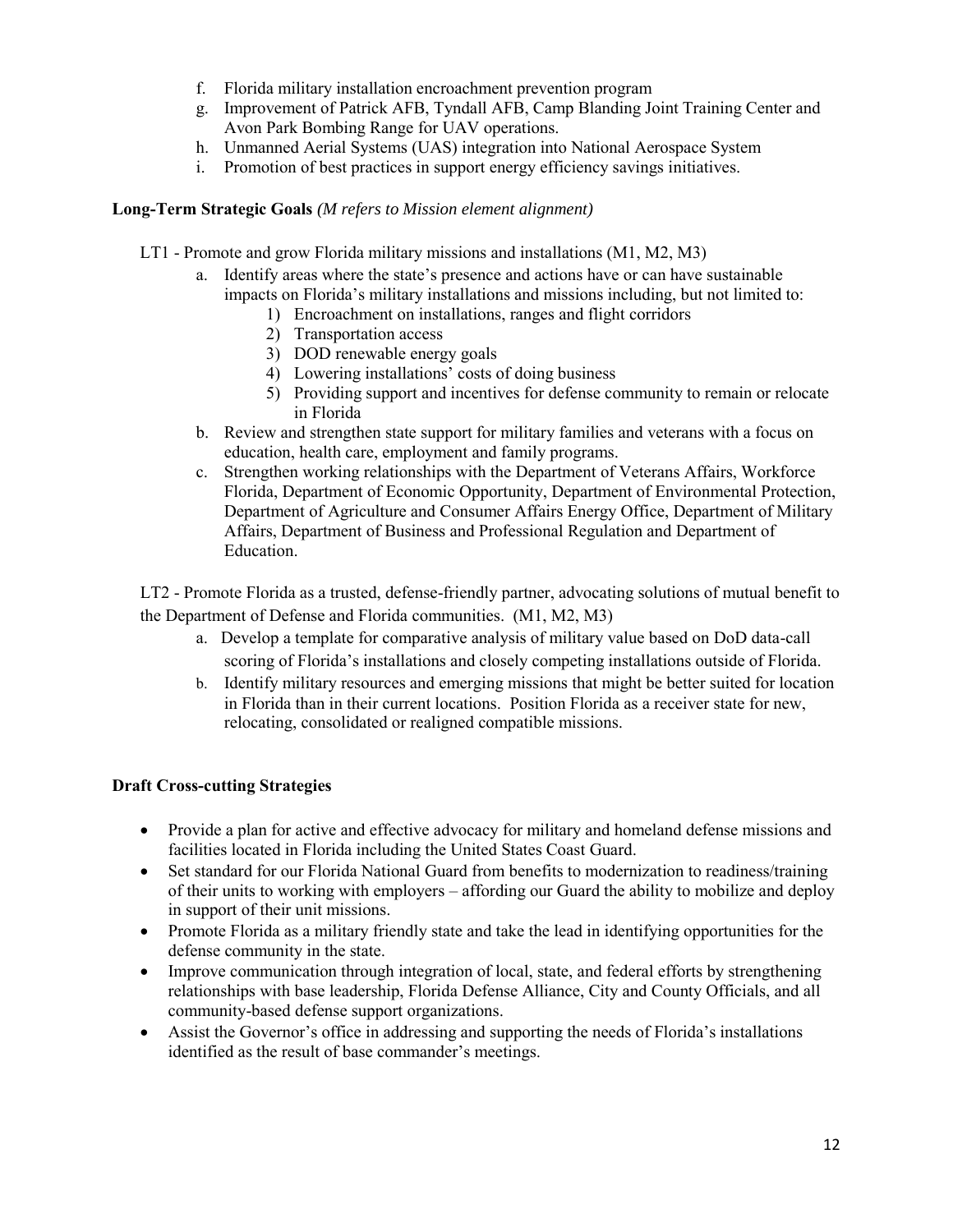f. Florida military installation encroachment prevention program
g. Improvement of Patrick AFB, Tyndall AFB, Camp Blanding Joint Training Center and Avon Park Bombing Range for UAV operations.
h. Unmanned Aerial Systems (UAS) integration into National Aerospace System
i. Promotion of best practices in support energy efficiency savings initiatives.

**Long-Term Strategic Goals** *(M refers to Mission element alignment)*

LT1 - Promote and grow Florida military missions and installations (M1, M2, M3)

a. Identify areas where the state's presence and actions have or can have sustainable impacts on Florida's military installations and missions including, but not limited to:
    1) Encroachment on installations, ranges and flight corridors
    2) Transportation access
    3) DOD renewable energy goals
    4) Lowering installations' costs of doing business
    5) Providing support and incentives for defense community to remain or relocate in Florida
b. Review and strengthen state support for military families and veterans with a focus on education, health care, employment and family programs.
c. Strengthen working relationships with the Department of Veterans Affairs, Workforce Florida, Department of Economic Opportunity, Department of Environmental Protection, Department of Agriculture and Consumer Affairs Energy Office, Department of Military Affairs, Department of Business and Professional Regulation and Department of Education.

LT2 - Promote Florida as a trusted, defense-friendly partner, advocating solutions of mutual benefit to the Department of Defense and Florida communities. (M1, M2, M3)

a. Develop a template for comparative analysis of military value based on DoD data-call scoring of Florida's installations and closely competing installations outside of Florida.
b. Identify military resources and emerging missions that might be better suited for location in Florida than in their current locations. Position Florida as a receiver state for new, relocating, consolidated or realigned compatible missions.

**Draft Cross-cutting Strategies**

- Provide a plan for active and effective advocacy for military and homeland defense missions and facilities located in Florida including the United States Coast Guard.
- Set standard for our Florida National Guard from benefits to modernization to readiness/training of their units to working with employers – affording our Guard the ability to mobilize and deploy in support of their unit missions.
- Promote Florida as a military friendly state and take the lead in identifying opportunities for the defense community in the state.
- Improve communication through integration of local, state, and federal efforts by strengthening relationships with base leadership, Florida Defense Alliance, City and County Officials, and all community-based defense support organizations.
- Assist the Governor's office in addressing and supporting the needs of Florida's installations identified as the result of base commander's meetings.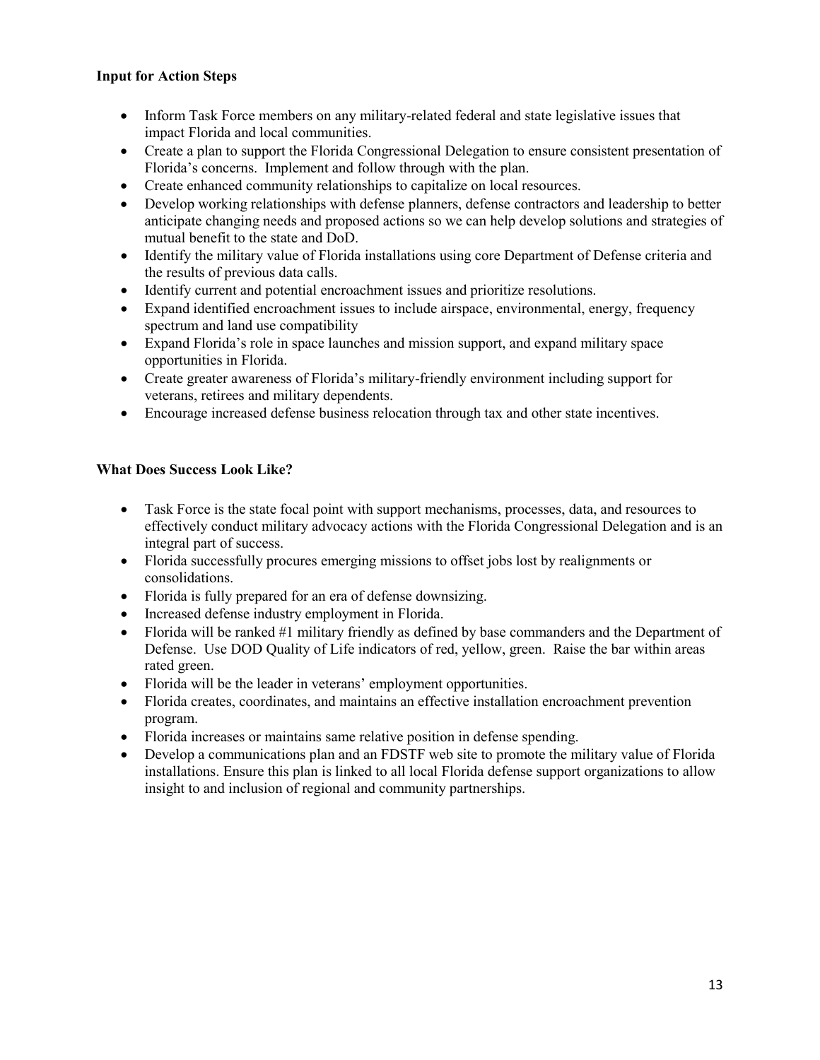**Input for Action Steps**

- Inform Task Force members on any military-related federal and state legislative issues that impact Florida and local communities.
- Create a plan to support the Florida Congressional Delegation to ensure consistent presentation of Florida's concerns. Implement and follow through with the plan.
- Create enhanced community relationships to capitalize on local resources.
- Develop working relationships with defense planners, defense contractors and leadership to better anticipate changing needs and proposed actions so we can help develop solutions and strategies of mutual benefit to the state and DoD.
- Identify the military value of Florida installations using core Department of Defense criteria and the results of previous data calls.
- Identify current and potential encroachment issues and prioritize resolutions.
- Expand identified encroachment issues to include airspace, environmental, energy, frequency spectrum and land use compatibility
- Expand Florida's role in space launches and mission support, and expand military space opportunities in Florida.
- Create greater awareness of Florida's military-friendly environment including support for veterans, retirees and military dependents.
- Encourage increased defense business relocation through tax and other state incentives.

**What Does Success Look Like?**

- Task Force is the state focal point with support mechanisms, processes, data, and resources to effectively conduct military advocacy actions with the Florida Congressional Delegation and is an integral part of success.
- Florida successfully procures emerging missions to offset jobs lost by realignments or consolidations.
- Florida is fully prepared for an era of defense downsizing.
- Increased defense industry employment in Florida.
- Florida will be ranked #1 military friendly as defined by base commanders and the Department of Defense. Use DOD Quality of Life indicators of red, yellow, green. Raise the bar within areas rated green.
- Florida will be the leader in veterans' employment opportunities.
- Florida creates, coordinates, and maintains an effective installation encroachment prevention program.
- Florida increases or maintains same relative position in defense spending.
- Develop a communications plan and an FDSTF web site to promote the military value of Florida installations. Ensure this plan is linked to all local Florida defense support organizations to allow insight to and inclusion of regional and community partnerships.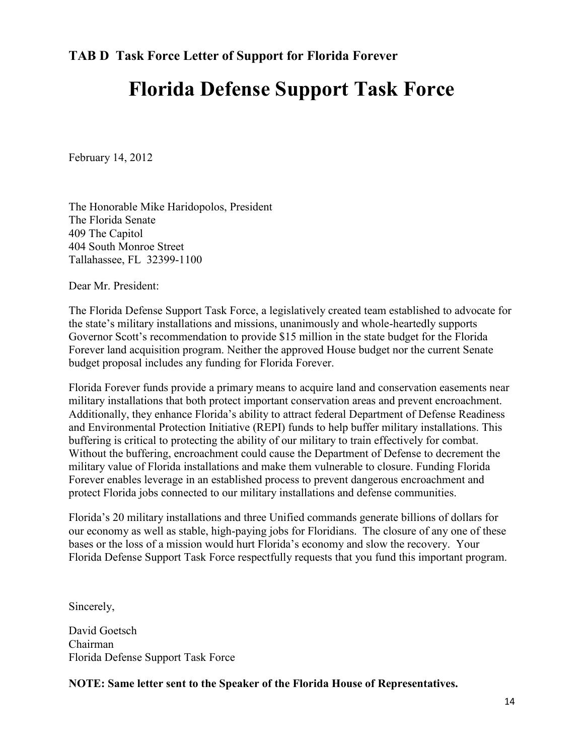**TAB D Task Force Letter of Support for Florida Forever**

# Florida Defense Support Task Force

February 14, 2012

The Honorable Mike Haridopolos, President
The Florida Senate
409 The Capitol
404 South Monroe Street
Tallahassee, FL 32399-1100

Dear Mr. President:

The Florida Defense Support Task Force, a legislatively created team established to advocate for the state's military installations and missions, unanimously and whole-heartedly supports Governor Scott's recommendation to provide $15 million in the state budget for the Florida Forever land acquisition program. Neither the approved House budget nor the current Senate budget proposal includes any funding for Florida Forever.

Florida Forever funds provide a primary means to acquire land and conservation easements near military installations that both protect important conservation areas and prevent encroachment. Additionally, they enhance Florida's ability to attract federal Department of Defense Readiness and Environmental Protection Initiative (REPI) funds to help buffer military installations. This buffering is critical to protecting the ability of our military to train effectively for combat. Without the buffering, encroachment could cause the Department of Defense to decrement the military value of Florida installations and make them vulnerable to closure. Funding Florida Forever enables leverage in an established process to prevent dangerous encroachment and protect Florida jobs connected to our military installations and defense communities.

Florida's 20 military installations and three Unified commands generate billions of dollars for our economy as well as stable, high-paying jobs for Floridians. The closure of any one of these bases or the loss of a mission would hurt Florida's economy and slow the recovery. Your Florida Defense Support Task Force respectfully requests that you fund this important program.

Sincerely,

David Goetsch
Chairman
Florida Defense Support Task Force

**NOTE: Same letter sent to the Speaker of the Florida House of Representatives.**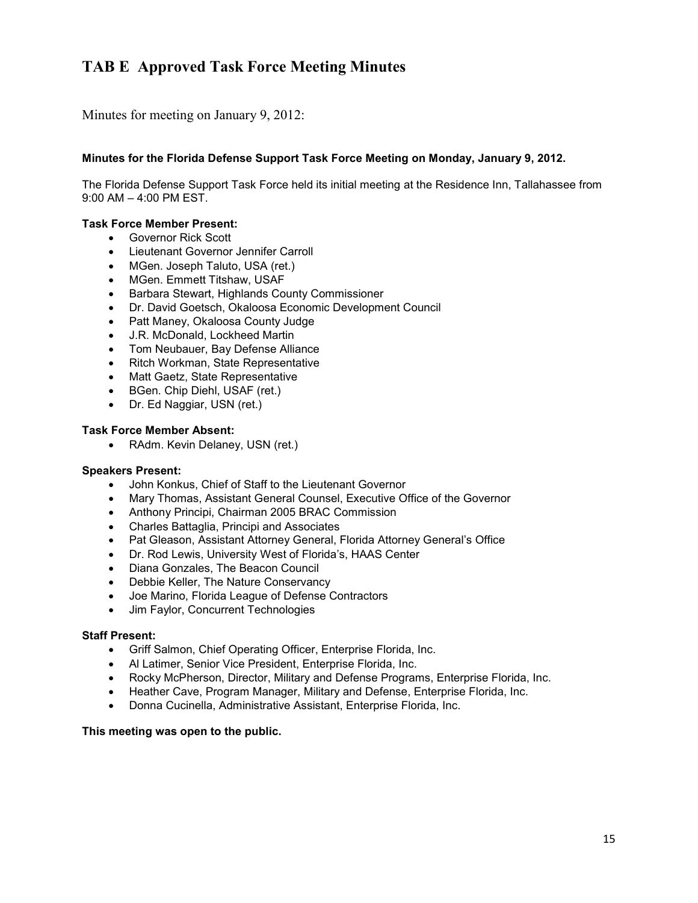# TAB E Approved Task Force Meeting Minutes

Minutes for meeting on January 9, 2012:

**Minutes for the Florida Defense Support Task Force Meeting on Monday, January 9, 2012.**

The Florida Defense Support Task Force held its initial meeting at the Residence Inn, Tallahassee from 9:00 AM – 4:00 PM EST.

**Task Force Member Present:**

- Governor Rick Scott
- Lieutenant Governor Jennifer Carroll
- MGen. Joseph Taluto, USA (ret.)
- MGen. Emmett Titshaw, USAF
- Barbara Stewart, Highlands County Commissioner
- Dr. David Goetsch, Okaloosa Economic Development Council
- Patt Maney, Okaloosa County Judge
- J.R. McDonald, Lockheed Martin
- Tom Neubauer, Bay Defense Alliance
- Ritch Workman, State Representative
- Matt Gaetz, State Representative
- BGen. Chip Diehl, USAF (ret.)
- Dr. Ed Naggiar, USN (ret.)

**Task Force Member Absent:**

- RAdm. Kevin Delaney, USN (ret.)

**Speakers Present:**

- John Konkus, Chief of Staff to the Lieutenant Governor
- Mary Thomas, Assistant General Counsel, Executive Office of the Governor
- Anthony Principi, Chairman 2005 BRAC Commission
- Charles Battaglia, Principi and Associates
- Pat Gleason, Assistant Attorney General, Florida Attorney General's Office
- Dr. Rod Lewis, University West of Florida's, HAAS Center
- Diana Gonzales, The Beacon Council
- Debbie Keller, The Nature Conservancy
- Joe Marino, Florida League of Defense Contractors
- Jim Faylor, Concurrent Technologies

**Staff Present:**

- Griff Salmon, Chief Operating Officer, Enterprise Florida, Inc.
- Al Latimer, Senior Vice President, Enterprise Florida, Inc.
- Rocky McPherson, Director, Military and Defense Programs, Enterprise Florida, Inc.
- Heather Cave, Program Manager, Military and Defense, Enterprise Florida, Inc.
- Donna Cucinella, Administrative Assistant, Enterprise Florida, Inc.

**This meeting was open to the public.**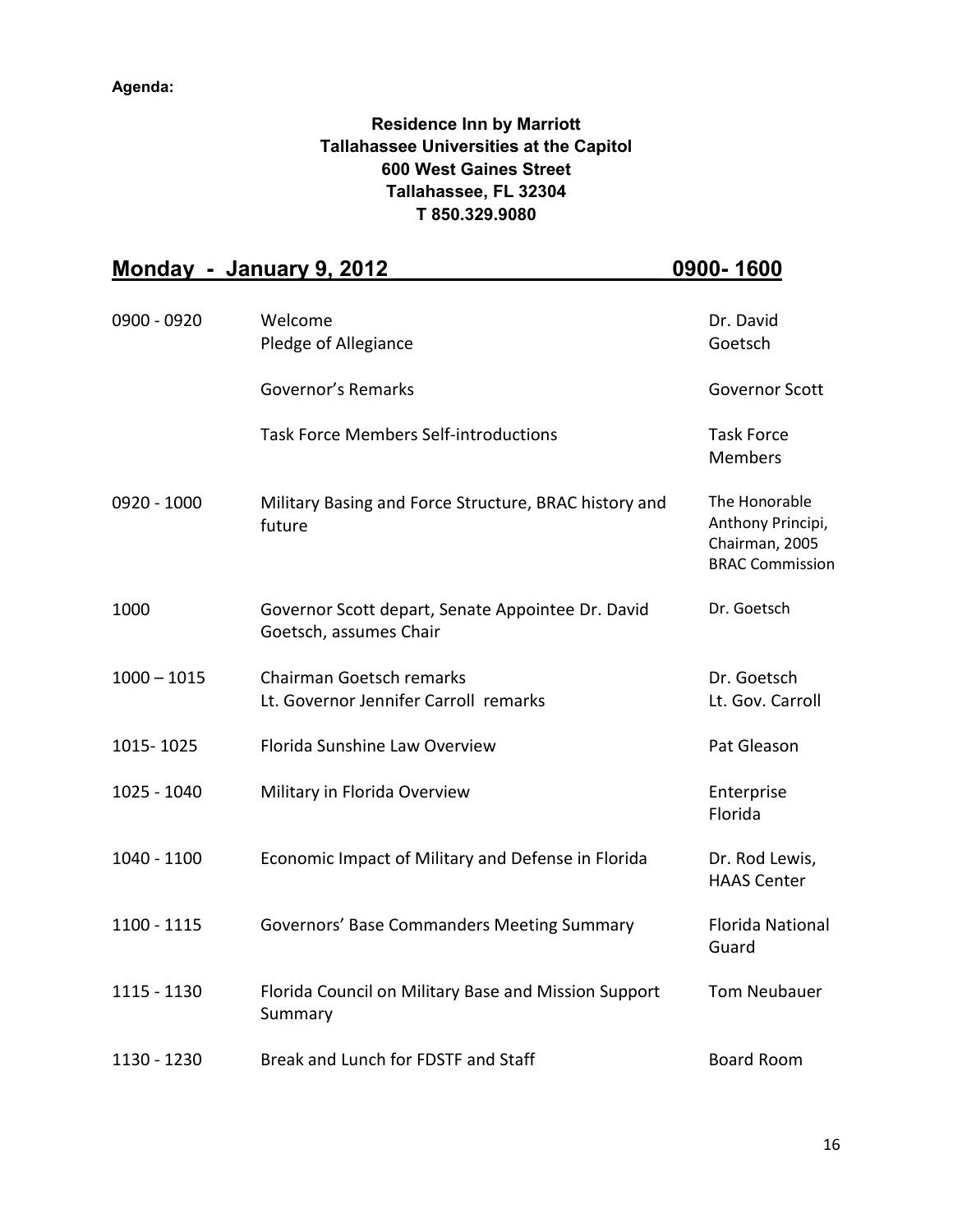**Agenda:**

**Residence Inn by Marriott**
**Tallahassee Universities at the Capitol**
**600 West Gaines Street**
**Tallahassee, FL 32304**
**T 850.329.9080**

## Monday - January 9, 2012 0900- 1600

| Time | Item | Presenter |
|---|---|---|
| 0900 - 0920 | Welcome<br>Pledge of Allegiance | Dr. David Goetsch |
| | Governor's Remarks | Governor Scott |
| | Task Force Members Self-introductions | Task Force Members |
| 0920 - 1000 | Military Basing and Force Structure, BRAC history and future | The Honorable Anthony Principi, Chairman, 2005 BRAC Commission |
| 1000 | Governor Scott depart, Senate Appointee Dr. David Goetsch, assumes Chair | Dr. Goetsch |
| 1000 – 1015 | Chairman Goetsch remarks<br>Lt. Governor Jennifer Carroll remarks | Dr. Goetsch<br>Lt. Gov. Carroll |
| 1015- 1025 | Florida Sunshine Law Overview | Pat Gleason |
| 1025 - 1040 | Military in Florida Overview | Enterprise Florida |
| 1040 - 1100 | Economic Impact of Military and Defense in Florida | Dr. Rod Lewis, HAAS Center |
| 1100 - 1115 | Governors' Base Commanders Meeting Summary | Florida National Guard |
| 1115 - 1130 | Florida Council on Military Base and Mission Support Summary | Tom Neubauer |
| 1130 - 1230 | Break and Lunch for FDSTF and Staff | Board Room |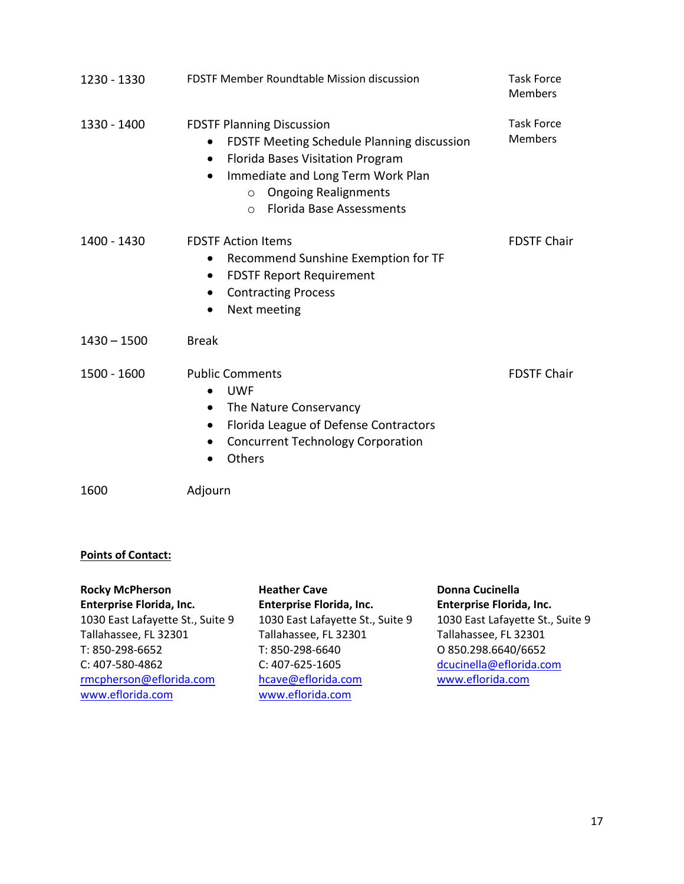| | | |
|---|---|---|
| 1230 - 1330 | FDSTF Member Roundtable Mission discussion | Task Force Members |
| 1330 - 1400 | FDSTF Planning Discussion<br>• FDSTF Meeting Schedule Planning discussion<br>• Florida Bases Visitation Program<br>• Immediate and Long Term Work Plan<br>  ○ Ongoing Realignments<br>  ○ Florida Base Assessments | Task Force Members |
| 1400 - 1430 | FDSTF Action Items<br>• Recommend Sunshine Exemption for TF<br>• FDSTF Report Requirement<br>• Contracting Process<br>• Next meeting | FDSTF Chair |
| 1430 – 1500 | Break | |
| 1500 - 1600 | Public Comments<br>• UWF<br>• The Nature Conservancy<br>• Florida League of Defense Contractors<br>• Concurrent Technology Corporation<br>• Others | FDSTF Chair |
| 1600 | Adjourn | |

**Points of Contact:**

**Rocky McPherson**
**Enterprise Florida, Inc.**
1030 East Lafayette St., Suite 9
Tallahassee, FL 32301
T: 850-298-6652
C: 407-580-4862
rmcpherson@eflorida.com
www.eflorida.com

**Heather Cave**
**Enterprise Florida, Inc.**
1030 East Lafayette St., Suite 9
Tallahassee, FL 32301
T: 850-298-6640
C: 407-625-1605
hcave@eflorida.com
www.eflorida.com

**Donna Cucinella**
**Enterprise Florida, Inc.**
1030 East Lafayette St., Suite 9
Tallahassee, FL 32301
O 850.298.6640/6652
dcucinella@eflorida.com
www.eflorida.com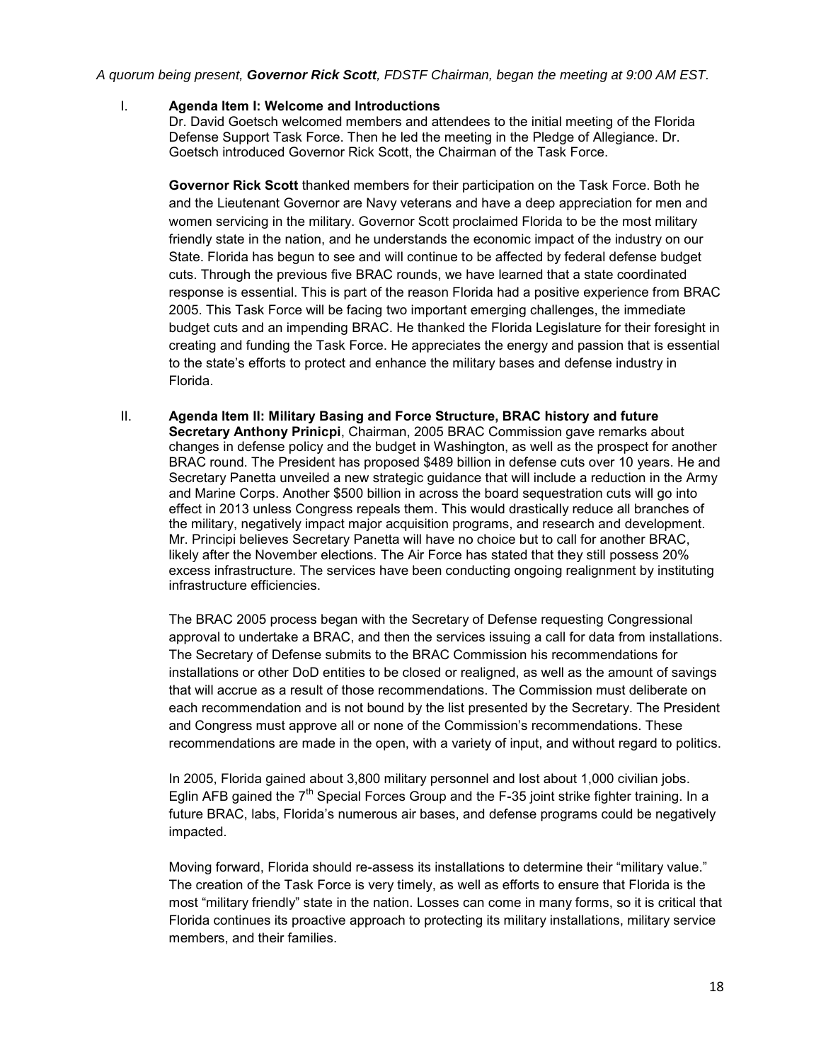*A quorum being present, **Governor Rick Scott**, FDSTF Chairman, began the meeting at 9:00 AM EST.*

I. **Agenda Item I: Welcome and Introductions**

Dr. David Goetsch welcomed members and attendees to the initial meeting of the Florida Defense Support Task Force. Then he led the meeting in the Pledge of Allegiance. Dr. Goetsch introduced Governor Rick Scott, the Chairman of the Task Force.

**Governor Rick Scott** thanked members for their participation on the Task Force. Both he and the Lieutenant Governor are Navy veterans and have a deep appreciation for men and women servicing in the military. Governor Scott proclaimed Florida to be the most military friendly state in the nation, and he understands the economic impact of the industry on our State. Florida has begun to see and will continue to be affected by federal defense budget cuts. Through the previous five BRAC rounds, we have learned that a state coordinated response is essential. This is part of the reason Florida had a positive experience from BRAC 2005. This Task Force will be facing two important emerging challenges, the immediate budget cuts and an impending BRAC. He thanked the Florida Legislature for their foresight in creating and funding the Task Force. He appreciates the energy and passion that is essential to the state's efforts to protect and enhance the military bases and defense industry in Florida.

II. **Agenda Item II: Military Basing and Force Structure, BRAC history and future**

**Secretary Anthony Prinicpi**, Chairman, 2005 BRAC Commission gave remarks about changes in defense policy and the budget in Washington, as well as the prospect for another BRAC round. The President has proposed $489 billion in defense cuts over 10 years. He and Secretary Panetta unveiled a new strategic guidance that will include a reduction in the Army and Marine Corps. Another $500 billion in across the board sequestration cuts will go into effect in 2013 unless Congress repeals them. This would drastically reduce all branches of the military, negatively impact major acquisition programs, and research and development. Mr. Principi believes Secretary Panetta will have no choice but to call for another BRAC, likely after the November elections. The Air Force has stated that they still possess 20% excess infrastructure. The services have been conducting ongoing realignment by instituting infrastructure efficiencies.

The BRAC 2005 process began with the Secretary of Defense requesting Congressional approval to undertake a BRAC, and then the services issuing a call for data from installations. The Secretary of Defense submits to the BRAC Commission his recommendations for installations or other DoD entities to be closed or realigned, as well as the amount of savings that will accrue as a result of those recommendations. The Commission must deliberate on each recommendation and is not bound by the list presented by the Secretary. The President and Congress must approve all or none of the Commission's recommendations. These recommendations are made in the open, with a variety of input, and without regard to politics.

In 2005, Florida gained about 3,800 military personnel and lost about 1,000 civilian jobs. Eglin AFB gained the 7th Special Forces Group and the F-35 joint strike fighter training. In a future BRAC, labs, Florida's numerous air bases, and defense programs could be negatively impacted.

Moving forward, Florida should re-assess its installations to determine their "military value." The creation of the Task Force is very timely, as well as efforts to ensure that Florida is the most "military friendly" state in the nation. Losses can come in many forms, so it is critical that Florida continues its proactive approach to protecting its military installations, military service members, and their families.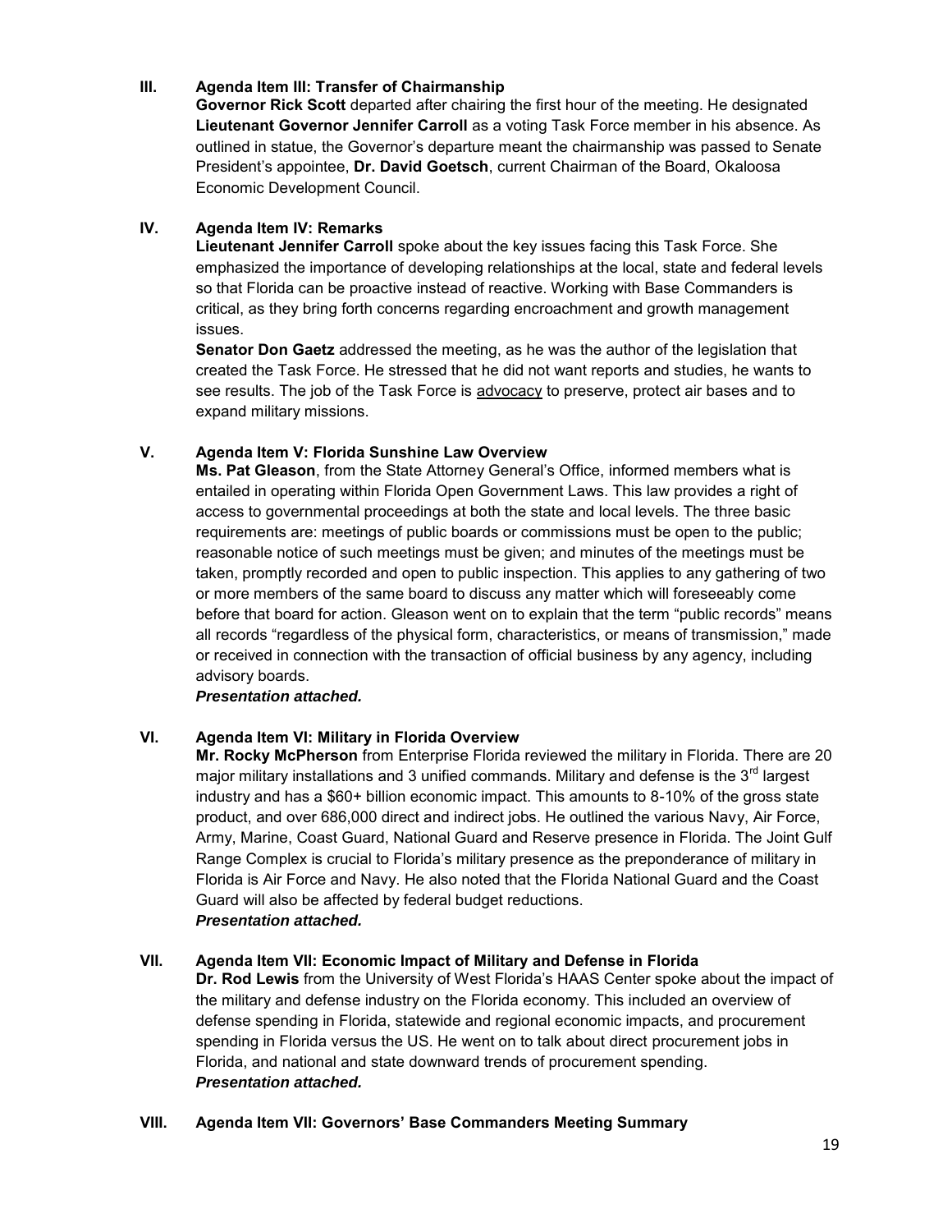## III. Agenda Item III: Transfer of Chairmanship

**Governor Rick Scott** departed after chairing the first hour of the meeting. He designated **Lieutenant Governor Jennifer Carroll** as a voting Task Force member in his absence. As outlined in statue, the Governor's departure meant the chairmanship was passed to Senate President's appointee, **Dr. David Goetsch**, current Chairman of the Board, Okaloosa Economic Development Council.

## IV. Agenda Item IV: Remarks

**Lieutenant Jennifer Carroll** spoke about the key issues facing this Task Force. She emphasized the importance of developing relationships at the local, state and federal levels so that Florida can be proactive instead of reactive. Working with Base Commanders is critical, as they bring forth concerns regarding encroachment and growth management issues.

**Senator Don Gaetz** addressed the meeting, as he was the author of the legislation that created the Task Force. He stressed that he did not want reports and studies, he wants to see results. The job of the Task Force is <u>advocacy</u> to preserve, protect air bases and to expand military missions.

## V. Agenda Item V: Florida Sunshine Law Overview

**Ms. Pat Gleason**, from the State Attorney General's Office, informed members what is entailed in operating within Florida Open Government Laws. This law provides a right of access to governmental proceedings at both the state and local levels. The three basic requirements are: meetings of public boards or commissions must be open to the public; reasonable notice of such meetings must be given; and minutes of the meetings must be taken, promptly recorded and open to public inspection. This applies to any gathering of two or more members of the same board to discuss any matter which will foreseeably come before that board for action. Gleason went on to explain that the term "public records" means all records "regardless of the physical form, characteristics, or means of transmission," made or received in connection with the transaction of official business by any agency, including advisory boards.

***Presentation attached.***

## VI. Agenda Item VI: Military in Florida Overview

**Mr. Rocky McPherson** from Enterprise Florida reviewed the military in Florida. There are 20 major military installations and 3 unified commands. Military and defense is the 3rd largest industry and has a \$60+ billion economic impact. This amounts to 8-10% of the gross state product, and over 686,000 direct and indirect jobs. He outlined the various Navy, Air Force, Army, Marine, Coast Guard, National Guard and Reserve presence in Florida. The Joint Gulf Range Complex is crucial to Florida's military presence as the preponderance of military in Florida is Air Force and Navy. He also noted that the Florida National Guard and the Coast Guard will also be affected by federal budget reductions.

***Presentation attached.***

## VII. Agenda Item VII: Economic Impact of Military and Defense in Florida

**Dr. Rod Lewis** from the University of West Florida's HAAS Center spoke about the impact of the military and defense industry on the Florida economy. This included an overview of defense spending in Florida, statewide and regional economic impacts, and procurement spending in Florida versus the US. He went on to talk about direct procurement jobs in Florida, and national and state downward trends of procurement spending.

***Presentation attached.***

## VIII. Agenda Item VII: Governors' Base Commanders Meeting Summary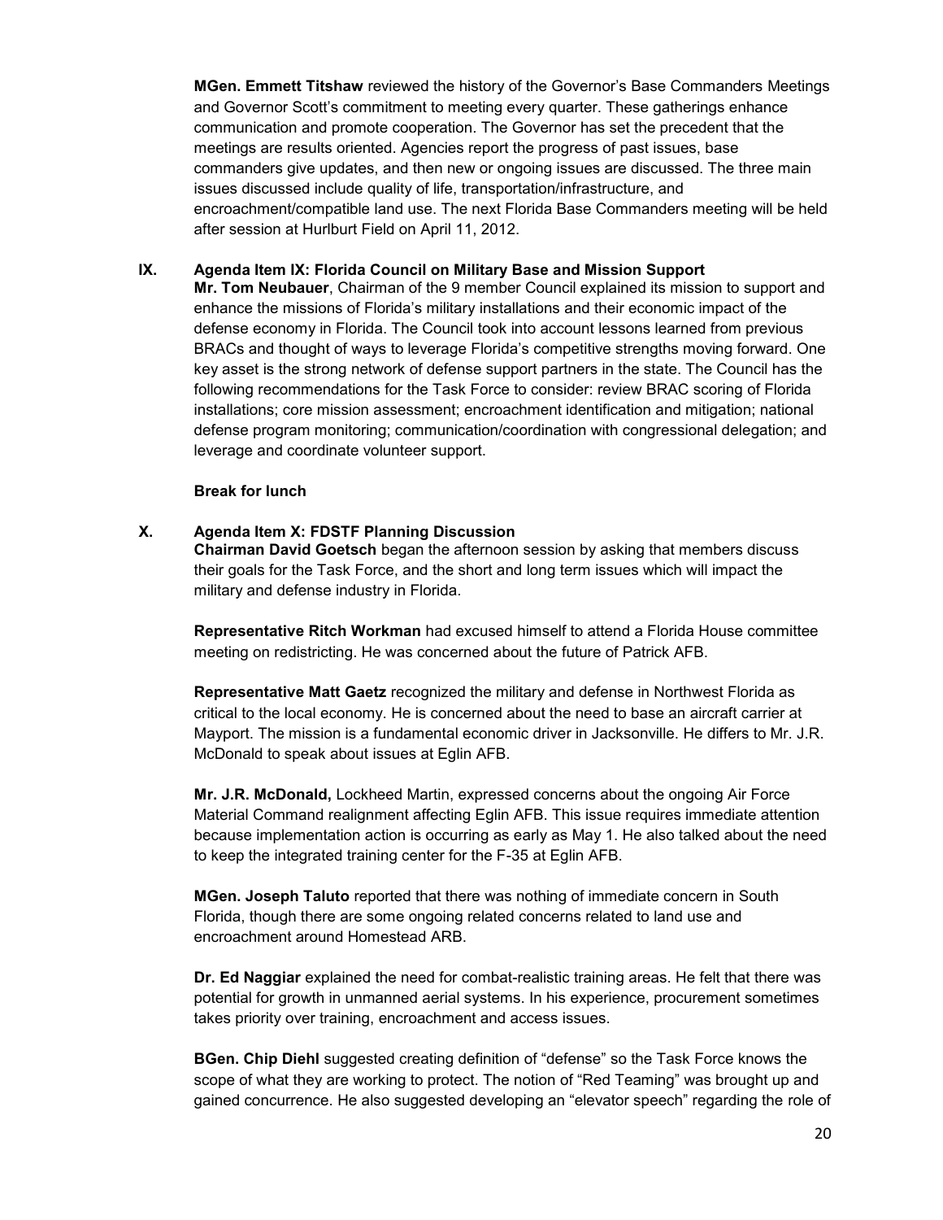**MGen. Emmett Titshaw** reviewed the history of the Governor's Base Commanders Meetings and Governor Scott's commitment to meeting every quarter. These gatherings enhance communication and promote cooperation. The Governor has set the precedent that the meetings are results oriented. Agencies report the progress of past issues, base commanders give updates, and then new or ongoing issues are discussed. The three main issues discussed include quality of life, transportation/infrastructure, and encroachment/compatible land use. The next Florida Base Commanders meeting will be held after session at Hurlburt Field on April 11, 2012.

**IX. Agenda Item IX: Florida Council on Military Base and Mission Support**

**Mr. Tom Neubauer**, Chairman of the 9 member Council explained its mission to support and enhance the missions of Florida's military installations and their economic impact of the defense economy in Florida. The Council took into account lessons learned from previous BRACs and thought of ways to leverage Florida's competitive strengths moving forward. One key asset is the strong network of defense support partners in the state. The Council has the following recommendations for the Task Force to consider: review BRAC scoring of Florida installations; core mission assessment; encroachment identification and mitigation; national defense program monitoring; communication/coordination with congressional delegation; and leverage and coordinate volunteer support.

**Break for lunch**

**X. Agenda Item X: FDSTF Planning Discussion**

**Chairman David Goetsch** began the afternoon session by asking that members discuss their goals for the Task Force, and the short and long term issues which will impact the military and defense industry in Florida.

**Representative Ritch Workman** had excused himself to attend a Florida House committee meeting on redistricting. He was concerned about the future of Patrick AFB.

**Representative Matt Gaetz** recognized the military and defense in Northwest Florida as critical to the local economy. He is concerned about the need to base an aircraft carrier at Mayport. The mission is a fundamental economic driver in Jacksonville. He differs to Mr. J.R. McDonald to speak about issues at Eglin AFB.

**Mr. J.R. McDonald,** Lockheed Martin, expressed concerns about the ongoing Air Force Material Command realignment affecting Eglin AFB. This issue requires immediate attention because implementation action is occurring as early as May 1. He also talked about the need to keep the integrated training center for the F-35 at Eglin AFB.

**MGen. Joseph Taluto** reported that there was nothing of immediate concern in South Florida, though there are some ongoing related concerns related to land use and encroachment around Homestead ARB.

**Dr. Ed Naggiar** explained the need for combat-realistic training areas. He felt that there was potential for growth in unmanned aerial systems. In his experience, procurement sometimes takes priority over training, encroachment and access issues.

**BGen. Chip Diehl** suggested creating definition of "defense" so the Task Force knows the scope of what they are working to protect. The notion of "Red Teaming" was brought up and gained concurrence. He also suggested developing an "elevator speech" regarding the role of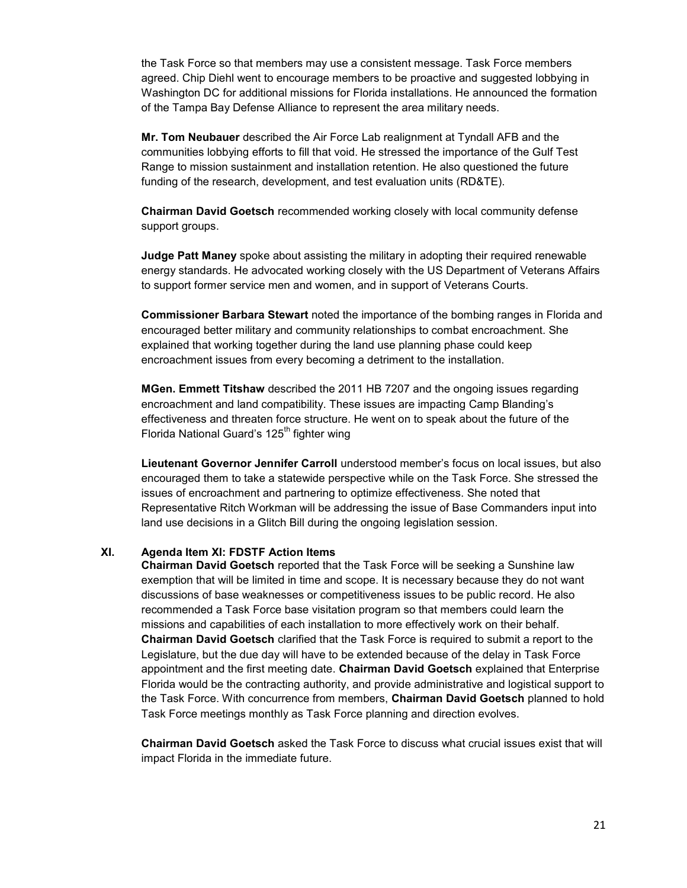the Task Force so that members may use a consistent message. Task Force members agreed. Chip Diehl went to encourage members to be proactive and suggested lobbying in Washington DC for additional missions for Florida installations. He announced the formation of the Tampa Bay Defense Alliance to represent the area military needs.

**Mr. Tom Neubauer** described the Air Force Lab realignment at Tyndall AFB and the communities lobbying efforts to fill that void. He stressed the importance of the Gulf Test Range to mission sustainment and installation retention. He also questioned the future funding of the research, development, and test evaluation units (RD&TE).

**Chairman David Goetsch** recommended working closely with local community defense support groups.

**Judge Patt Maney** spoke about assisting the military in adopting their required renewable energy standards. He advocated working closely with the US Department of Veterans Affairs to support former service men and women, and in support of Veterans Courts.

**Commissioner Barbara Stewart** noted the importance of the bombing ranges in Florida and encouraged better military and community relationships to combat encroachment. She explained that working together during the land use planning phase could keep encroachment issues from every becoming a detriment to the installation.

**MGen. Emmett Titshaw** described the 2011 HB 7207 and the ongoing issues regarding encroachment and land compatibility. These issues are impacting Camp Blanding's effectiveness and threaten force structure. He went on to speak about the future of the Florida National Guard's 125th fighter wing

**Lieutenant Governor Jennifer Carroll** understood member's focus on local issues, but also encouraged them to take a statewide perspective while on the Task Force. She stressed the issues of encroachment and partnering to optimize effectiveness. She noted that Representative Ritch Workman will be addressing the issue of Base Commanders input into land use decisions in a Glitch Bill during the ongoing legislation session.

## XI. Agenda Item XI: FDSTF Action Items

**Chairman David Goetsch** reported that the Task Force will be seeking a Sunshine law exemption that will be limited in time and scope. It is necessary because they do not want discussions of base weaknesses or competitiveness issues to be public record. He also recommended a Task Force base visitation program so that members could learn the missions and capabilities of each installation to more effectively work on their behalf. **Chairman David Goetsch** clarified that the Task Force is required to submit a report to the Legislature, but the due day will have to be extended because of the delay in Task Force appointment and the first meeting date. **Chairman David Goetsch** explained that Enterprise Florida would be the contracting authority, and provide administrative and logistical support to the Task Force. With concurrence from members, **Chairman David Goetsch** planned to hold Task Force meetings monthly as Task Force planning and direction evolves.

**Chairman David Goetsch** asked the Task Force to discuss what crucial issues exist that will impact Florida in the immediate future.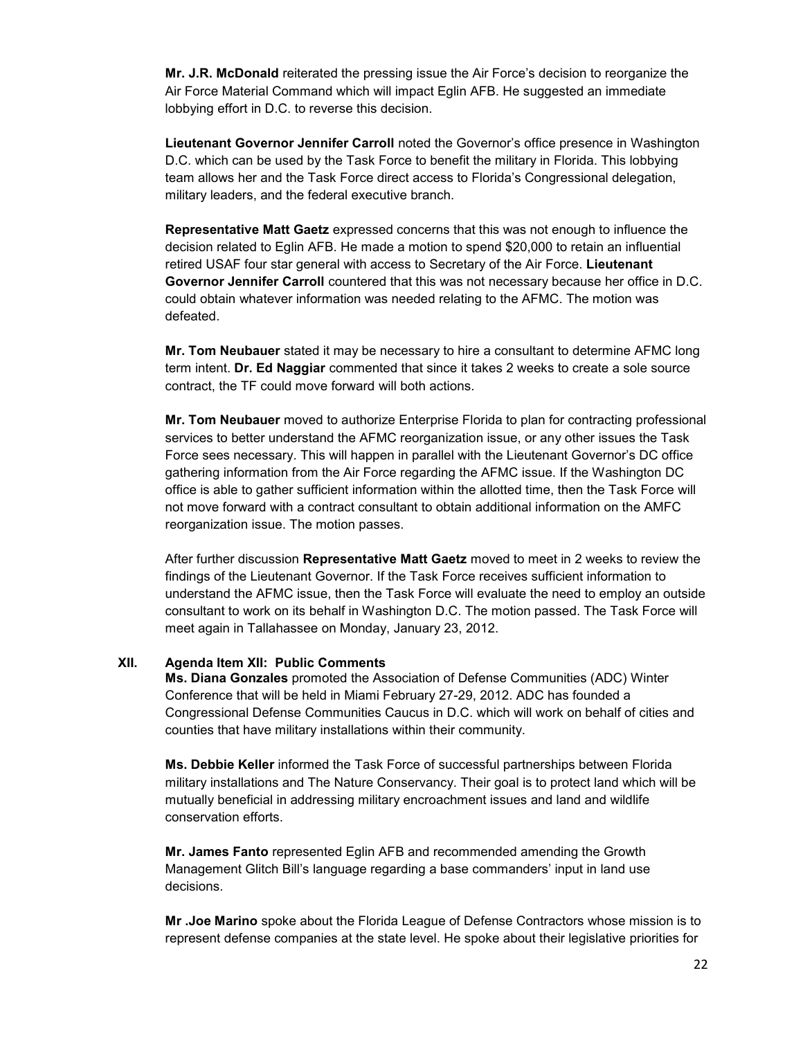**Mr. J.R. McDonald** reiterated the pressing issue the Air Force's decision to reorganize the Air Force Material Command which will impact Eglin AFB. He suggested an immediate lobbying effort in D.C. to reverse this decision.

**Lieutenant Governor Jennifer Carroll** noted the Governor's office presence in Washington D.C. which can be used by the Task Force to benefit the military in Florida. This lobbying team allows her and the Task Force direct access to Florida's Congressional delegation, military leaders, and the federal executive branch.

**Representative Matt Gaetz** expressed concerns that this was not enough to influence the decision related to Eglin AFB. He made a motion to spend $20,000 to retain an influential retired USAF four star general with access to Secretary of the Air Force. **Lieutenant Governor Jennifer Carroll** countered that this was not necessary because her office in D.C. could obtain whatever information was needed relating to the AFMC. The motion was defeated.

**Mr. Tom Neubauer** stated it may be necessary to hire a consultant to determine AFMC long term intent. **Dr. Ed Naggiar** commented that since it takes 2 weeks to create a sole source contract, the TF could move forward will both actions.

**Mr. Tom Neubauer** moved to authorize Enterprise Florida to plan for contracting professional services to better understand the AFMC reorganization issue, or any other issues the Task Force sees necessary. This will happen in parallel with the Lieutenant Governor's DC office gathering information from the Air Force regarding the AFMC issue. If the Washington DC office is able to gather sufficient information within the allotted time, then the Task Force will not move forward with a contract consultant to obtain additional information on the AMFC reorganization issue. The motion passes.

After further discussion **Representative Matt Gaetz** moved to meet in 2 weeks to review the findings of the Lieutenant Governor. If the Task Force receives sufficient information to understand the AFMC issue, then the Task Force will evaluate the need to employ an outside consultant to work on its behalf in Washington D.C. The motion passed. The Task Force will meet again in Tallahassee on Monday, January 23, 2012.

## XII. Agenda Item XII: Public Comments

**Ms. Diana Gonzales** promoted the Association of Defense Communities (ADC) Winter Conference that will be held in Miami February 27-29, 2012. ADC has founded a Congressional Defense Communities Caucus in D.C. which will work on behalf of cities and counties that have military installations within their community.

**Ms. Debbie Keller** informed the Task Force of successful partnerships between Florida military installations and The Nature Conservancy. Their goal is to protect land which will be mutually beneficial in addressing military encroachment issues and land and wildlife conservation efforts.

**Mr. James Fanto** represented Eglin AFB and recommended amending the Growth Management Glitch Bill's language regarding a base commanders' input in land use decisions.

**Mr .Joe Marino** spoke about the Florida League of Defense Contractors whose mission is to represent defense companies at the state level. He spoke about their legislative priorities for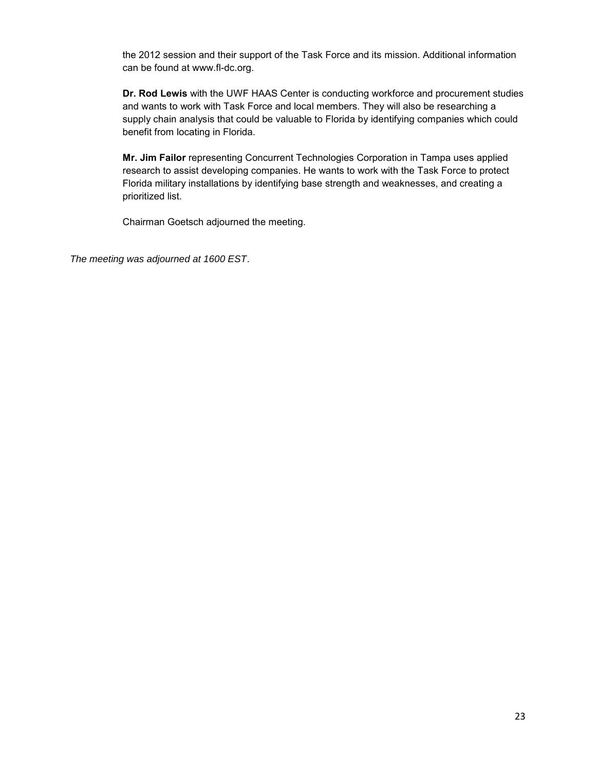the 2012 session and their support of the Task Force and its mission. Additional information can be found at www.fl-dc.org.

**Dr. Rod Lewis** with the UWF HAAS Center is conducting workforce and procurement studies and wants to work with Task Force and local members. They will also be researching a supply chain analysis that could be valuable to Florida by identifying companies which could benefit from locating in Florida.

**Mr. Jim Failor** representing Concurrent Technologies Corporation in Tampa uses applied research to assist developing companies. He wants to work with the Task Force to protect Florida military installations by identifying base strength and weaknesses, and creating a prioritized list.

Chairman Goetsch adjourned the meeting.

*The meeting was adjourned at 1600 EST*.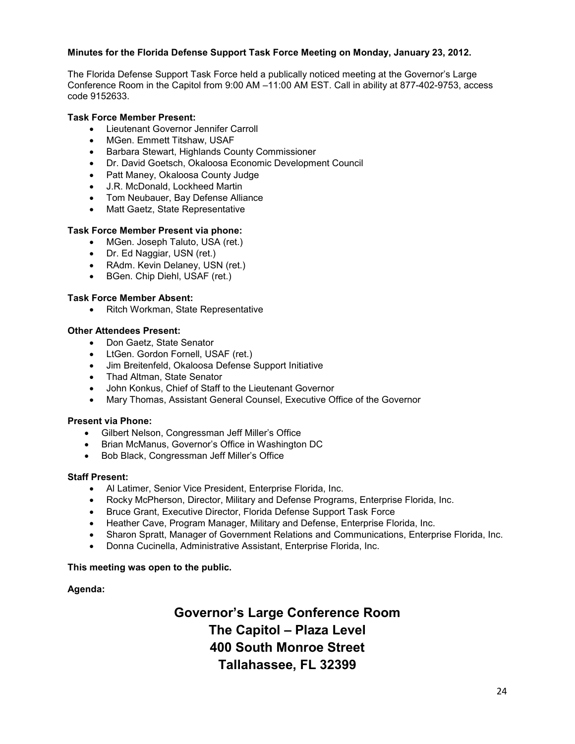**Minutes for the Florida Defense Support Task Force Meeting on Monday, January 23, 2012.**

The Florida Defense Support Task Force held a publically noticed meeting at the Governor's Large Conference Room in the Capitol from 9:00 AM –11:00 AM EST. Call in ability at 877-402-9753, access code 9152633.

**Task Force Member Present:**

- Lieutenant Governor Jennifer Carroll
- MGen. Emmett Titshaw, USAF
- Barbara Stewart, Highlands County Commissioner
- Dr. David Goetsch, Okaloosa Economic Development Council
- Patt Maney, Okaloosa County Judge
- J.R. McDonald, Lockheed Martin
- Tom Neubauer, Bay Defense Alliance
- Matt Gaetz, State Representative

**Task Force Member Present via phone:**

- MGen. Joseph Taluto, USA (ret.)
- Dr. Ed Naggiar, USN (ret.)
- RAdm. Kevin Delaney, USN (ret.)
- BGen. Chip Diehl, USAF (ret.)

**Task Force Member Absent:**

- Ritch Workman, State Representative

**Other Attendees Present:**

- Don Gaetz, State Senator
- LtGen. Gordon Fornell, USAF (ret.)
- Jim Breitenfeld, Okaloosa Defense Support Initiative
- Thad Altman, State Senator
- John Konkus, Chief of Staff to the Lieutenant Governor
- Mary Thomas, Assistant General Counsel, Executive Office of the Governor

**Present via Phone:**

- Gilbert Nelson, Congressman Jeff Miller's Office
- Brian McManus, Governor's Office in Washington DC
- Bob Black, Congressman Jeff Miller's Office

**Staff Present:**

- Al Latimer, Senior Vice President, Enterprise Florida, Inc.
- Rocky McPherson, Director, Military and Defense Programs, Enterprise Florida, Inc.
- Bruce Grant, Executive Director, Florida Defense Support Task Force
- Heather Cave, Program Manager, Military and Defense, Enterprise Florida, Inc.
- Sharon Spratt, Manager of Government Relations and Communications, Enterprise Florida, Inc.
- Donna Cucinella, Administrative Assistant, Enterprise Florida, Inc.

**This meeting was open to the public.**

**Agenda:**

## Governor's Large Conference Room
## The Capitol – Plaza Level
## 400 South Monroe Street
## Tallahassee, FL 32399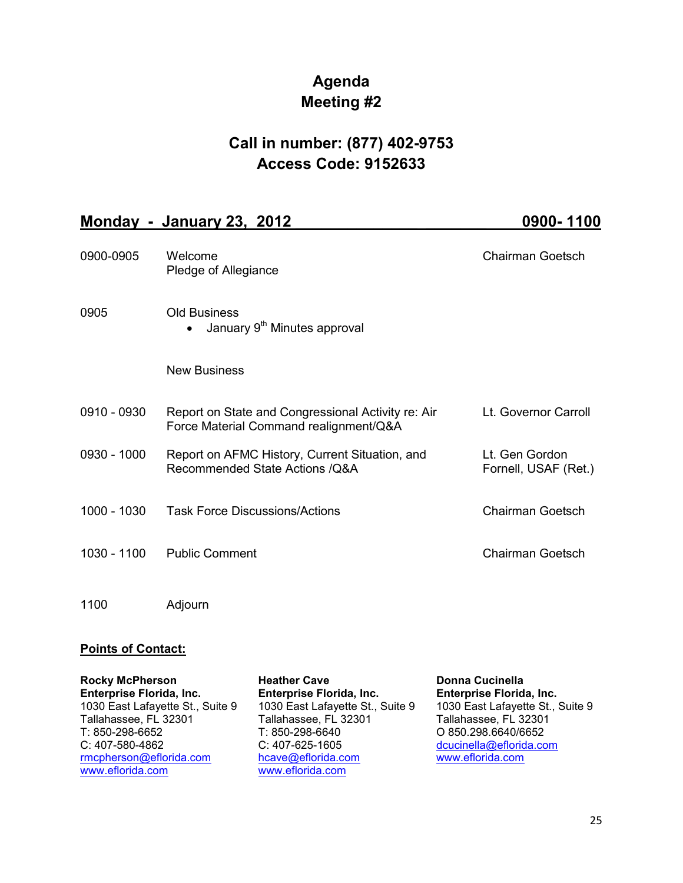# Agenda
# Meeting #2

## Call in number: (877) 402-9753
## Access Code: 9152633

**Monday - January 23, 2012 — 0900- 1100**

| Time | Item | Presenter |
|---|---|---|
| 0900-0905 | Welcome<br>Pledge of Allegiance | Chairman Goetsch |
| 0905 | Old Business<br>• January 9th Minutes approval | |
| | New Business | |
| 0910 - 0930 | Report on State and Congressional Activity re: Air Force Material Command realignment/Q&A | Lt. Governor Carroll |
| 0930 - 1000 | Report on AFMC History, Current Situation, and Recommended State Actions /Q&A | Lt. Gen Gordon Fornell, USAF (Ret.) |
| 1000 - 1030 | Task Force Discussions/Actions | Chairman Goetsch |
| 1030 - 1100 | Public Comment | Chairman Goetsch |
| 1100 | Adjourn | |

**Points of Contact:**

**Rocky McPherson**
**Enterprise Florida, Inc.**
1030 East Lafayette St., Suite 9
Tallahassee, FL 32301
T: 850-298-6652
C: 407-580-4862
rmcpherson@eflorida.com
www.eflorida.com

**Heather Cave**
**Enterprise Florida, Inc.**
1030 East Lafayette St., Suite 9
Tallahassee, FL 32301
T: 850-298-6640
C: 407-625-1605
hcave@eflorida.com
www.eflorida.com

**Donna Cucinella**
**Enterprise Florida, Inc.**
1030 East Lafayette St., Suite 9
Tallahassee, FL 32301
O 850.298.6640/6652
dcucinella@eflorida.com
www.eflorida.com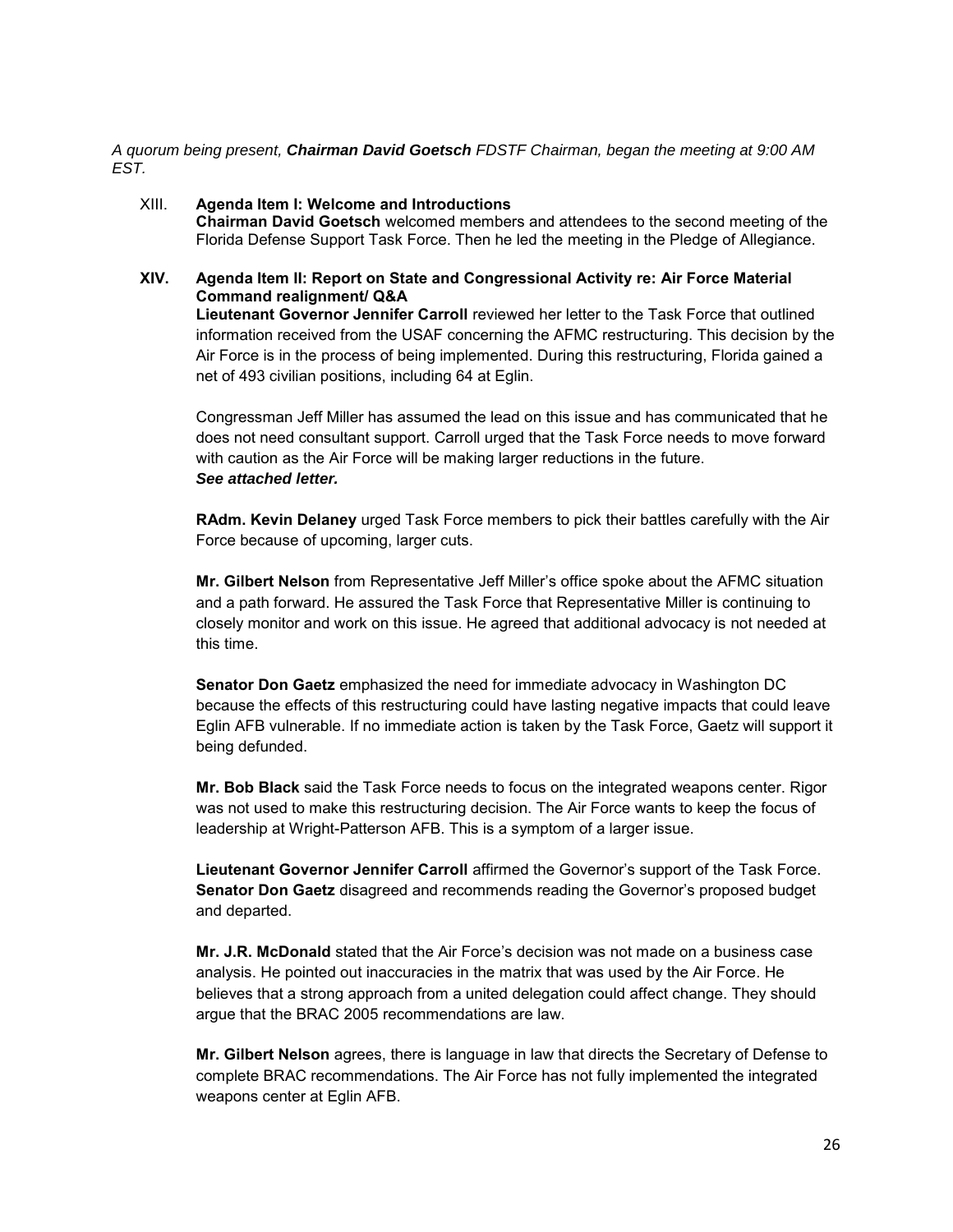*A quorum being present, **Chairman David Goetsch** FDSTF Chairman, began the meeting at 9:00 AM EST.*

XIII. **Agenda Item I: Welcome and Introductions**

**Chairman David Goetsch** welcomed members and attendees to the second meeting of the Florida Defense Support Task Force. Then he led the meeting in the Pledge of Allegiance.

**XIV. Agenda Item II: Report on State and Congressional Activity re: Air Force Material Command realignment/ Q&A**

**Lieutenant Governor Jennifer Carroll** reviewed her letter to the Task Force that outlined information received from the USAF concerning the AFMC restructuring. This decision by the Air Force is in the process of being implemented. During this restructuring, Florida gained a net of 493 civilian positions, including 64 at Eglin.

Congressman Jeff Miller has assumed the lead on this issue and has communicated that he does not need consultant support. Carroll urged that the Task Force needs to move forward with caution as the Air Force will be making larger reductions in the future.
***See attached letter.***

**RAdm. Kevin Delaney** urged Task Force members to pick their battles carefully with the Air Force because of upcoming, larger cuts.

**Mr. Gilbert Nelson** from Representative Jeff Miller's office spoke about the AFMC situation and a path forward. He assured the Task Force that Representative Miller is continuing to closely monitor and work on this issue. He agreed that additional advocacy is not needed at this time.

**Senator Don Gaetz** emphasized the need for immediate advocacy in Washington DC because the effects of this restructuring could have lasting negative impacts that could leave Eglin AFB vulnerable. If no immediate action is taken by the Task Force, Gaetz will support it being defunded.

**Mr. Bob Black** said the Task Force needs to focus on the integrated weapons center. Rigor was not used to make this restructuring decision. The Air Force wants to keep the focus of leadership at Wright-Patterson AFB. This is a symptom of a larger issue.

**Lieutenant Governor Jennifer Carroll** affirmed the Governor's support of the Task Force. **Senator Don Gaetz** disagreed and recommends reading the Governor's proposed budget and departed.

**Mr. J.R. McDonald** stated that the Air Force's decision was not made on a business case analysis. He pointed out inaccuracies in the matrix that was used by the Air Force. He believes that a strong approach from a united delegation could affect change. They should argue that the BRAC 2005 recommendations are law.

**Mr. Gilbert Nelson** agrees, there is language in law that directs the Secretary of Defense to complete BRAC recommendations. The Air Force has not fully implemented the integrated weapons center at Eglin AFB.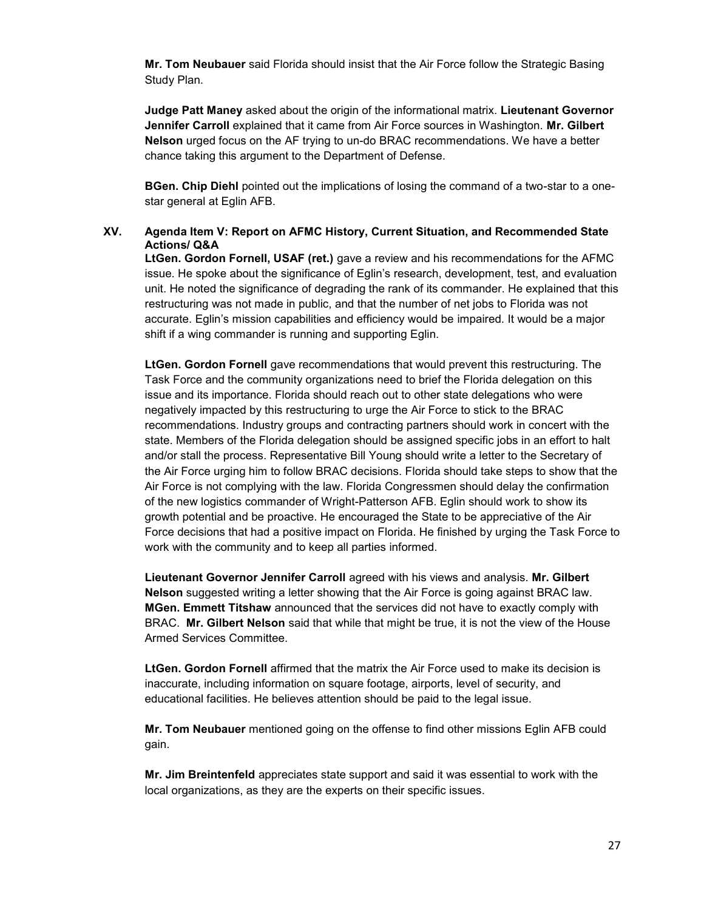**Mr. Tom Neubauer** said Florida should insist that the Air Force follow the Strategic Basing Study Plan.

**Judge Patt Maney** asked about the origin of the informational matrix. **Lieutenant Governor Jennifer Carroll** explained that it came from Air Force sources in Washington. **Mr. Gilbert Nelson** urged focus on the AF trying to un-do BRAC recommendations. We have a better chance taking this argument to the Department of Defense.

**BGen. Chip Diehl** pointed out the implications of losing the command of a two-star to a one-star general at Eglin AFB.

## XV. Agenda Item V: Report on AFMC History, Current Situation, and Recommended State Actions/ Q&A

**LtGen. Gordon Fornell, USAF (ret.)** gave a review and his recommendations for the AFMC issue. He spoke about the significance of Eglin's research, development, test, and evaluation unit. He noted the significance of degrading the rank of its commander. He explained that this restructuring was not made in public, and that the number of net jobs to Florida was not accurate. Eglin's mission capabilities and efficiency would be impaired. It would be a major shift if a wing commander is running and supporting Eglin.

**LtGen. Gordon Fornell** gave recommendations that would prevent this restructuring. The Task Force and the community organizations need to brief the Florida delegation on this issue and its importance. Florida should reach out to other state delegations who were negatively impacted by this restructuring to urge the Air Force to stick to the BRAC recommendations. Industry groups and contracting partners should work in concert with the state. Members of the Florida delegation should be assigned specific jobs in an effort to halt and/or stall the process. Representative Bill Young should write a letter to the Secretary of the Air Force urging him to follow BRAC decisions. Florida should take steps to show that the Air Force is not complying with the law. Florida Congressmen should delay the confirmation of the new logistics commander of Wright-Patterson AFB. Eglin should work to show its growth potential and be proactive. He encouraged the State to be appreciative of the Air Force decisions that had a positive impact on Florida. He finished by urging the Task Force to work with the community and to keep all parties informed.

**Lieutenant Governor Jennifer Carroll** agreed with his views and analysis. **Mr. Gilbert Nelson** suggested writing a letter showing that the Air Force is going against BRAC law. **MGen. Emmett Titshaw** announced that the services did not have to exactly comply with BRAC. **Mr. Gilbert Nelson** said that while that might be true, it is not the view of the House Armed Services Committee.

**LtGen. Gordon Fornell** affirmed that the matrix the Air Force used to make its decision is inaccurate, including information on square footage, airports, level of security, and educational facilities. He believes attention should be paid to the legal issue.

**Mr. Tom Neubauer** mentioned going on the offense to find other missions Eglin AFB could gain.

**Mr. Jim Breintenfeld** appreciates state support and said it was essential to work with the local organizations, as they are the experts on their specific issues.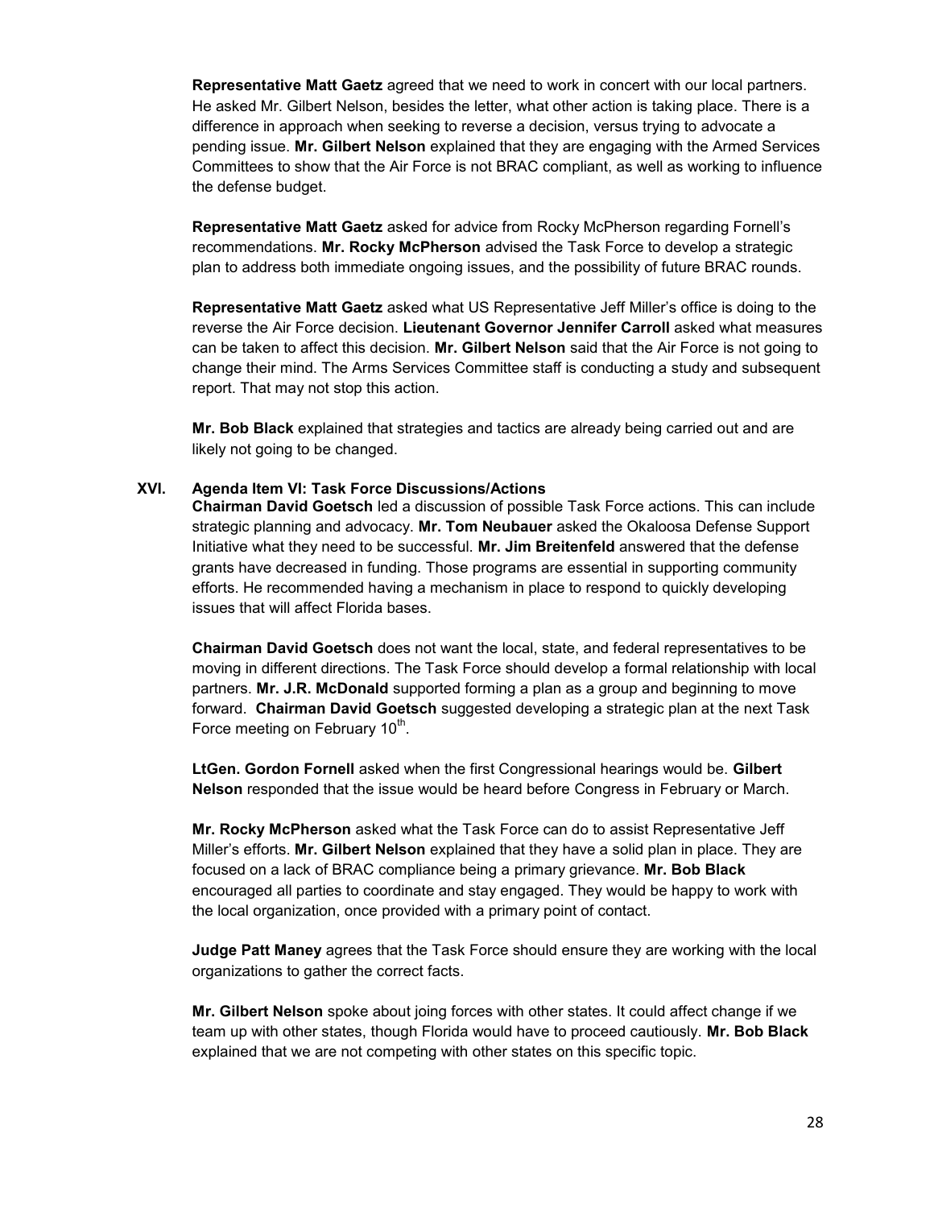**Representative Matt Gaetz** agreed that we need to work in concert with our local partners. He asked Mr. Gilbert Nelson, besides the letter, what other action is taking place. There is a difference in approach when seeking to reverse a decision, versus trying to advocate a pending issue. **Mr. Gilbert Nelson** explained that they are engaging with the Armed Services Committees to show that the Air Force is not BRAC compliant, as well as working to influence the defense budget.

**Representative Matt Gaetz** asked for advice from Rocky McPherson regarding Fornell's recommendations. **Mr. Rocky McPherson** advised the Task Force to develop a strategic plan to address both immediate ongoing issues, and the possibility of future BRAC rounds.

**Representative Matt Gaetz** asked what US Representative Jeff Miller's office is doing to the reverse the Air Force decision. **Lieutenant Governor Jennifer Carroll** asked what measures can be taken to affect this decision. **Mr. Gilbert Nelson** said that the Air Force is not going to change their mind. The Arms Services Committee staff is conducting a study and subsequent report. That may not stop this action.

**Mr. Bob Black** explained that strategies and tactics are already being carried out and are likely not going to be changed.

## XVI. Agenda Item VI: Task Force Discussions/Actions

**Chairman David Goetsch** led a discussion of possible Task Force actions. This can include strategic planning and advocacy. **Mr. Tom Neubauer** asked the Okaloosa Defense Support Initiative what they need to be successful. **Mr. Jim Breitenfeld** answered that the defense grants have decreased in funding. Those programs are essential in supporting community efforts. He recommended having a mechanism in place to respond to quickly developing issues that will affect Florida bases.

**Chairman David Goetsch** does not want the local, state, and federal representatives to be moving in different directions. The Task Force should develop a formal relationship with local partners. **Mr. J.R. McDonald** supported forming a plan as a group and beginning to move forward. **Chairman David Goetsch** suggested developing a strategic plan at the next Task Force meeting on February 10th.

**LtGen. Gordon Fornell** asked when the first Congressional hearings would be. **Gilbert Nelson** responded that the issue would be heard before Congress in February or March.

**Mr. Rocky McPherson** asked what the Task Force can do to assist Representative Jeff Miller's efforts. **Mr. Gilbert Nelson** explained that they have a solid plan in place. They are focused on a lack of BRAC compliance being a primary grievance. **Mr. Bob Black** encouraged all parties to coordinate and stay engaged. They would be happy to work with the local organization, once provided with a primary point of contact.

**Judge Patt Maney** agrees that the Task Force should ensure they are working with the local organizations to gather the correct facts.

**Mr. Gilbert Nelson** spoke about joing forces with other states. It could affect change if we team up with other states, though Florida would have to proceed cautiously. **Mr. Bob Black** explained that we are not competing with other states on this specific topic.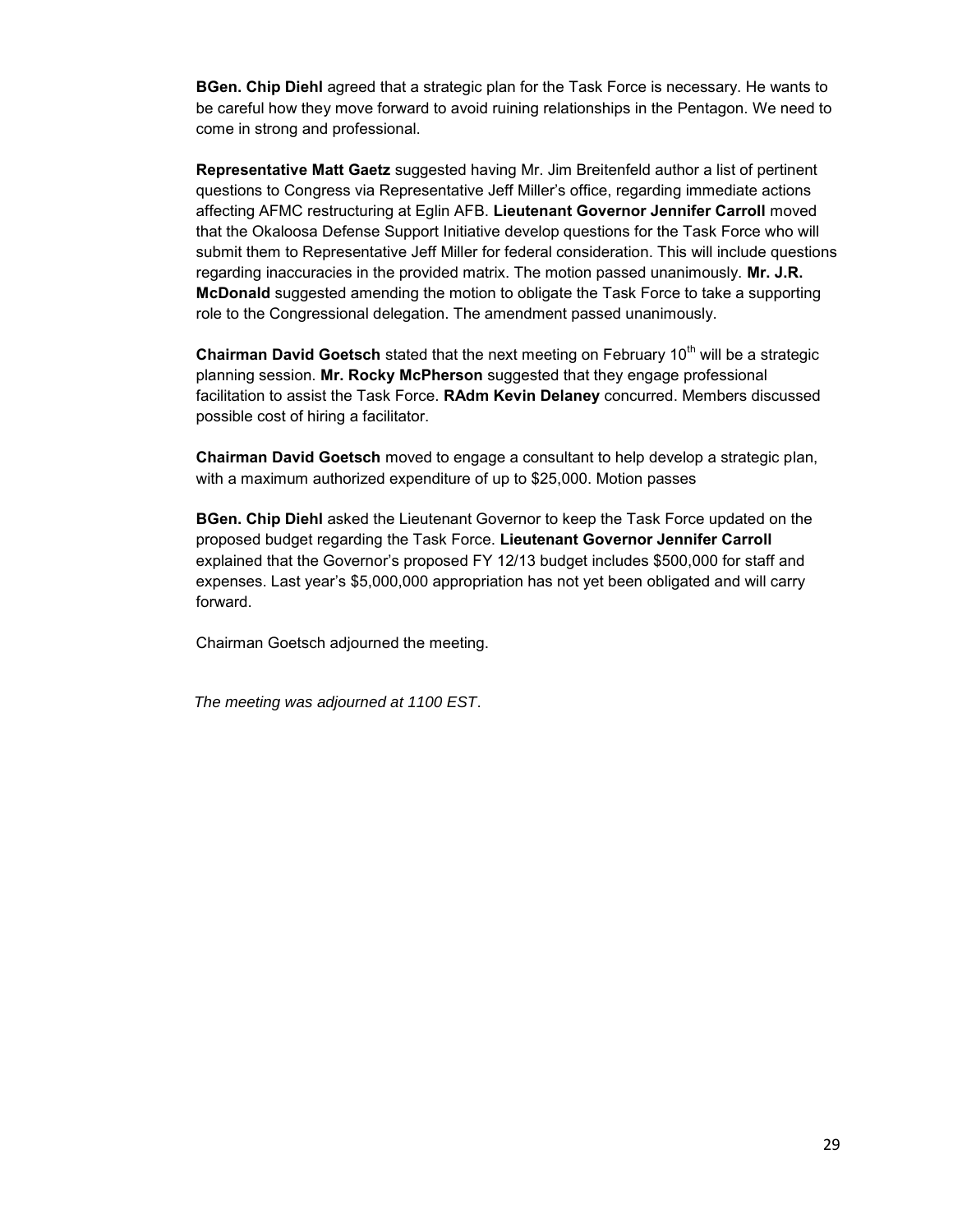**BGen. Chip Diehl** agreed that a strategic plan for the Task Force is necessary. He wants to be careful how they move forward to avoid ruining relationships in the Pentagon. We need to come in strong and professional.

**Representative Matt Gaetz** suggested having Mr. Jim Breitenfeld author a list of pertinent questions to Congress via Representative Jeff Miller's office, regarding immediate actions affecting AFMC restructuring at Eglin AFB. **Lieutenant Governor Jennifer Carroll** moved that the Okaloosa Defense Support Initiative develop questions for the Task Force who will submit them to Representative Jeff Miller for federal consideration. This will include questions regarding inaccuracies in the provided matrix. The motion passed unanimously. **Mr. J.R. McDonald** suggested amending the motion to obligate the Task Force to take a supporting role to the Congressional delegation. The amendment passed unanimously.

**Chairman David Goetsch** stated that the next meeting on February 10th will be a strategic planning session. **Mr. Rocky McPherson** suggested that they engage professional facilitation to assist the Task Force. **RAdm Kevin Delaney** concurred. Members discussed possible cost of hiring a facilitator.

**Chairman David Goetsch** moved to engage a consultant to help develop a strategic plan, with a maximum authorized expenditure of up to $25,000. Motion passes

**BGen. Chip Diehl** asked the Lieutenant Governor to keep the Task Force updated on the proposed budget regarding the Task Force. **Lieutenant Governor Jennifer Carroll** explained that the Governor's proposed FY 12/13 budget includes $500,000 for staff and expenses. Last year's $5,000,000 appropriation has not yet been obligated and will carry forward.

Chairman Goetsch adjourned the meeting.

*The meeting was adjourned at 1100 EST.*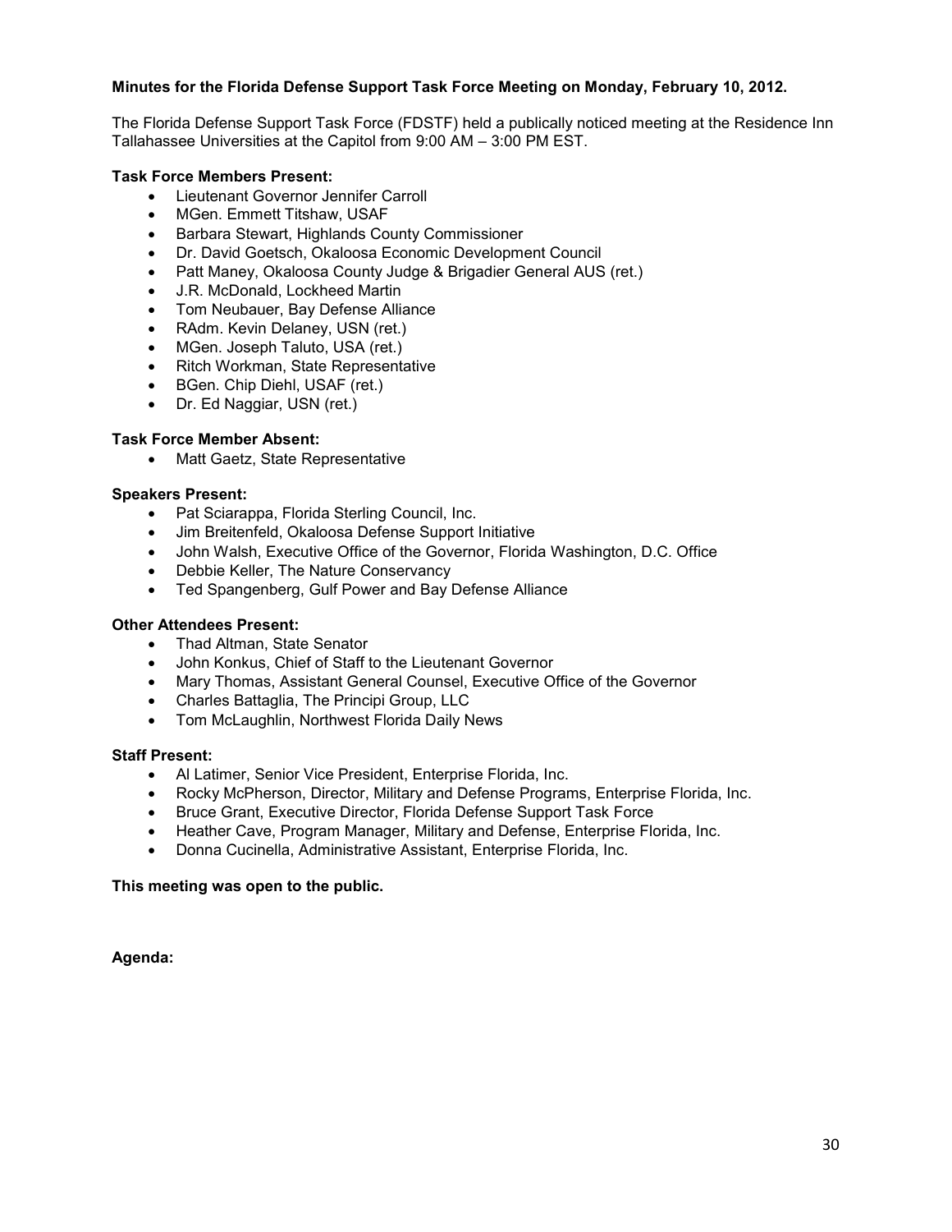**Minutes for the Florida Defense Support Task Force Meeting on Monday, February 10, 2012.**

The Florida Defense Support Task Force (FDSTF) held a publically noticed meeting at the Residence Inn Tallahassee Universities at the Capitol from 9:00 AM – 3:00 PM EST.

**Task Force Members Present:**

- Lieutenant Governor Jennifer Carroll
- MGen. Emmett Titshaw, USAF
- Barbara Stewart, Highlands County Commissioner
- Dr. David Goetsch, Okaloosa Economic Development Council
- Patt Maney, Okaloosa County Judge & Brigadier General AUS (ret.)
- J.R. McDonald, Lockheed Martin
- Tom Neubauer, Bay Defense Alliance
- RAdm. Kevin Delaney, USN (ret.)
- MGen. Joseph Taluto, USA (ret.)
- Ritch Workman, State Representative
- BGen. Chip Diehl, USAF (ret.)
- Dr. Ed Naggiar, USN (ret.)

**Task Force Member Absent:**

- Matt Gaetz, State Representative

**Speakers Present:**

- Pat Sciarappa, Florida Sterling Council, Inc.
- Jim Breitenfeld, Okaloosa Defense Support Initiative
- John Walsh, Executive Office of the Governor, Florida Washington, D.C. Office
- Debbie Keller, The Nature Conservancy
- Ted Spangenberg, Gulf Power and Bay Defense Alliance

**Other Attendees Present:**

- Thad Altman, State Senator
- John Konkus, Chief of Staff to the Lieutenant Governor
- Mary Thomas, Assistant General Counsel, Executive Office of the Governor
- Charles Battaglia, The Principi Group, LLC
- Tom McLaughlin, Northwest Florida Daily News

**Staff Present:**

- Al Latimer, Senior Vice President, Enterprise Florida, Inc.
- Rocky McPherson, Director, Military and Defense Programs, Enterprise Florida, Inc.
- Bruce Grant, Executive Director, Florida Defense Support Task Force
- Heather Cave, Program Manager, Military and Defense, Enterprise Florida, Inc.
- Donna Cucinella, Administrative Assistant, Enterprise Florida, Inc.

**This meeting was open to the public.**

**Agenda:**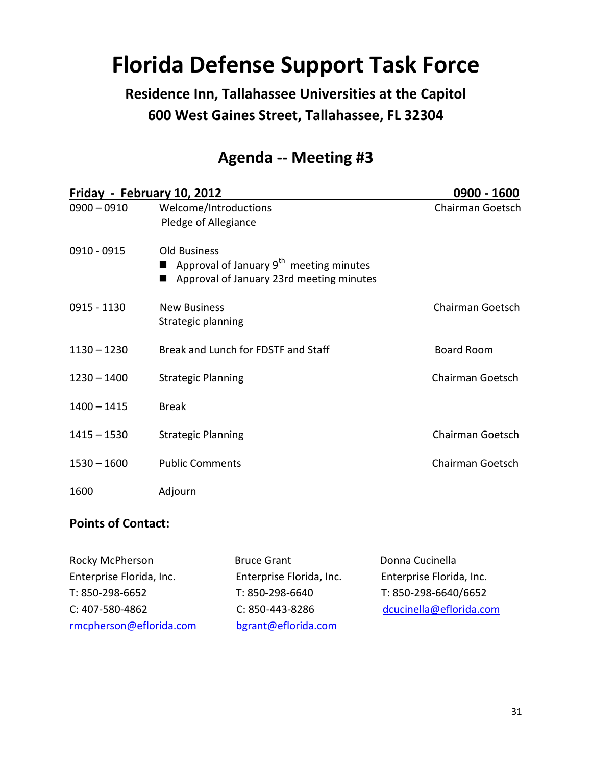# Florida Defense Support Task Force

## Residence Inn, Tallahassee Universities at the Capitol

## 600 West Gaines Street, Tallahassee, FL 32304

## Agenda -- Meeting #3

| Friday - February 10, 2012 | | 0900 - 1600 |
|---|---|---|
| 0900 – 0910 | Welcome/Introductions<br>Pledge of Allegiance | Chairman Goetsch |
| 0910 - 0915 | Old Business<br>■ Approval of January 9th meeting minutes<br>■ Approval of January 23rd meeting minutes | |
| 0915 - 1130 | New Business<br>Strategic planning | Chairman Goetsch |
| 1130 – 1230 | Break and Lunch for FDSTF and Staff | Board Room |
| 1230 – 1400 | Strategic Planning | Chairman Goetsch |
| 1400 – 1415 | Break | |
| 1415 – 1530 | Strategic Planning | Chairman Goetsch |
| 1530 – 1600 | Public Comments | Chairman Goetsch |
| 1600 | Adjourn | |

**Points of Contact:**

Rocky McPherson
Enterprise Florida, Inc.
T: 850-298-6652
C: 407-580-4862
rmcpherson@eflorida.com

Bruce Grant
Enterprise Florida, Inc.
T: 850-298-6640
C: 850-443-8286
bgrant@eflorida.com

Donna Cucinella
Enterprise Florida, Inc.
T: 850-298-6640/6652
dcucinella@eflorida.com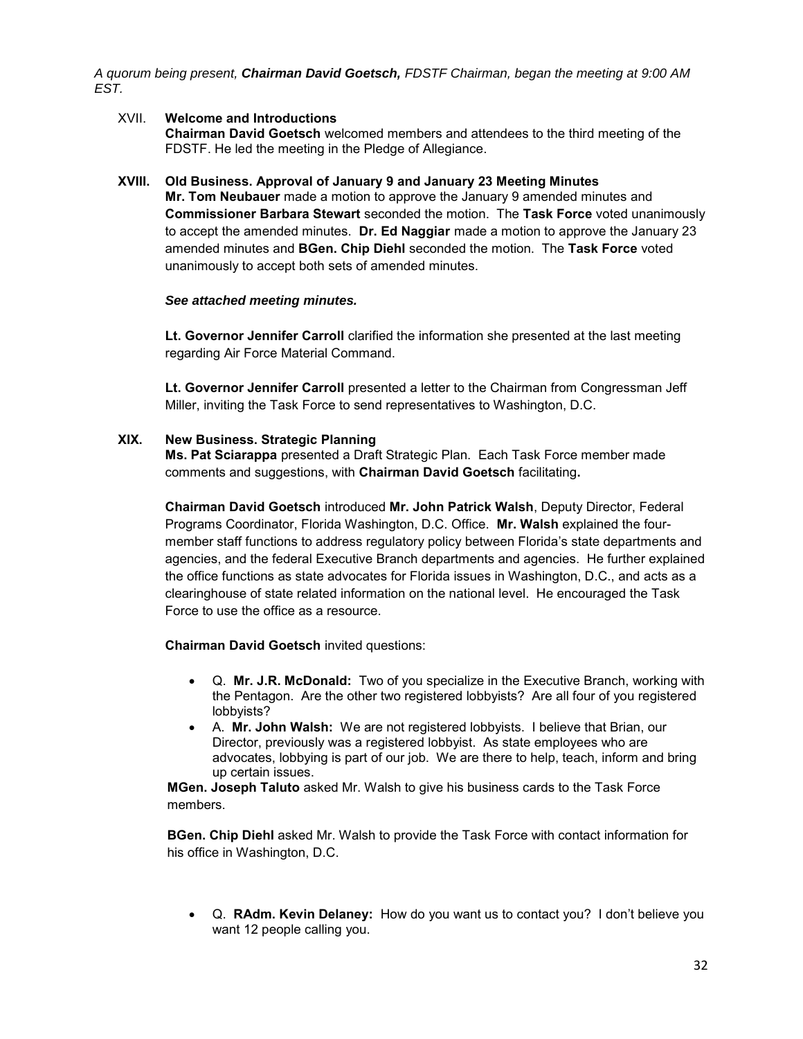*A quorum being present, **Chairman David Goetsch,** FDSTF Chairman, began the meeting at 9:00 AM EST.*

XVII. **Welcome and Introductions**

**Chairman David Goetsch** welcomed members and attendees to the third meeting of the FDSTF. He led the meeting in the Pledge of Allegiance.

**XVIII. Old Business. Approval of January 9 and January 23 Meeting Minutes**

**Mr. Tom Neubauer** made a motion to approve the January 9 amended minutes and **Commissioner Barbara Stewart** seconded the motion. The **Task Force** voted unanimously to accept the amended minutes. **Dr. Ed Naggiar** made a motion to approve the January 23 amended minutes and **BGen. Chip Diehl** seconded the motion. The **Task Force** voted unanimously to accept both sets of amended minutes.

***See attached meeting minutes.***

**Lt. Governor Jennifer Carroll** clarified the information she presented at the last meeting regarding Air Force Material Command.

**Lt. Governor Jennifer Carroll** presented a letter to the Chairman from Congressman Jeff Miller, inviting the Task Force to send representatives to Washington, D.C.

**XIX. New Business. Strategic Planning**

**Ms. Pat Sciarappa** presented a Draft Strategic Plan. Each Task Force member made comments and suggestions, with **Chairman David Goetsch** facilitating**.**

**Chairman David Goetsch** introduced **Mr. John Patrick Walsh**, Deputy Director, Federal Programs Coordinator, Florida Washington, D.C. Office. **Mr. Walsh** explained the four-member staff functions to address regulatory policy between Florida's state departments and agencies, and the federal Executive Branch departments and agencies. He further explained the office functions as state advocates for Florida issues in Washington, D.C., and acts as a clearinghouse of state related information on the national level. He encouraged the Task Force to use the office as a resource.

**Chairman David Goetsch** invited questions:

- Q. **Mr. J.R. McDonald:** Two of you specialize in the Executive Branch, working with the Pentagon. Are the other two registered lobbyists? Are all four of you registered lobbyists?
- A. **Mr. John Walsh:** We are not registered lobbyists. I believe that Brian, our Director, previously was a registered lobbyist. As state employees who are advocates, lobbying is part of our job. We are there to help, teach, inform and bring up certain issues.

**MGen. Joseph Taluto** asked Mr. Walsh to give his business cards to the Task Force members.

**BGen. Chip Diehl** asked Mr. Walsh to provide the Task Force with contact information for his office in Washington, D.C.

- Q. **RAdm. Kevin Delaney:** How do you want us to contact you? I don't believe you want 12 people calling you.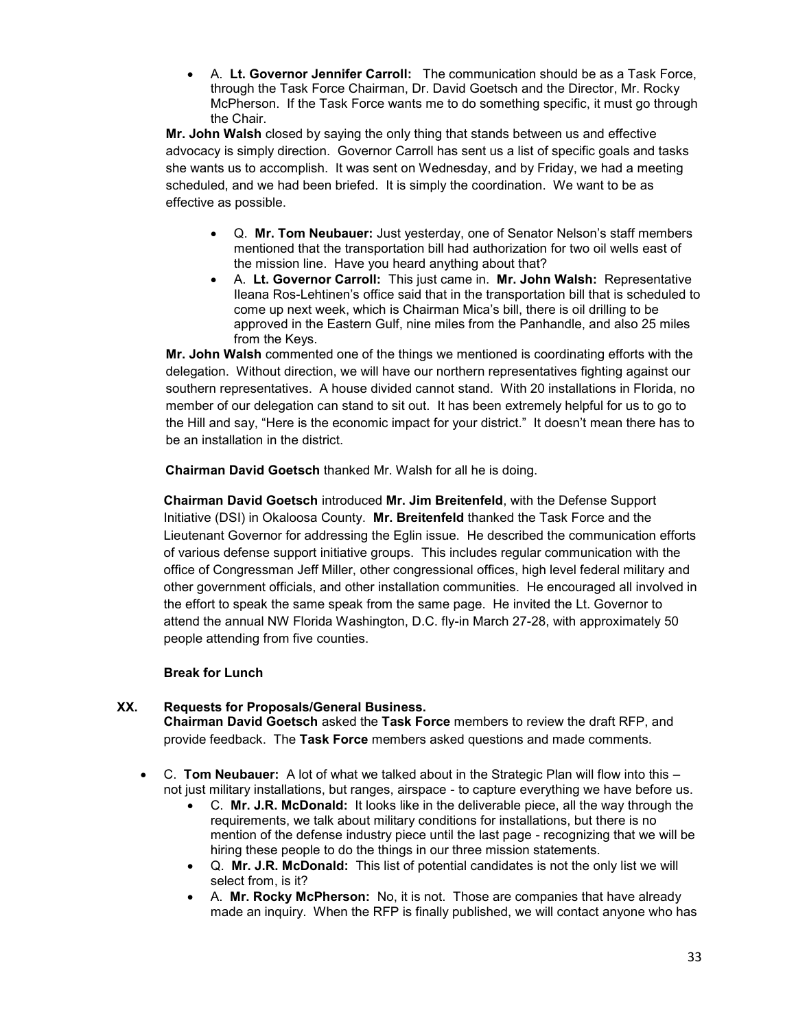- A. **Lt. Governor Jennifer Carroll:** The communication should be as a Task Force, through the Task Force Chairman, Dr. David Goetsch and the Director, Mr. Rocky McPherson. If the Task Force wants me to do something specific, it must go through the Chair.

**Mr. John Walsh** closed by saying the only thing that stands between us and effective advocacy is simply direction. Governor Carroll has sent us a list of specific goals and tasks she wants us to accomplish. It was sent on Wednesday, and by Friday, we had a meeting scheduled, and we had been briefed. It is simply the coordination. We want to be as effective as possible.

- Q. **Mr. Tom Neubauer:** Just yesterday, one of Senator Nelson's staff members mentioned that the transportation bill had authorization for two oil wells east of the mission line. Have you heard anything about that?
- A. **Lt. Governor Carroll:** This just came in. **Mr. John Walsh:** Representative Ileana Ros-Lehtinen's office said that in the transportation bill that is scheduled to come up next week, which is Chairman Mica's bill, there is oil drilling to be approved in the Eastern Gulf, nine miles from the Panhandle, and also 25 miles from the Keys.

**Mr. John Walsh** commented one of the things we mentioned is coordinating efforts with the delegation. Without direction, we will have our northern representatives fighting against our southern representatives. A house divided cannot stand. With 20 installations in Florida, no member of our delegation can stand to sit out. It has been extremely helpful for us to go to the Hill and say, "Here is the economic impact for your district." It doesn't mean there has to be an installation in the district.

**Chairman David Goetsch** thanked Mr. Walsh for all he is doing.

**Chairman David Goetsch** introduced **Mr. Jim Breitenfeld**, with the Defense Support Initiative (DSI) in Okaloosa County. **Mr. Breitenfeld** thanked the Task Force and the Lieutenant Governor for addressing the Eglin issue. He described the communication efforts of various defense support initiative groups. This includes regular communication with the office of Congressman Jeff Miller, other congressional offices, high level federal military and other government officials, and other installation communities. He encouraged all involved in the effort to speak the same speak from the same page. He invited the Lt. Governor to attend the annual NW Florida Washington, D.C. fly-in March 27-28, with approximately 50 people attending from five counties.

**Break for Lunch**

**XX. Requests for Proposals/General Business.**

**Chairman David Goetsch** asked the **Task Force** members to review the draft RFP, and provide feedback. The **Task Force** members asked questions and made comments.

- C. **Tom Neubauer:** A lot of what we talked about in the Strategic Plan will flow into this – not just military installations, but ranges, airspace - to capture everything we have before us.
    - C. **Mr. J.R. McDonald:** It looks like in the deliverable piece, all the way through the requirements, we talk about military conditions for installations, but there is no mention of the defense industry piece until the last page - recognizing that we will be hiring these people to do the things in our three mission statements.
    - Q. **Mr. J.R. McDonald:** This list of potential candidates is not the only list we will select from, is it?
    - A. **Mr. Rocky McPherson:** No, it is not. Those are companies that have already made an inquiry. When the RFP is finally published, we will contact anyone who has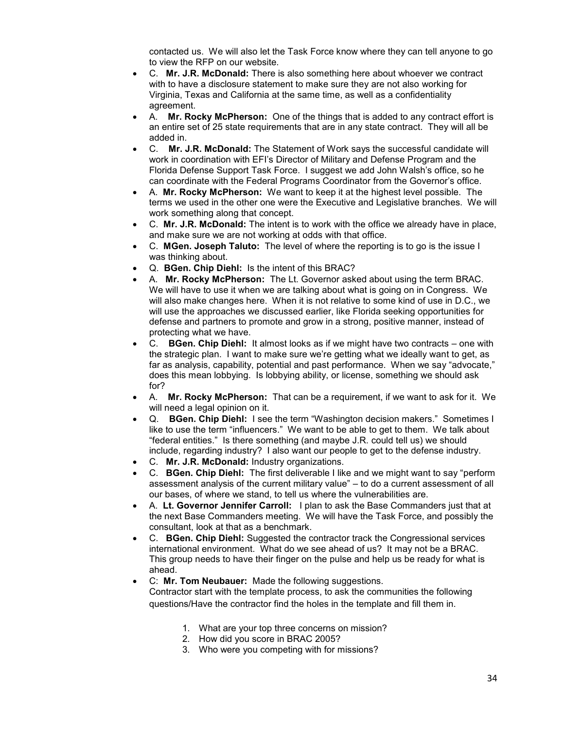contacted us. We will also let the Task Force know where they can tell anyone to go to view the RFP on our website.

- C. **Mr. J.R. McDonald:** There is also something here about whoever we contract with to have a disclosure statement to make sure they are not also working for Virginia, Texas and California at the same time, as well as a confidentiality agreement.
- A. **Mr. Rocky McPherson:** One of the things that is added to any contract effort is an entire set of 25 state requirements that are in any state contract. They will all be added in.
- C. **Mr. J.R. McDonald:** The Statement of Work says the successful candidate will work in coordination with EFI's Director of Military and Defense Program and the Florida Defense Support Task Force. I suggest we add John Walsh's office, so he can coordinate with the Federal Programs Coordinator from the Governor's office.
- A. **Mr. Rocky McPherson:** We want to keep it at the highest level possible. The terms we used in the other one were the Executive and Legislative branches. We will work something along that concept.
- C. **Mr. J.R. McDonald:** The intent is to work with the office we already have in place, and make sure we are not working at odds with that office.
- C. **MGen. Joseph Taluto:** The level of where the reporting is to go is the issue I was thinking about.
- Q. **BGen. Chip Diehl:** Is the intent of this BRAC?
- A. **Mr. Rocky McPherson:** The Lt. Governor asked about using the term BRAC. We will have to use it when we are talking about what is going on in Congress. We will also make changes here. When it is not relative to some kind of use in D.C., we will use the approaches we discussed earlier, like Florida seeking opportunities for defense and partners to promote and grow in a strong, positive manner, instead of protecting what we have.
- C. **BGen. Chip Diehl:** It almost looks as if we might have two contracts – one with the strategic plan. I want to make sure we're getting what we ideally want to get, as far as analysis, capability, potential and past performance. When we say "advocate," does this mean lobbying. Is lobbying ability, or license, something we should ask for?
- A. **Mr. Rocky McPherson:** That can be a requirement, if we want to ask for it. We will need a legal opinion on it.
- Q. **BGen. Chip Diehl:** I see the term "Washington decision makers." Sometimes I like to use the term "influencers." We want to be able to get to them. We talk about "federal entities." Is there something (and maybe J.R. could tell us) we should include, regarding industry? I also want our people to get to the defense industry.
- C. **Mr. J.R. McDonald:** Industry organizations.
- C. **BGen. Chip Diehl:** The first deliverable I like and we might want to say "perform assessment analysis of the current military value" – to do a current assessment of all our bases, of where we stand, to tell us where the vulnerabilities are.
- A. **Lt. Governor Jennifer Carroll:** I plan to ask the Base Commanders just that at the next Base Commanders meeting. We will have the Task Force, and possibly the consultant, look at that as a benchmark.
- C. **BGen. Chip Diehl:** Suggested the contractor track the Congressional services international environment. What do we see ahead of us? It may not be a BRAC. This group needs to have their finger on the pulse and help us be ready for what is ahead.
- C: **Mr. Tom Neubauer:** Made the following suggestions.
  Contractor start with the template process, to ask the communities the following questions/Have the contractor find the holes in the template and fill them in.

    1. What are your top three concerns on mission?
    2. How did you score in BRAC 2005?
    3. Who were you competing with for missions?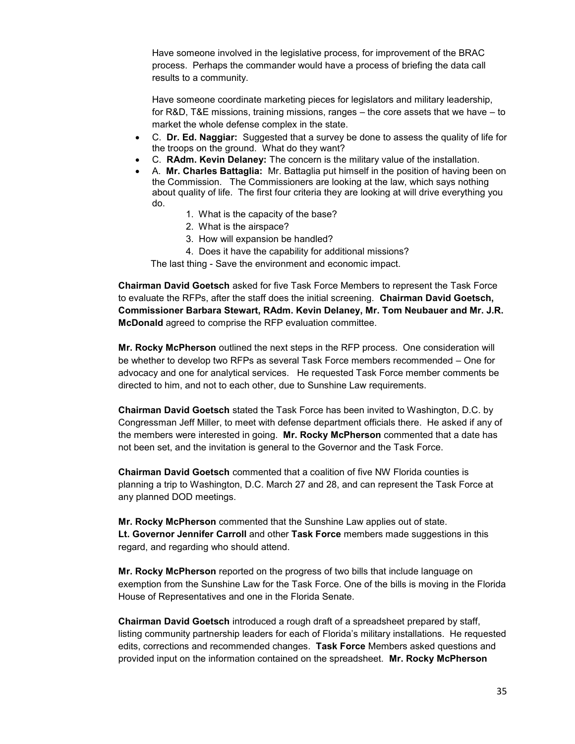Have someone involved in the legislative process, for improvement of the BRAC process. Perhaps the commander would have a process of briefing the data call results to a community.

Have someone coordinate marketing pieces for legislators and military leadership, for R&D, T&E missions, training missions, ranges – the core assets that we have – to market the whole defense complex in the state.

- C. **Dr. Ed. Naggiar:** Suggested that a survey be done to assess the quality of life for the troops on the ground. What do they want?
- C. **RAdm. Kevin Delaney:** The concern is the military value of the installation.
- A. **Mr. Charles Battaglia:** Mr. Battaglia put himself in the position of having been on the Commission. The Commissioners are looking at the law, which says nothing about quality of life. The first four criteria they are looking at will drive everything you do.
  1. What is the capacity of the base?
  2. What is the airspace?
  3. How will expansion be handled?
  4. Does it have the capability for additional missions?

  The last thing - Save the environment and economic impact.

**Chairman David Goetsch** asked for five Task Force Members to represent the Task Force to evaluate the RFPs, after the staff does the initial screening. **Chairman David Goetsch, Commissioner Barbara Stewart, RAdm. Kevin Delaney, Mr. Tom Neubauer and Mr. J.R. McDonald** agreed to comprise the RFP evaluation committee.

**Mr. Rocky McPherson** outlined the next steps in the RFP process. One consideration will be whether to develop two RFPs as several Task Force members recommended – One for advocacy and one for analytical services. He requested Task Force member comments be directed to him, and not to each other, due to Sunshine Law requirements.

**Chairman David Goetsch** stated the Task Force has been invited to Washington, D.C. by Congressman Jeff Miller, to meet with defense department officials there. He asked if any of the members were interested in going. **Mr. Rocky McPherson** commented that a date has not been set, and the invitation is general to the Governor and the Task Force.

**Chairman David Goetsch** commented that a coalition of five NW Florida counties is planning a trip to Washington, D.C. March 27 and 28, and can represent the Task Force at any planned DOD meetings.

**Mr. Rocky McPherson** commented that the Sunshine Law applies out of state. **Lt. Governor Jennifer Carroll** and other **Task Force** members made suggestions in this regard, and regarding who should attend.

**Mr. Rocky McPherson** reported on the progress of two bills that include language on exemption from the Sunshine Law for the Task Force. One of the bills is moving in the Florida House of Representatives and one in the Florida Senate.

**Chairman David Goetsch** introduced a rough draft of a spreadsheet prepared by staff, listing community partnership leaders for each of Florida's military installations. He requested edits, corrections and recommended changes. **Task Force** Members asked questions and provided input on the information contained on the spreadsheet. **Mr. Rocky McPherson**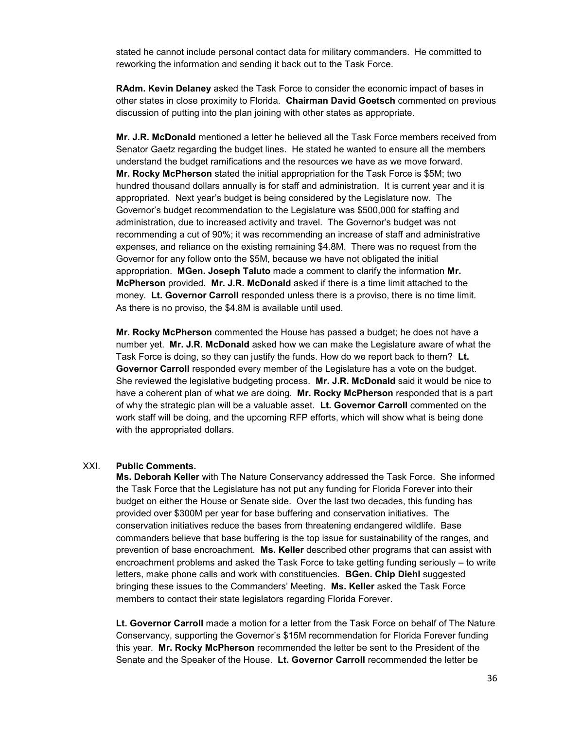stated he cannot include personal contact data for military commanders. He committed to reworking the information and sending it back out to the Task Force.

**RAdm. Kevin Delaney** asked the Task Force to consider the economic impact of bases in other states in close proximity to Florida. **Chairman David Goetsch** commented on previous discussion of putting into the plan joining with other states as appropriate.

**Mr. J.R. McDonald** mentioned a letter he believed all the Task Force members received from Senator Gaetz regarding the budget lines. He stated he wanted to ensure all the members understand the budget ramifications and the resources we have as we move forward. **Mr. Rocky McPherson** stated the initial appropriation for the Task Force is $5M; two hundred thousand dollars annually is for staff and administration. It is current year and it is appropriated. Next year's budget is being considered by the Legislature now. The Governor's budget recommendation to the Legislature was $500,000 for staffing and administration, due to increased activity and travel. The Governor's budget was not recommending a cut of 90%; it was recommending an increase of staff and administrative expenses, and reliance on the existing remaining $4.8M. There was no request from the Governor for any follow onto the $5M, because we have not obligated the initial appropriation. **MGen. Joseph Taluto** made a comment to clarify the information **Mr. McPherson** provided. **Mr. J.R. McDonald** asked if there is a time limit attached to the money. **Lt. Governor Carroll** responded unless there is a proviso, there is no time limit. As there is no proviso, the $4.8M is available until used.

**Mr. Rocky McPherson** commented the House has passed a budget; he does not have a number yet. **Mr. J.R. McDonald** asked how we can make the Legislature aware of what the Task Force is doing, so they can justify the funds. How do we report back to them? **Lt. Governor Carroll** responded every member of the Legislature has a vote on the budget. She reviewed the legislative budgeting process. **Mr. J.R. McDonald** said it would be nice to have a coherent plan of what we are doing. **Mr. Rocky McPherson** responded that is a part of why the strategic plan will be a valuable asset. **Lt. Governor Carroll** commented on the work staff will be doing, and the upcoming RFP efforts, which will show what is being done with the appropriated dollars.

XXI. **Public Comments.**

**Ms. Deborah Keller** with The Nature Conservancy addressed the Task Force. She informed the Task Force that the Legislature has not put any funding for Florida Forever into their budget on either the House or Senate side. Over the last two decades, this funding has provided over $300M per year for base buffering and conservation initiatives. The conservation initiatives reduce the bases from threatening endangered wildlife. Base commanders believe that base buffering is the top issue for sustainability of the ranges, and prevention of base encroachment. **Ms. Keller** described other programs that can assist with encroachment problems and asked the Task Force to take getting funding seriously – to write letters, make phone calls and work with constituencies. **BGen. Chip Diehl** suggested bringing these issues to the Commanders' Meeting. **Ms. Keller** asked the Task Force members to contact their state legislators regarding Florida Forever.

**Lt. Governor Carroll** made a motion for a letter from the Task Force on behalf of The Nature Conservancy, supporting the Governor's $15M recommendation for Florida Forever funding this year. **Mr. Rocky McPherson** recommended the letter be sent to the President of the Senate and the Speaker of the House. **Lt. Governor Carroll** recommended the letter be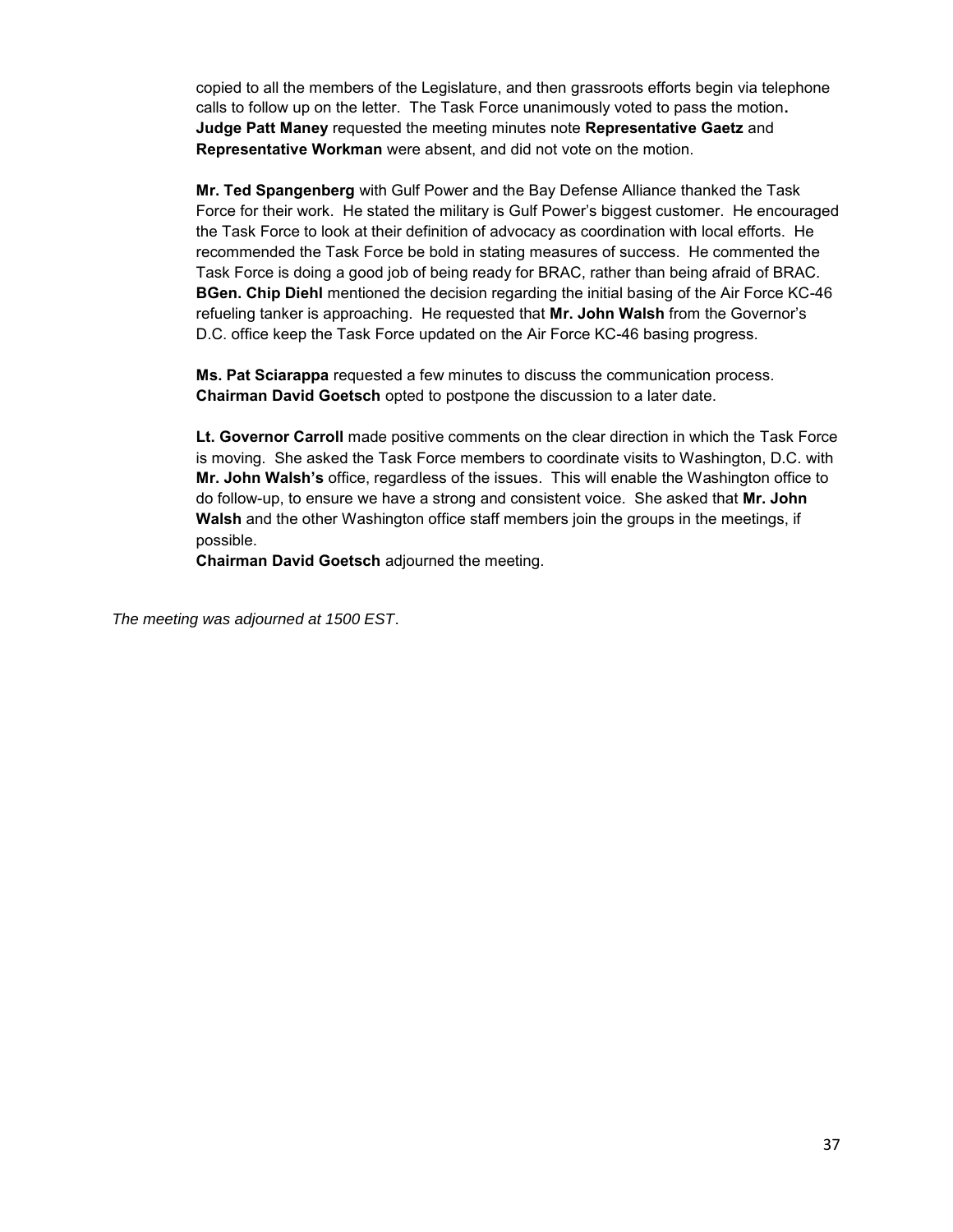copied to all the members of the Legislature, and then grassroots efforts begin via telephone calls to follow up on the letter. The Task Force unanimously voted to pass the motion**.** **Judge Patt Maney** requested the meeting minutes note **Representative Gaetz** and **Representative Workman** were absent, and did not vote on the motion.

**Mr. Ted Spangenberg** with Gulf Power and the Bay Defense Alliance thanked the Task Force for their work. He stated the military is Gulf Power's biggest customer. He encouraged the Task Force to look at their definition of advocacy as coordination with local efforts. He recommended the Task Force be bold in stating measures of success. He commented the Task Force is doing a good job of being ready for BRAC, rather than being afraid of BRAC. **BGen. Chip Diehl** mentioned the decision regarding the initial basing of the Air Force KC-46 refueling tanker is approaching. He requested that **Mr. John Walsh** from the Governor's D.C. office keep the Task Force updated on the Air Force KC-46 basing progress.

**Ms. Pat Sciarappa** requested a few minutes to discuss the communication process. **Chairman David Goetsch** opted to postpone the discussion to a later date.

**Lt. Governor Carroll** made positive comments on the clear direction in which the Task Force is moving. She asked the Task Force members to coordinate visits to Washington, D.C. with **Mr. John Walsh's** office, regardless of the issues. This will enable the Washington office to do follow-up, to ensure we have a strong and consistent voice. She asked that **Mr. John Walsh** and the other Washington office staff members join the groups in the meetings, if possible.
**Chairman David Goetsch** adjourned the meeting.

*The meeting was adjourned at 1500 EST*.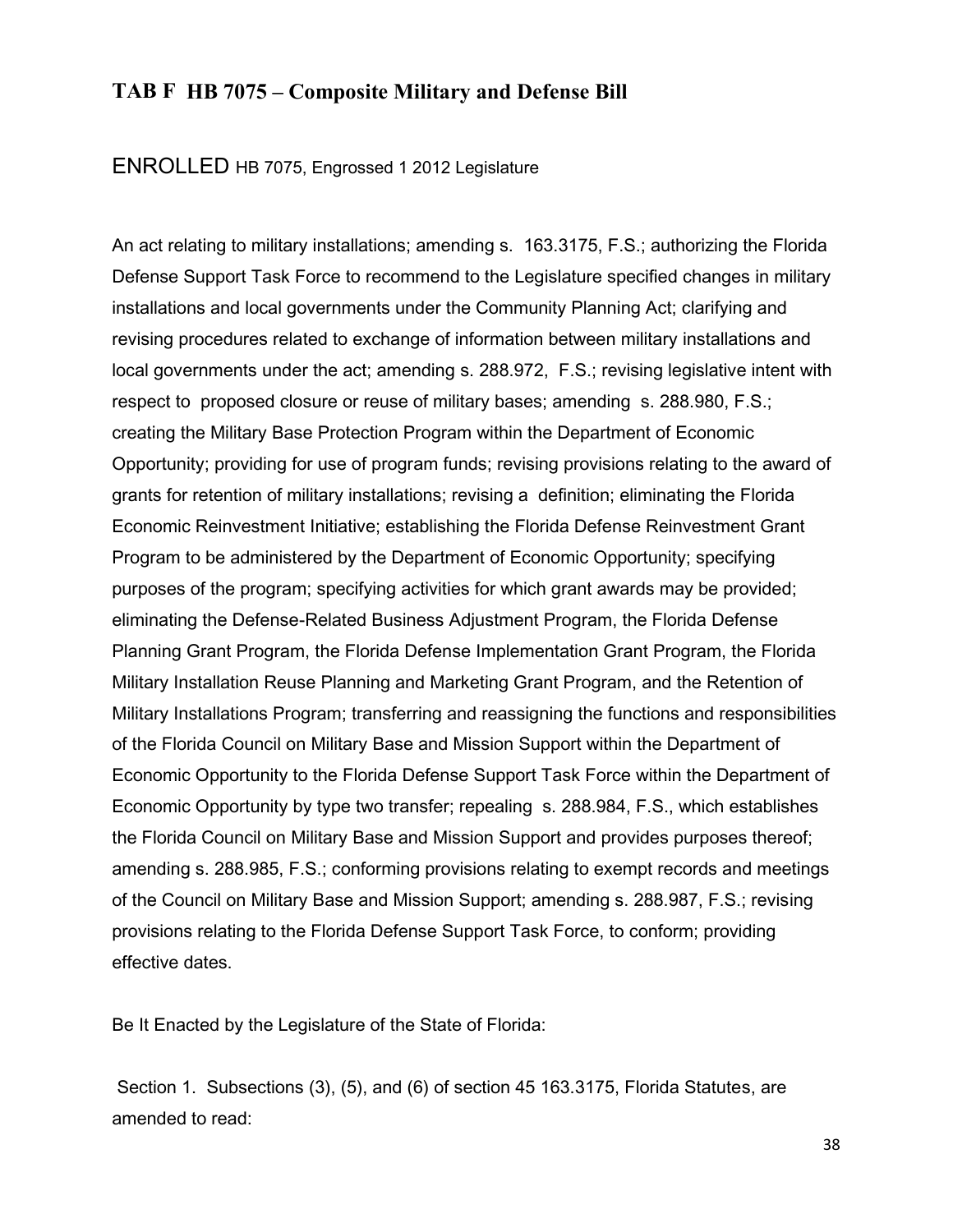## TAB F HB 7075 – Composite Military and Defense Bill

ENROLLED HB 7075, Engrossed 1 2012 Legislature

An act relating to military installations; amending s. 163.3175, F.S.; authorizing the Florida Defense Support Task Force to recommend to the Legislature specified changes in military installations and local governments under the Community Planning Act; clarifying and revising procedures related to exchange of information between military installations and local governments under the act; amending s. 288.972, F.S.; revising legislative intent with respect to proposed closure or reuse of military bases; amending s. 288.980, F.S.; creating the Military Base Protection Program within the Department of Economic Opportunity; providing for use of program funds; revising provisions relating to the award of grants for retention of military installations; revising a definition; eliminating the Florida Economic Reinvestment Initiative; establishing the Florida Defense Reinvestment Grant Program to be administered by the Department of Economic Opportunity; specifying purposes of the program; specifying activities for which grant awards may be provided; eliminating the Defense-Related Business Adjustment Program, the Florida Defense Planning Grant Program, the Florida Defense Implementation Grant Program, the Florida Military Installation Reuse Planning and Marketing Grant Program, and the Retention of Military Installations Program; transferring and reassigning the functions and responsibilities of the Florida Council on Military Base and Mission Support within the Department of Economic Opportunity to the Florida Defense Support Task Force within the Department of Economic Opportunity by type two transfer; repealing s. 288.984, F.S., which establishes the Florida Council on Military Base and Mission Support and provides purposes thereof; amending s. 288.985, F.S.; conforming provisions relating to exempt records and meetings of the Council on Military Base and Mission Support; amending s. 288.987, F.S.; revising provisions relating to the Florida Defense Support Task Force, to conform; providing effective dates.

Be It Enacted by the Legislature of the State of Florida:

Section 1. Subsections (3), (5), and (6) of section 45 163.3175, Florida Statutes, are amended to read: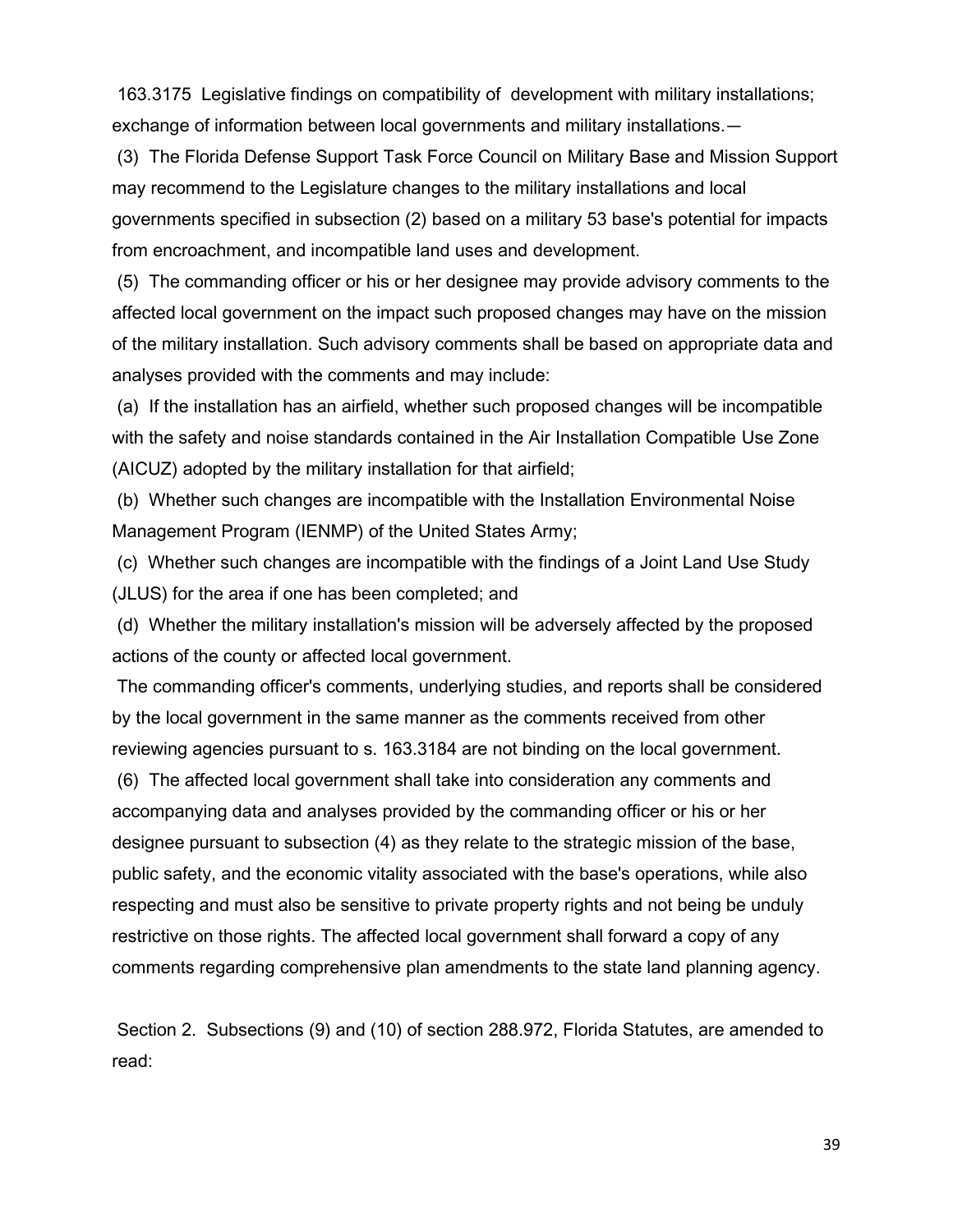163.3175 Legislative findings on compatibility of development with military installations; exchange of information between local governments and military installations.—

(3) The Florida Defense Support Task Force Council on Military Base and Mission Support may recommend to the Legislature changes to the military installations and local governments specified in subsection (2) based on a military 53 base's potential for impacts from encroachment, and incompatible land uses and development.

(5) The commanding officer or his or her designee may provide advisory comments to the affected local government on the impact such proposed changes may have on the mission of the military installation. Such advisory comments shall be based on appropriate data and analyses provided with the comments and may include:

(a) If the installation has an airfield, whether such proposed changes will be incompatible with the safety and noise standards contained in the Air Installation Compatible Use Zone (AICUZ) adopted by the military installation for that airfield;

(b) Whether such changes are incompatible with the Installation Environmental Noise Management Program (IENMP) of the United States Army;

(c) Whether such changes are incompatible with the findings of a Joint Land Use Study (JLUS) for the area if one has been completed; and

(d) Whether the military installation's mission will be adversely affected by the proposed actions of the county or affected local government.

The commanding officer's comments, underlying studies, and reports shall be considered by the local government in the same manner as the comments received from other reviewing agencies pursuant to s. 163.3184 are not binding on the local government.

(6) The affected local government shall take into consideration any comments and accompanying data and analyses provided by the commanding officer or his or her designee pursuant to subsection (4) as they relate to the strategic mission of the base, public safety, and the economic vitality associated with the base's operations, while also respecting and must also be sensitive to private property rights and not being be unduly restrictive on those rights. The affected local government shall forward a copy of any comments regarding comprehensive plan amendments to the state land planning agency.

Section 2. Subsections (9) and (10) of section 288.972, Florida Statutes, are amended to read: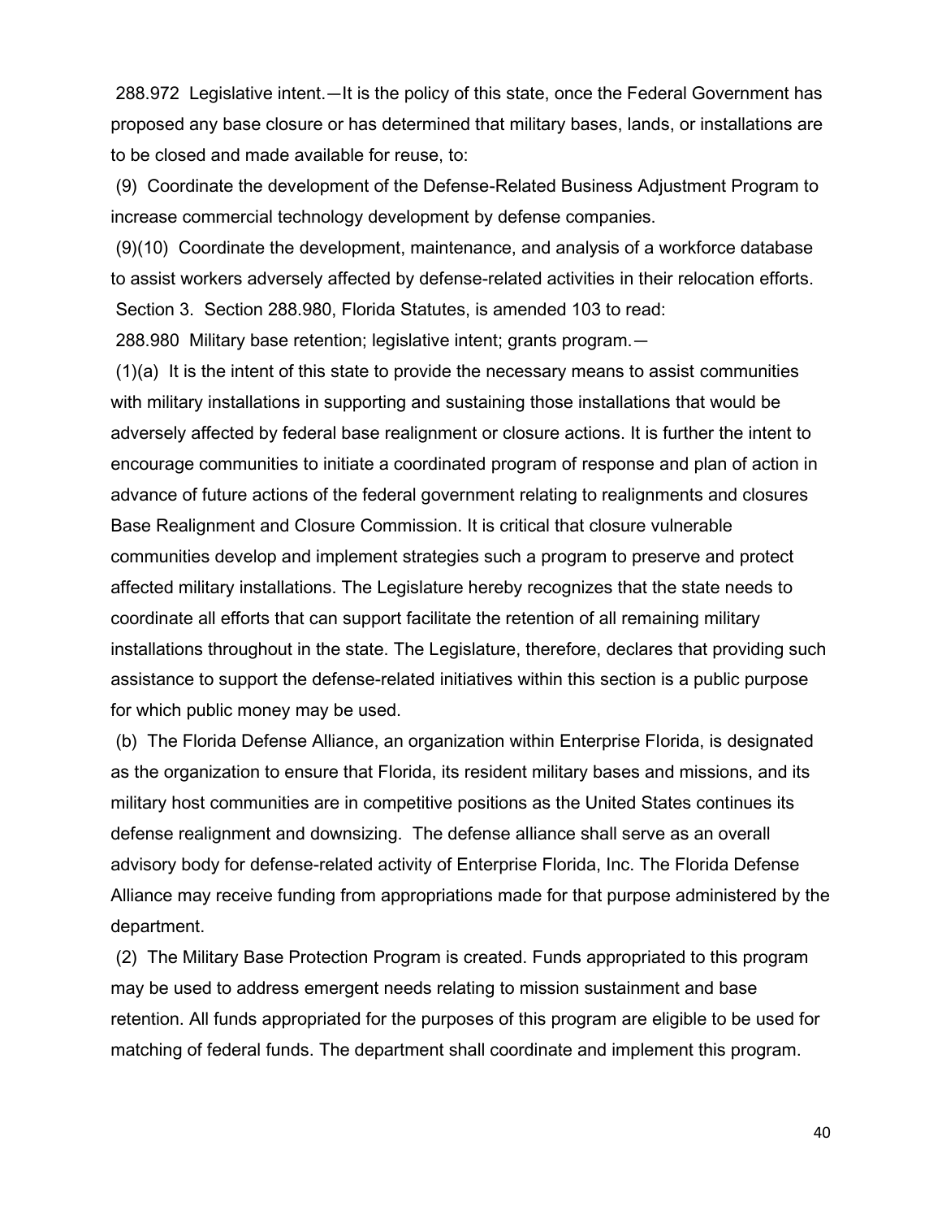288.972 Legislative intent.—It is the policy of this state, once the Federal Government has proposed any base closure or has determined that military bases, lands, or installations are to be closed and made available for reuse, to:

(9) Coordinate the development of the Defense-Related Business Adjustment Program to increase commercial technology development by defense companies.

(9)(10) Coordinate the development, maintenance, and analysis of a workforce database to assist workers adversely affected by defense-related activities in their relocation efforts.

Section 3. Section 288.980, Florida Statutes, is amended 103 to read:

288.980 Military base retention; legislative intent; grants program.—

(1)(a) It is the intent of this state to provide the necessary means to assist communities with military installations in supporting and sustaining those installations that would be adversely affected by federal base realignment or closure actions. It is further the intent to encourage communities to initiate a coordinated program of response and plan of action in advance of future actions of the federal government relating to realignments and closures Base Realignment and Closure Commission. It is critical that closure vulnerable communities develop and implement strategies such a program to preserve and protect affected military installations. The Legislature hereby recognizes that the state needs to coordinate all efforts that can support facilitate the retention of all remaining military installations throughout in the state. The Legislature, therefore, declares that providing such assistance to support the defense-related initiatives within this section is a public purpose for which public money may be used.

(b) The Florida Defense Alliance, an organization within Enterprise Florida, is designated as the organization to ensure that Florida, its resident military bases and missions, and its military host communities are in competitive positions as the United States continues its defense realignment and downsizing. The defense alliance shall serve as an overall advisory body for defense-related activity of Enterprise Florida, Inc. The Florida Defense Alliance may receive funding from appropriations made for that purpose administered by the department.

(2) The Military Base Protection Program is created. Funds appropriated to this program may be used to address emergent needs relating to mission sustainment and base retention. All funds appropriated for the purposes of this program are eligible to be used for matching of federal funds. The department shall coordinate and implement this program.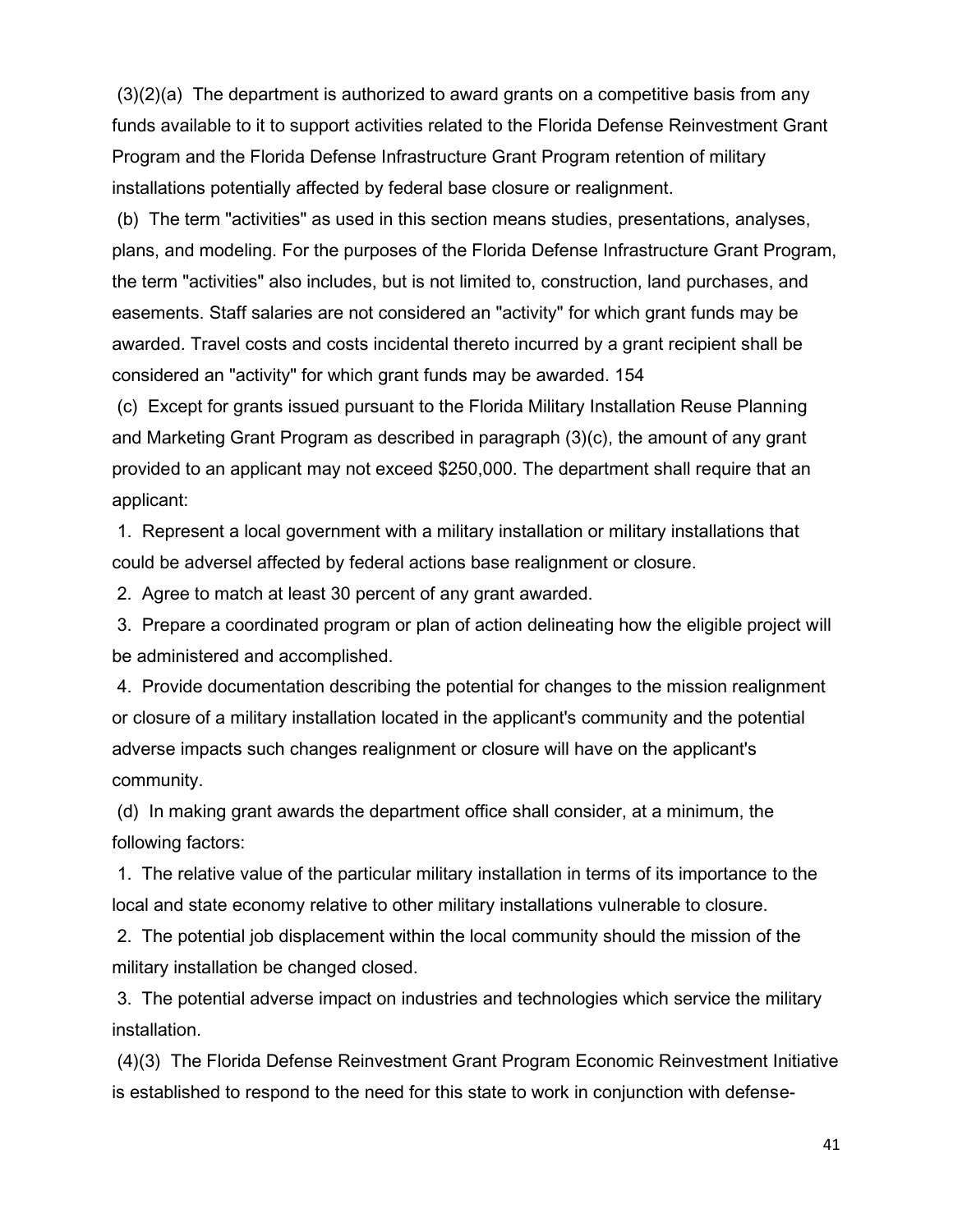(3)(2)(a) The department is authorized to award grants on a competitive basis from any funds available to it to support activities related to the Florida Defense Reinvestment Grant Program and the Florida Defense Infrastructure Grant Program retention of military installations potentially affected by federal base closure or realignment.

(b) The term "activities" as used in this section means studies, presentations, analyses, plans, and modeling. For the purposes of the Florida Defense Infrastructure Grant Program, the term "activities" also includes, but is not limited to, construction, land purchases, and easements. Staff salaries are not considered an "activity" for which grant funds may be awarded. Travel costs and costs incidental thereto incurred by a grant recipient shall be considered an "activity" for which grant funds may be awarded. 154

(c) Except for grants issued pursuant to the Florida Military Installation Reuse Planning and Marketing Grant Program as described in paragraph (3)(c), the amount of any grant provided to an applicant may not exceed $250,000. The department shall require that an applicant:

1. Represent a local government with a military installation or military installations that could be adversel affected by federal actions base realignment or closure.

2. Agree to match at least 30 percent of any grant awarded.

3. Prepare a coordinated program or plan of action delineating how the eligible project will be administered and accomplished.

4. Provide documentation describing the potential for changes to the mission realignment or closure of a military installation located in the applicant's community and the potential adverse impacts such changes realignment or closure will have on the applicant's community.

(d) In making grant awards the department office shall consider, at a minimum, the following factors:

1. The relative value of the particular military installation in terms of its importance to the local and state economy relative to other military installations vulnerable to closure.

2. The potential job displacement within the local community should the mission of the military installation be changed closed.

3. The potential adverse impact on industries and technologies which service the military installation.

(4)(3) The Florida Defense Reinvestment Grant Program Economic Reinvestment Initiative is established to respond to the need for this state to work in conjunction with defense-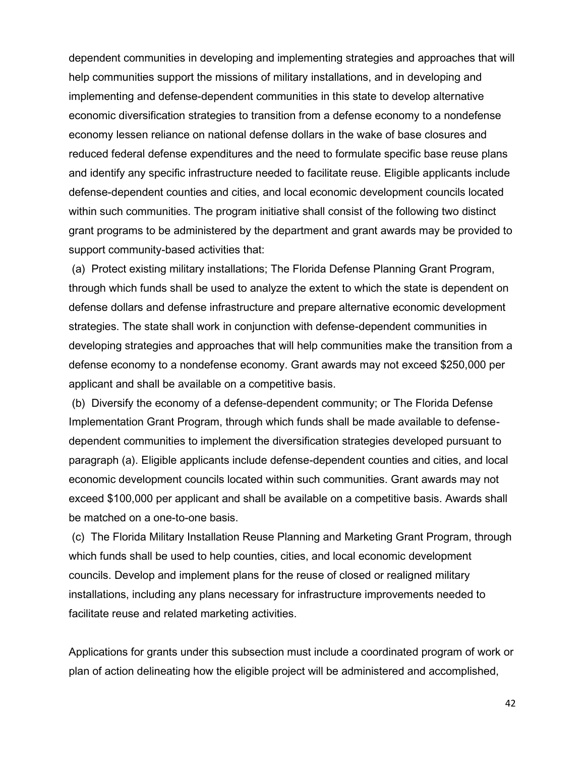dependent communities in developing and implementing strategies and approaches that will help communities support the missions of military installations, and in developing and implementing and defense-dependent communities in this state to develop alternative economic diversification strategies to transition from a defense economy to a nondefense economy lessen reliance on national defense dollars in the wake of base closures and reduced federal defense expenditures and the need to formulate specific base reuse plans and identify any specific infrastructure needed to facilitate reuse. Eligible applicants include defense-dependent counties and cities, and local economic development councils located within such communities. The program initiative shall consist of the following two distinct grant programs to be administered by the department and grant awards may be provided to support community-based activities that:

(a) Protect existing military installations; The Florida Defense Planning Grant Program, through which funds shall be used to analyze the extent to which the state is dependent on defense dollars and defense infrastructure and prepare alternative economic development strategies. The state shall work in conjunction with defense-dependent communities in developing strategies and approaches that will help communities make the transition from a defense economy to a nondefense economy. Grant awards may not exceed $250,000 per applicant and shall be available on a competitive basis.

(b) Diversify the economy of a defense-dependent community; or The Florida Defense Implementation Grant Program, through which funds shall be made available to defense-dependent communities to implement the diversification strategies developed pursuant to paragraph (a). Eligible applicants include defense-dependent counties and cities, and local economic development councils located within such communities. Grant awards may not exceed $100,000 per applicant and shall be available on a competitive basis. Awards shall be matched on a one-to-one basis.

(c) The Florida Military Installation Reuse Planning and Marketing Grant Program, through which funds shall be used to help counties, cities, and local economic development councils. Develop and implement plans for the reuse of closed or realigned military installations, including any plans necessary for infrastructure improvements needed to facilitate reuse and related marketing activities.

Applications for grants under this subsection must include a coordinated program of work or plan of action delineating how the eligible project will be administered and accomplished,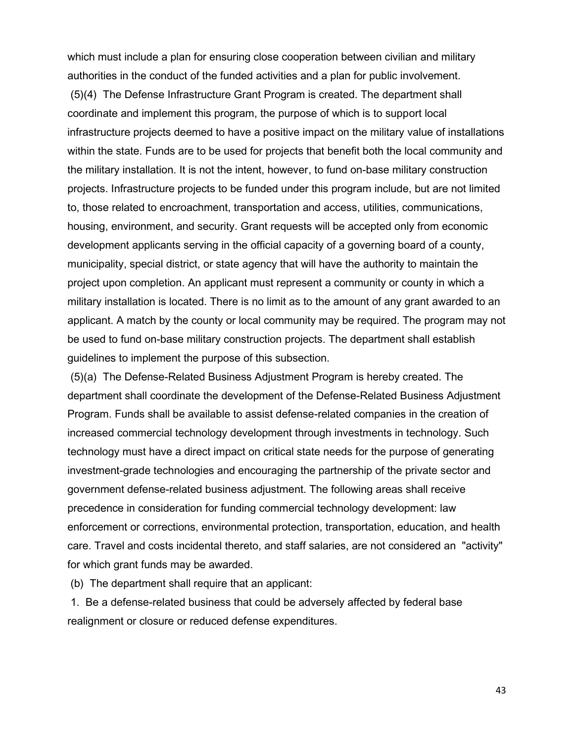which must include a plan for ensuring close cooperation between civilian and military authorities in the conduct of the funded activities and a plan for public involvement.

(5)(4) The Defense Infrastructure Grant Program is created. The department shall coordinate and implement this program, the purpose of which is to support local infrastructure projects deemed to have a positive impact on the military value of installations within the state. Funds are to be used for projects that benefit both the local community and the military installation. It is not the intent, however, to fund on-base military construction projects. Infrastructure projects to be funded under this program include, but are not limited to, those related to encroachment, transportation and access, utilities, communications, housing, environment, and security. Grant requests will be accepted only from economic development applicants serving in the official capacity of a governing board of a county, municipality, special district, or state agency that will have the authority to maintain the project upon completion. An applicant must represent a community or county in which a military installation is located. There is no limit as to the amount of any grant awarded to an applicant. A match by the county or local community may be required. The program may not be used to fund on-base military construction projects. The department shall establish guidelines to implement the purpose of this subsection.

(5)(a) The Defense-Related Business Adjustment Program is hereby created. The department shall coordinate the development of the Defense-Related Business Adjustment Program. Funds shall be available to assist defense-related companies in the creation of increased commercial technology development through investments in technology. Such technology must have a direct impact on critical state needs for the purpose of generating investment-grade technologies and encouraging the partnership of the private sector and government defense-related business adjustment. The following areas shall receive precedence in consideration for funding commercial technology development: law enforcement or corrections, environmental protection, transportation, education, and health care. Travel and costs incidental thereto, and staff salaries, are not considered an "activity" for which grant funds may be awarded.

(b) The department shall require that an applicant:

1. Be a defense-related business that could be adversely affected by federal base realignment or closure or reduced defense expenditures.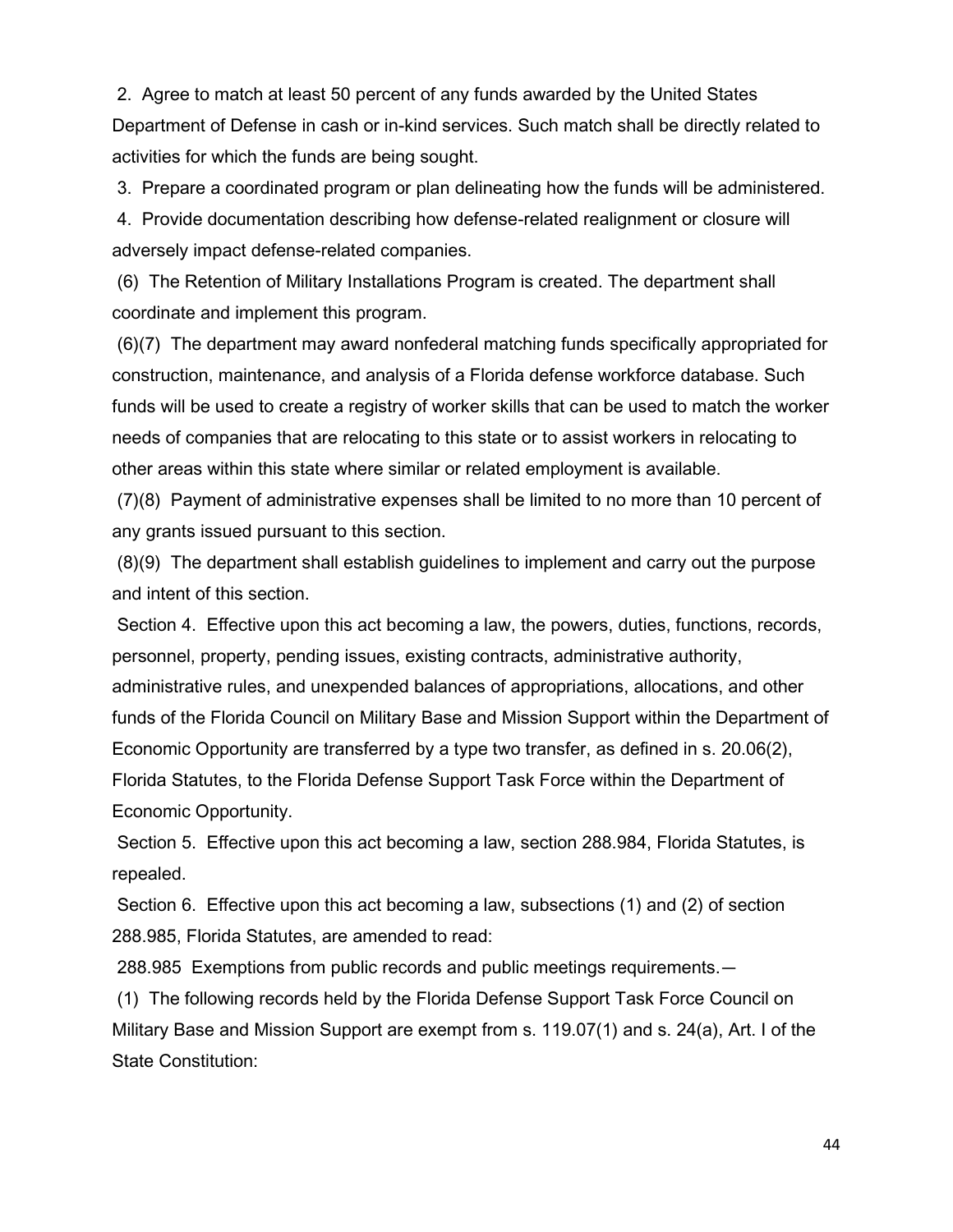2. Agree to match at least 50 percent of any funds awarded by the United States Department of Defense in cash or in-kind services. Such match shall be directly related to activities for which the funds are being sought.

3. Prepare a coordinated program or plan delineating how the funds will be administered.

4. Provide documentation describing how defense-related realignment or closure will adversely impact defense-related companies.

(6) The Retention of Military Installations Program is created. The department shall coordinate and implement this program.

(6)(7) The department may award nonfederal matching funds specifically appropriated for construction, maintenance, and analysis of a Florida defense workforce database. Such funds will be used to create a registry of worker skills that can be used to match the worker needs of companies that are relocating to this state or to assist workers in relocating to other areas within this state where similar or related employment is available.

(7)(8) Payment of administrative expenses shall be limited to no more than 10 percent of any grants issued pursuant to this section.

(8)(9) The department shall establish guidelines to implement and carry out the purpose and intent of this section.

Section 4. Effective upon this act becoming a law, the powers, duties, functions, records, personnel, property, pending issues, existing contracts, administrative authority, administrative rules, and unexpended balances of appropriations, allocations, and other funds of the Florida Council on Military Base and Mission Support within the Department of Economic Opportunity are transferred by a type two transfer, as defined in s. 20.06(2), Florida Statutes, to the Florida Defense Support Task Force within the Department of Economic Opportunity.

Section 5. Effective upon this act becoming a law, section 288.984, Florida Statutes, is repealed.

Section 6. Effective upon this act becoming a law, subsections (1) and (2) of section 288.985, Florida Statutes, are amended to read:

288.985 Exemptions from public records and public meetings requirements.—

(1) The following records held by the Florida Defense Support Task Force Council on Military Base and Mission Support are exempt from s. 119.07(1) and s. 24(a), Art. I of the State Constitution: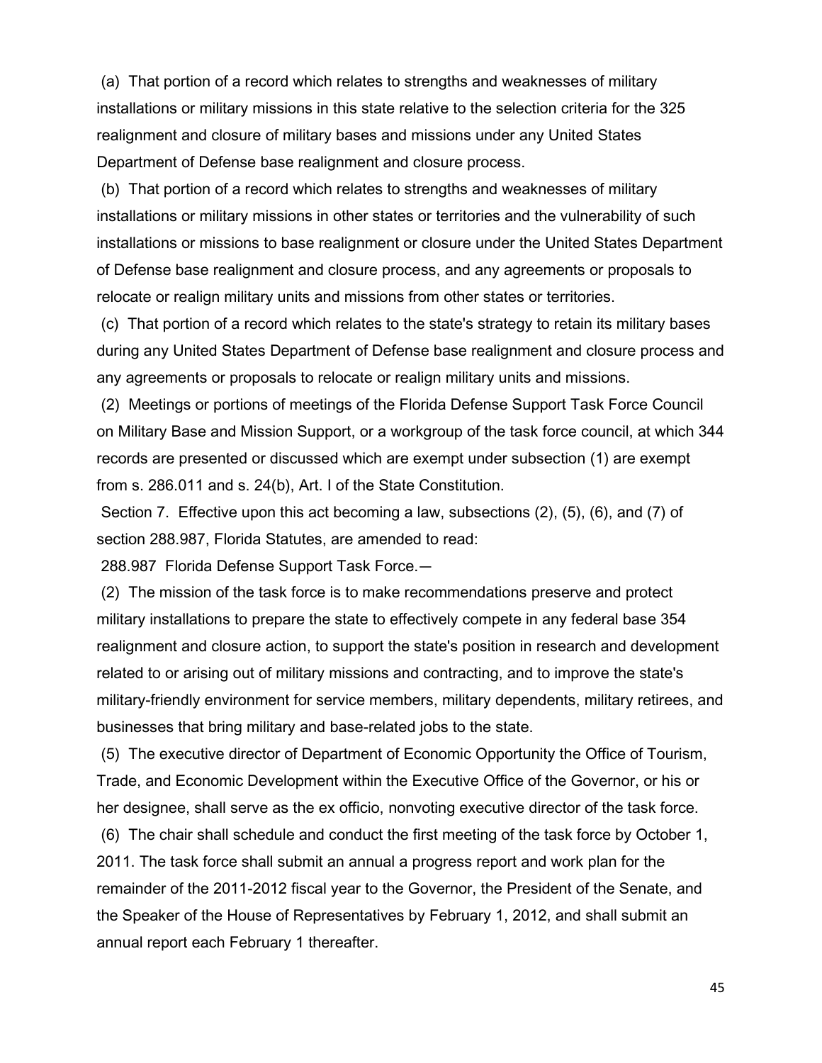(a) That portion of a record which relates to strengths and weaknesses of military installations or military missions in this state relative to the selection criteria for the 325 realignment and closure of military bases and missions under any United States Department of Defense base realignment and closure process.

(b) That portion of a record which relates to strengths and weaknesses of military installations or military missions in other states or territories and the vulnerability of such installations or missions to base realignment or closure under the United States Department of Defense base realignment and closure process, and any agreements or proposals to relocate or realign military units and missions from other states or territories.

(c) That portion of a record which relates to the state's strategy to retain its military bases during any United States Department of Defense base realignment and closure process and any agreements or proposals to relocate or realign military units and missions.

(2) Meetings or portions of meetings of the Florida Defense Support Task Force Council on Military Base and Mission Support, or a workgroup of the task force council, at which 344 records are presented or discussed which are exempt under subsection (1) are exempt from s. 286.011 and s. 24(b), Art. I of the State Constitution.

Section 7. Effective upon this act becoming a law, subsections (2), (5), (6), and (7) of section 288.987, Florida Statutes, are amended to read:

288.987 Florida Defense Support Task Force.—

(2) The mission of the task force is to make recommendations preserve and protect military installations to prepare the state to effectively compete in any federal base 354 realignment and closure action, to support the state's position in research and development related to or arising out of military missions and contracting, and to improve the state's military-friendly environment for service members, military dependents, military retirees, and businesses that bring military and base-related jobs to the state.

(5) The executive director of Department of Economic Opportunity the Office of Tourism, Trade, and Economic Development within the Executive Office of the Governor, or his or her designee, shall serve as the ex officio, nonvoting executive director of the task force.

(6) The chair shall schedule and conduct the first meeting of the task force by October 1, 2011. The task force shall submit an annual a progress report and work plan for the remainder of the 2011-2012 fiscal year to the Governor, the President of the Senate, and the Speaker of the House of Representatives by February 1, 2012, and shall submit an annual report each February 1 thereafter.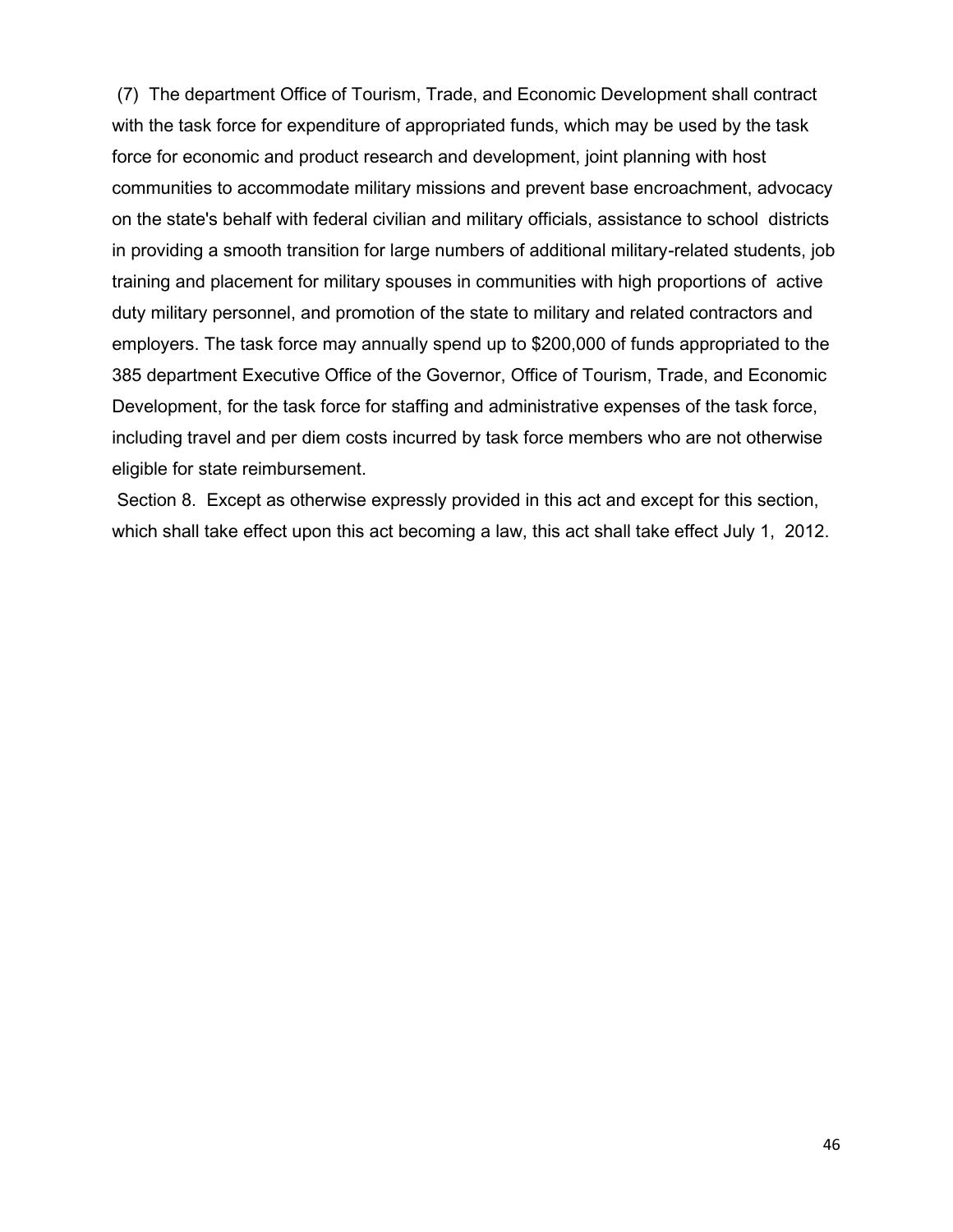(7) The department Office of Tourism, Trade, and Economic Development shall contract with the task force for expenditure of appropriated funds, which may be used by the task force for economic and product research and development, joint planning with host communities to accommodate military missions and prevent base encroachment, advocacy on the state's behalf with federal civilian and military officials, assistance to school districts in providing a smooth transition for large numbers of additional military-related students, job training and placement for military spouses in communities with high proportions of active duty military personnel, and promotion of the state to military and related contractors and employers. The task force may annually spend up to $200,000 of funds appropriated to the 385 department Executive Office of the Governor, Office of Tourism, Trade, and Economic Development, for the task force for staffing and administrative expenses of the task force, including travel and per diem costs incurred by task force members who are not otherwise eligible for state reimbursement.

Section 8. Except as otherwise expressly provided in this act and except for this section, which shall take effect upon this act becoming a law, this act shall take effect July 1, 2012.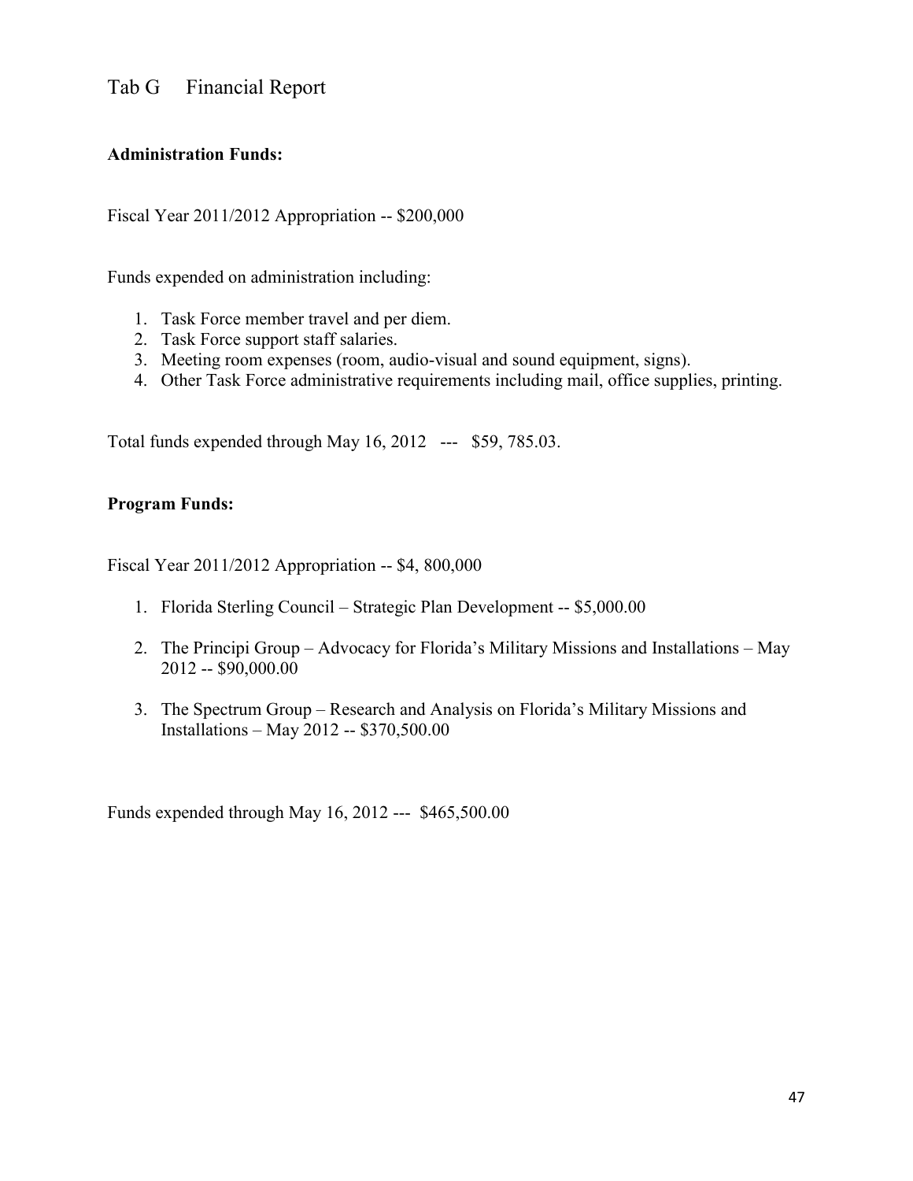# Tab G Financial Report

**Administration Funds:**

Fiscal Year 2011/2012 Appropriation -- $200,000

Funds expended on administration including:

1. Task Force member travel and per diem.
2. Task Force support staff salaries.
3. Meeting room expenses (room, audio-visual and sound equipment, signs).
4. Other Task Force administrative requirements including mail, office supplies, printing.

Total funds expended through May 16, 2012 --- $59, 785.03.

**Program Funds:**

Fiscal Year 2011/2012 Appropriation -- $4, 800,000

1. Florida Sterling Council – Strategic Plan Development -- $5,000.00

2. The Principi Group – Advocacy for Florida's Military Missions and Installations – May 2012 -- $90,000.00

3. The Spectrum Group – Research and Analysis on Florida's Military Missions and Installations – May 2012 -- $370,500.00

Funds expended through May 16, 2012 --- $465,500.00